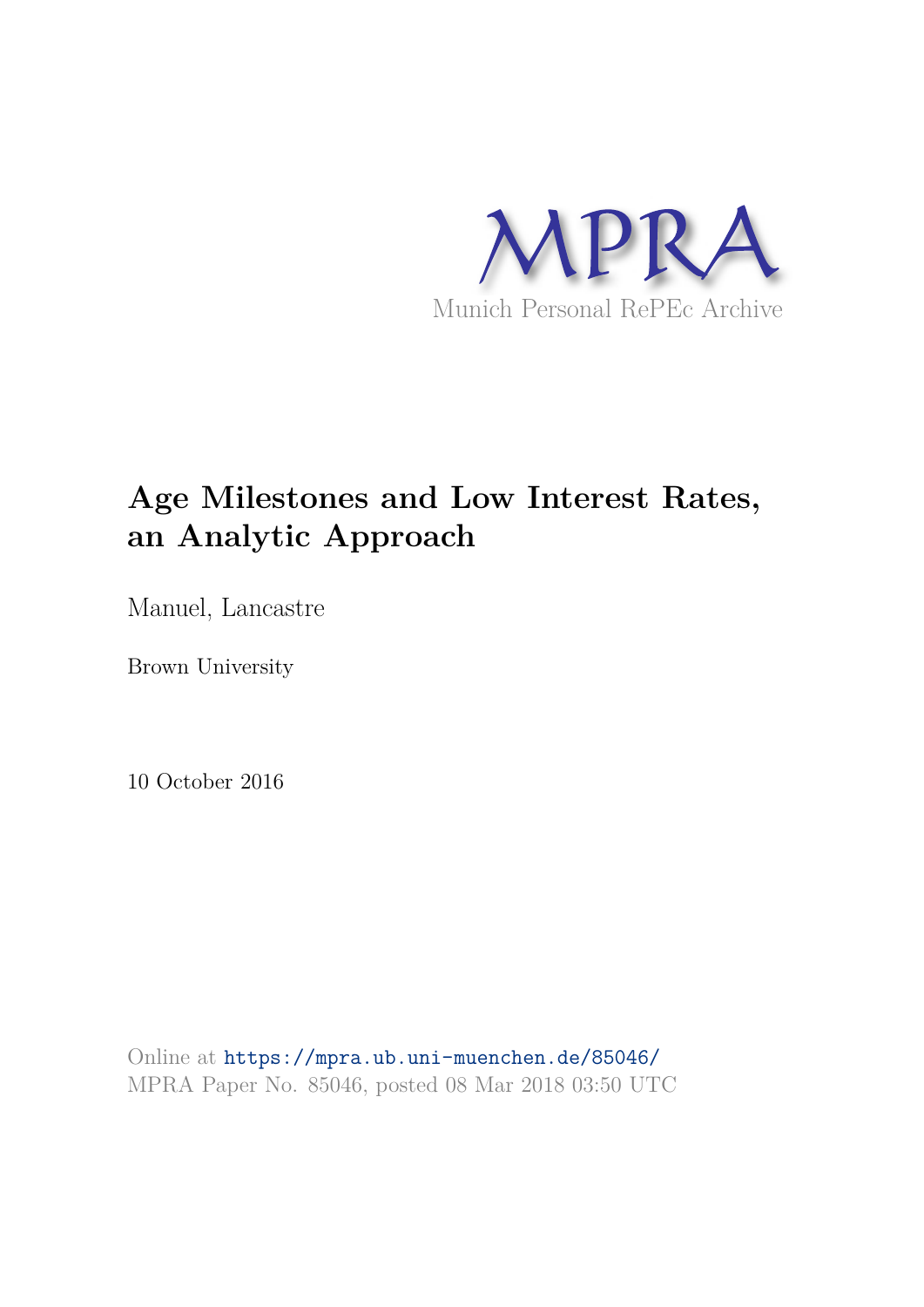MPRA

Munich Personal RePEc Archive

# Age Milestones and Low Interest Rates, an Analytic Approach

Manuel, Lancastre

Brown University

10 October 2016

Online at https://mpra.ub.uni-muenchen.de/85046/
MPRA Paper No. 85046, posted 08 Mar 2018 03:50 UTC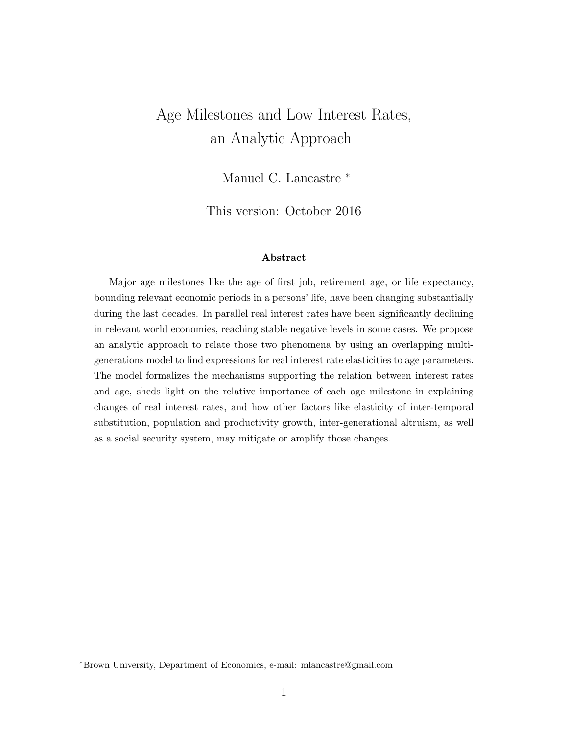# Age Milestones and Low Interest Rates, an Analytic Approach

Manuel C. Lancastre *

This version: October 2016

### Abstract

Major age milestones like the age of first job, retirement age, or life expectancy, bounding relevant economic periods in a persons' life, have been changing substantially during the last decades. In parallel real interest rates have been significantly declining in relevant world economies, reaching stable negative levels in some cases. We propose an analytic approach to relate those two phenomena by using an overlapping multi-generations model to find expressions for real interest rate elasticities to age parameters. The model formalizes the mechanisms supporting the relation between interest rates and age, sheds light on the relative importance of each age milestone in explaining changes of real interest rates, and how other factors like elasticity of inter-temporal substitution, population and productivity growth, inter-generational altruism, as well as a social security system, may mitigate or amplify those changes.

*Brown University, Department of Economics, e-mail: mlancastre@gmail.com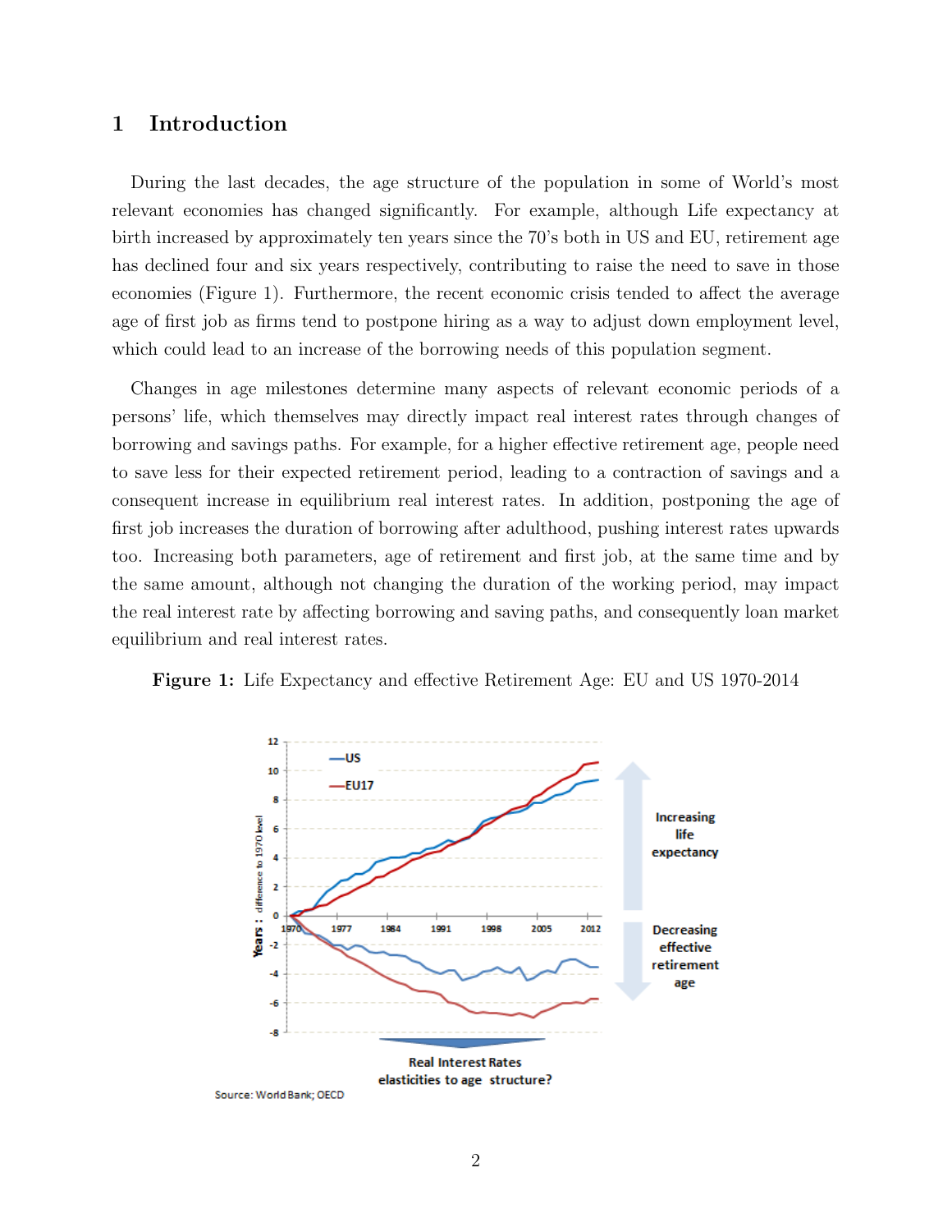# 1 Introduction

During the last decades, the age structure of the population in some of World's most relevant economies has changed significantly. For example, although Life expectancy at birth increased by approximately ten years since the 70's both in US and EU, retirement age has declined four and six years respectively, contributing to raise the need to save in those economies (Figure 1). Furthermore, the recent economic crisis tended to affect the average age of first job as firms tend to postpone hiring as a way to adjust down employment level, which could lead to an increase of the borrowing needs of this population segment.

Changes in age milestones determine many aspects of relevant economic periods of a persons' life, which themselves may directly impact real interest rates through changes of borrowing and savings paths. For example, for a higher effective retirement age, people need to save less for their expected retirement period, leading to a contraction of savings and a consequent increase in equilibrium real interest rates. In addition, postponing the age of first job increases the duration of borrowing after adulthood, pushing interest rates upwards too. Increasing both parameters, age of retirement and first job, at the same time and by the same amount, although not changing the duration of the working period, may impact the real interest rate by affecting borrowing and saving paths, and consequently loan market equilibrium and real interest rates.

**Figure 1:** Life Expectancy and effective Retirement Age: EU and US 1970-2014

Source: World Bank; OECD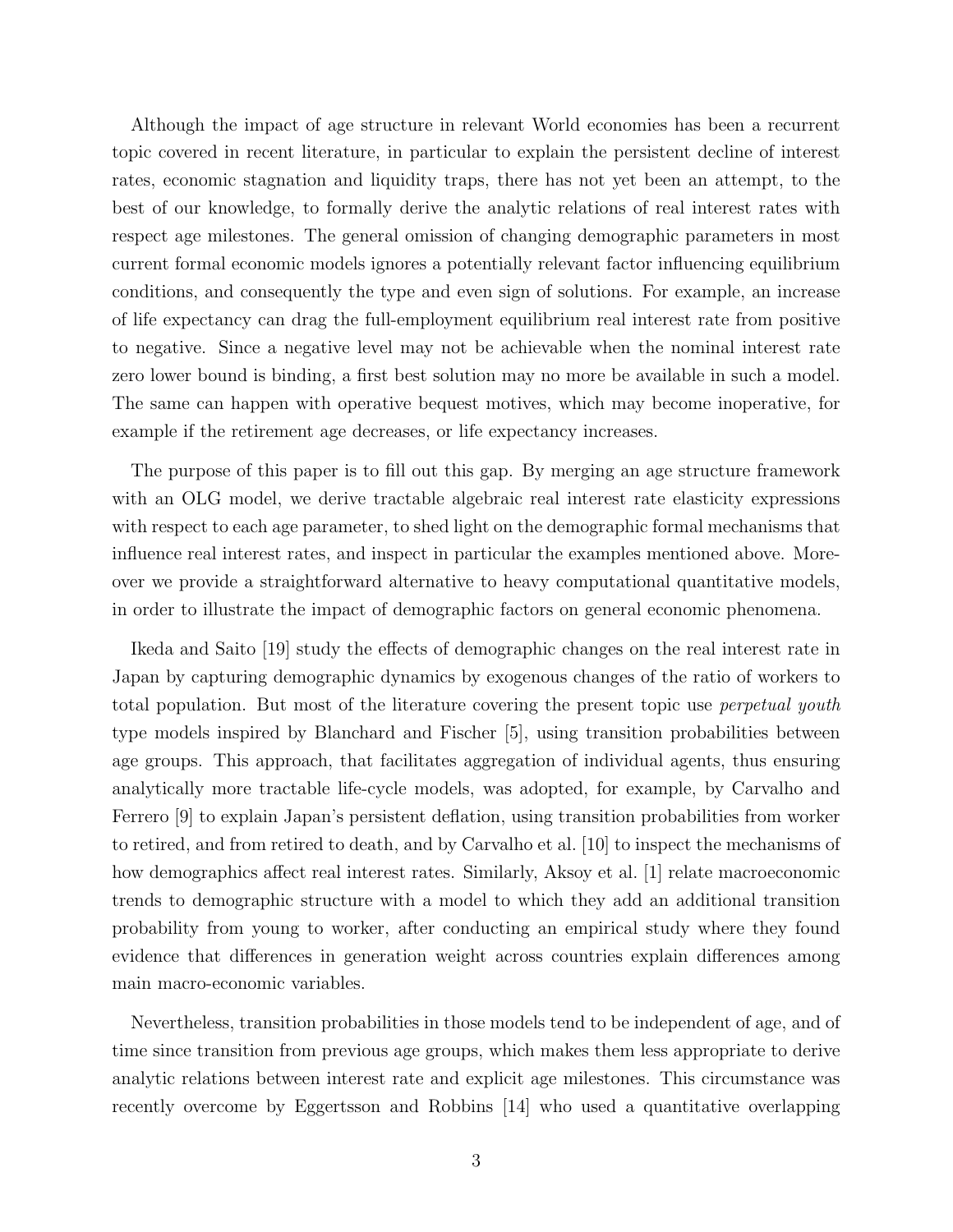Although the impact of age structure in relevant World economies has been a recurrent topic covered in recent literature, in particular to explain the persistent decline of interest rates, economic stagnation and liquidity traps, there has not yet been an attempt, to the best of our knowledge, to formally derive the analytic relations of real interest rates with respect age milestones. The general omission of changing demographic parameters in most current formal economic models ignores a potentially relevant factor influencing equilibrium conditions, and consequently the type and even sign of solutions. For example, an increase of life expectancy can drag the full-employment equilibrium real interest rate from positive to negative. Since a negative level may not be achievable when the nominal interest rate zero lower bound is binding, a first best solution may no more be available in such a model. The same can happen with operative bequest motives, which may become inoperative, for example if the retirement age decreases, or life expectancy increases.

The purpose of this paper is to fill out this gap. By merging an age structure framework with an OLG model, we derive tractable algebraic real interest rate elasticity expressions with respect to each age parameter, to shed light on the demographic formal mechanisms that influence real interest rates, and inspect in particular the examples mentioned above. Moreover we provide a straightforward alternative to heavy computational quantitative models, in order to illustrate the impact of demographic factors on general economic phenomena.

Ikeda and Saito [19] study the effects of demographic changes on the real interest rate in Japan by capturing demographic dynamics by exogenous changes of the ratio of workers to total population. But most of the literature covering the present topic use *perpetual youth* type models inspired by Blanchard and Fischer [5], using transition probabilities between age groups. This approach, that facilitates aggregation of individual agents, thus ensuring analytically more tractable life-cycle models, was adopted, for example, by Carvalho and Ferrero [9] to explain Japan's persistent deflation, using transition probabilities from worker to retired, and from retired to death, and by Carvalho et al. [10] to inspect the mechanisms of how demographics affect real interest rates. Similarly, Aksoy et al. [1] relate macroeconomic trends to demographic structure with a model to which they add an additional transition probability from young to worker, after conducting an empirical study where they found evidence that differences in generation weight across countries explain differences among main macro-economic variables.

Nevertheless, transition probabilities in those models tend to be independent of age, and of time since transition from previous age groups, which makes them less appropriate to derive analytic relations between interest rate and explicit age milestones. This circumstance was recently overcome by Eggertsson and Robbins [14] who used a quantitative overlapping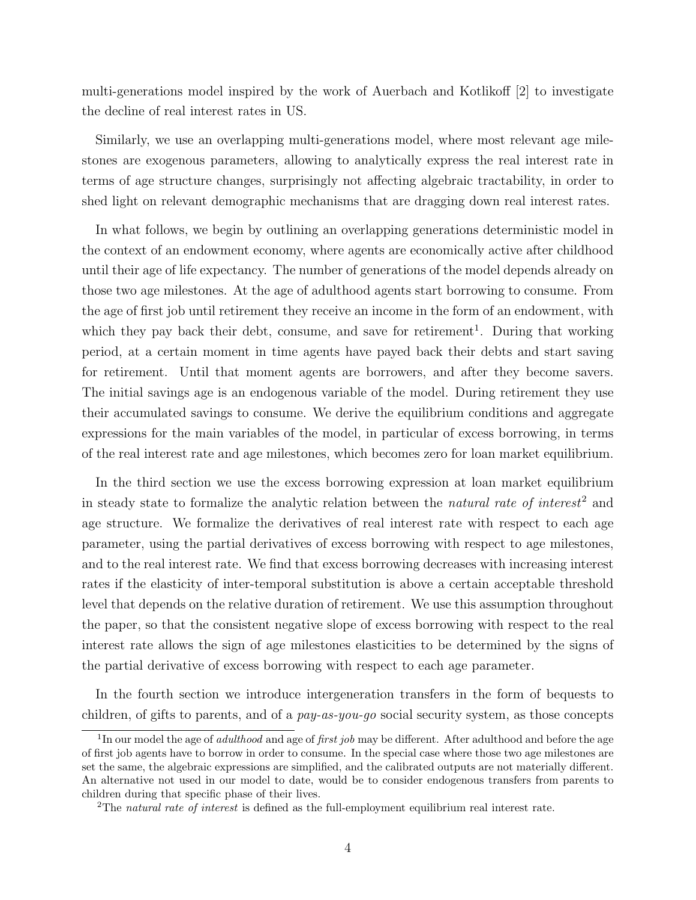multi-generations model inspired by the work of Auerbach and Kotlikoff [2] to investigate the decline of real interest rates in US.

Similarly, we use an overlapping multi-generations model, where most relevant age milestones are exogenous parameters, allowing to analytically express the real interest rate in terms of age structure changes, surprisingly not affecting algebraic tractability, in order to shed light on relevant demographic mechanisms that are dragging down real interest rates.

In what follows, we begin by outlining an overlapping generations deterministic model in the context of an endowment economy, where agents are economically active after childhood until their age of life expectancy. The number of generations of the model depends already on those two age milestones. At the age of adulthood agents start borrowing to consume. From the age of first job until retirement they receive an income in the form of an endowment, with which they pay back their debt, consume, and save for retirement[1]. During that working period, at a certain moment in time agents have payed back their debts and start saving for retirement. Until that moment agents are borrowers, and after they become savers. The initial savings age is an endogenous variable of the model. During retirement they use their accumulated savings to consume. We derive the equilibrium conditions and aggregate expressions for the main variables of the model, in particular of excess borrowing, in terms of the real interest rate and age milestones, which becomes zero for loan market equilibrium.

In the third section we use the excess borrowing expression at loan market equilibrium in steady state to formalize the analytic relation between the *natural rate of interest*[2] and age structure. We formalize the derivatives of real interest rate with respect to each age parameter, using the partial derivatives of excess borrowing with respect to age milestones, and to the real interest rate. We find that excess borrowing decreases with increasing interest rates if the elasticity of inter-temporal substitution is above a certain acceptable threshold level that depends on the relative duration of retirement. We use this assumption throughout the paper, so that the consistent negative slope of excess borrowing with respect to the real interest rate allows the sign of age milestones elasticities to be determined by the signs of the partial derivative of excess borrowing with respect to each age parameter.

In the fourth section we introduce intergeneration transfers in the form of bequests to children, of gifts to parents, and of a *pay-as-you-go* social security system, as those concepts

[1] In our model the age of *adulthood* and age of *first job* may be different. After adulthood and before the age of first job agents have to borrow in order to consume. In the special case where those two age milestones are set the same, the algebraic expressions are simplified, and the calibrated outputs are not materially different. An alternative not used in our model to date, would be to consider endogenous transfers from parents to children during that specific phase of their lives.

[2] The *natural rate of interest* is defined as the full-employment equilibrium real interest rate.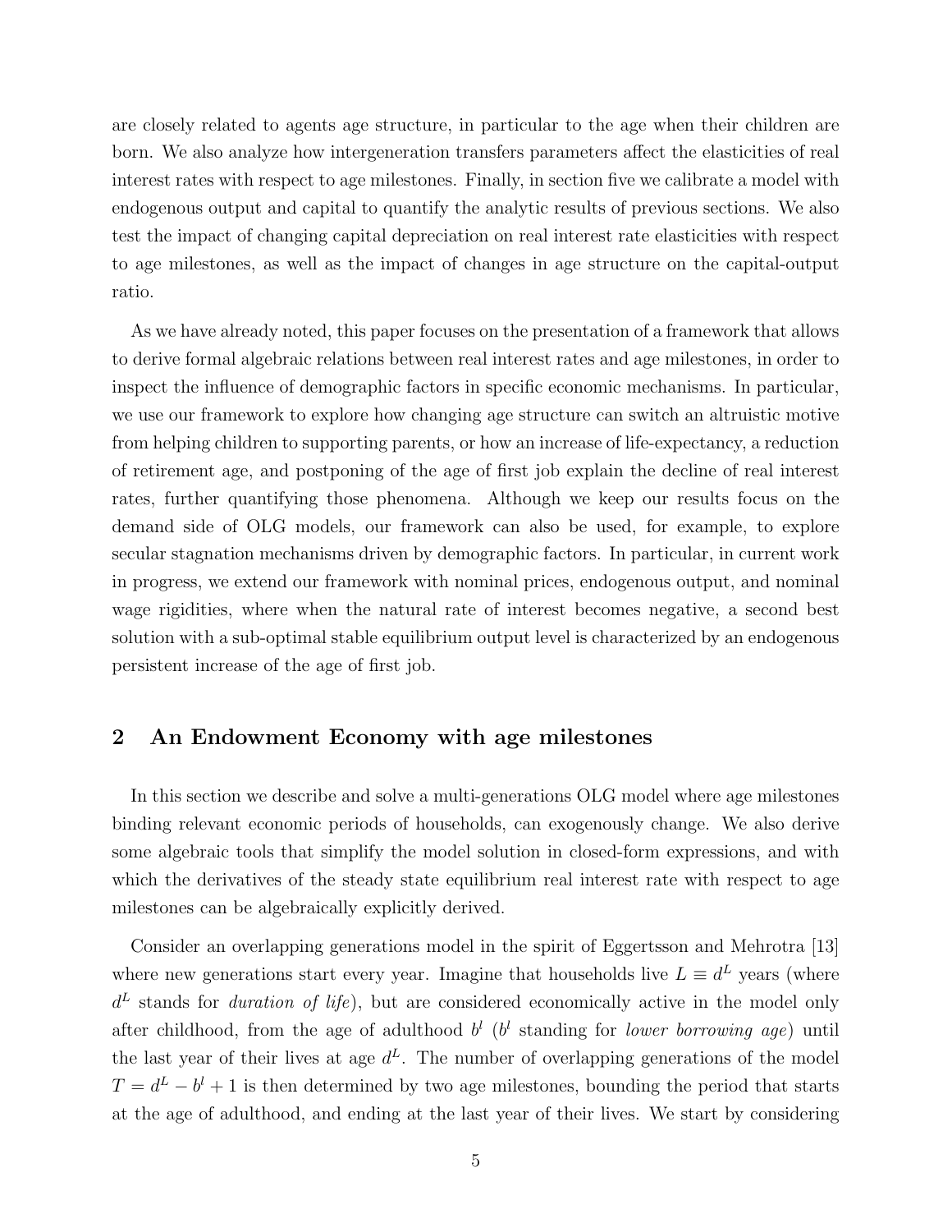are closely related to agents age structure, in particular to the age when their children are born. We also analyze how intergeneration transfers parameters affect the elasticities of real interest rates with respect to age milestones. Finally, in section five we calibrate a model with endogenous output and capital to quantify the analytic results of previous sections. We also test the impact of changing capital depreciation on real interest rate elasticities with respect to age milestones, as well as the impact of changes in age structure on the capital-output ratio.

As we have already noted, this paper focuses on the presentation of a framework that allows to derive formal algebraic relations between real interest rates and age milestones, in order to inspect the influence of demographic factors in specific economic mechanisms. In particular, we use our framework to explore how changing age structure can switch an altruistic motive from helping children to supporting parents, or how an increase of life-expectancy, a reduction of retirement age, and postponing of the age of first job explain the decline of real interest rates, further quantifying those phenomena. Although we keep our results focus on the demand side of OLG models, our framework can also be used, for example, to explore secular stagnation mechanisms driven by demographic factors. In particular, in current work in progress, we extend our framework with nominal prices, endogenous output, and nominal wage rigidities, where when the natural rate of interest becomes negative, a second best solution with a sub-optimal stable equilibrium output level is characterized by an endogenous persistent increase of the age of first job.

## 2 An Endowment Economy with age milestones

In this section we describe and solve a multi-generations OLG model where age milestones binding relevant economic periods of households, can exogenously change. We also derive some algebraic tools that simplify the model solution in closed-form expressions, and with which the derivatives of the steady state equilibrium real interest rate with respect to age milestones can be algebraically explicitly derived.

Consider an overlapping generations model in the spirit of Eggertsson and Mehrotra [13] where new generations start every year. Imagine that households live $L \equiv d^L$ years (where $d^L$ stands for *duration of life*), but are considered economically active in the model only after childhood, from the age of adulthood $b^l$ ($b^l$ standing for *lower borrowing age*) until the last year of their lives at age $d^L$. The number of overlapping generations of the model $T = d^L - b^l + 1$ is then determined by two age milestones, bounding the period that starts at the age of adulthood, and ending at the last year of their lives. We start by considering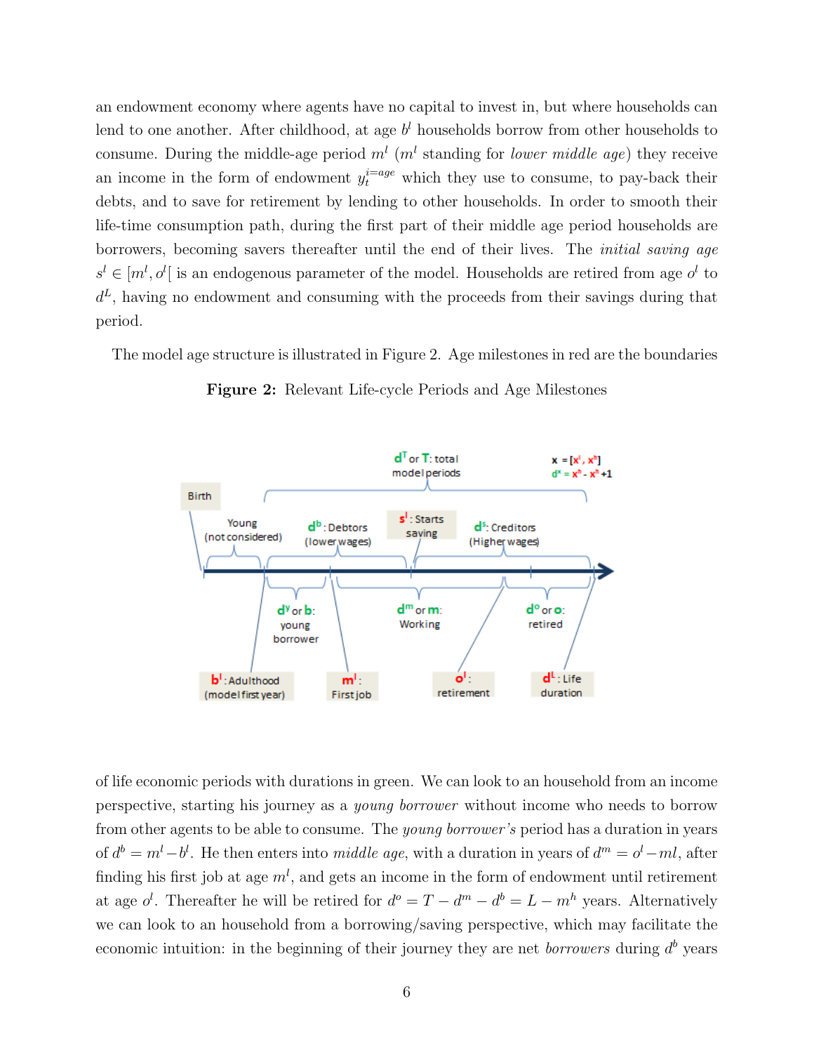an endowment economy where agents have no capital to invest in, but where households can lend to one another. After childhood, at age $b^l$ households borrow from other households to consume. During the middle-age period $m^l$ ($m^l$ standing for *lower middle age*) they receive an income in the form of endowment $y_t^{i=age}$ which they use to consume, to pay-back their debts, and to save for retirement by lending to other households. In order to smooth their life-time consumption path, during the first part of their middle age period households are borrowers, becoming savers thereafter until the end of their lives. The *initial saving age* $s^l \in [m^l, o^l[$ is an endogenous parameter of the model. Households are retired from age $o^l$ to $d^L$, having no endowment and consuming with the proceeds from their savings during that period.

The model age structure is illustrated in Figure 2. Age milestones in red are the boundaries

**Figure 2:** Relevant Life-cycle Periods and Age Milestones

of life economic periods with durations in green. We can look to an household from an income perspective, starting his journey as a *young borrower* without income who needs to borrow from other agents to be able to consume. The *young borrower's* period has a duration in years of $d^b = m^l - b^l$. He then enters into *middle age*, with a duration in years of $d^m = o^l - ml$, after finding his first job at age $m^l$, and gets an income in the form of endowment until retirement at age $o^l$. Thereafter he will be retired for $d^o = T - d^m - d^b = L - m^h$ years. Alternatively we can look to an household from a borrowing/saving perspective, which may facilitate the economic intuition: in the beginning of their journey they are net *borrowers* during $d^b$ years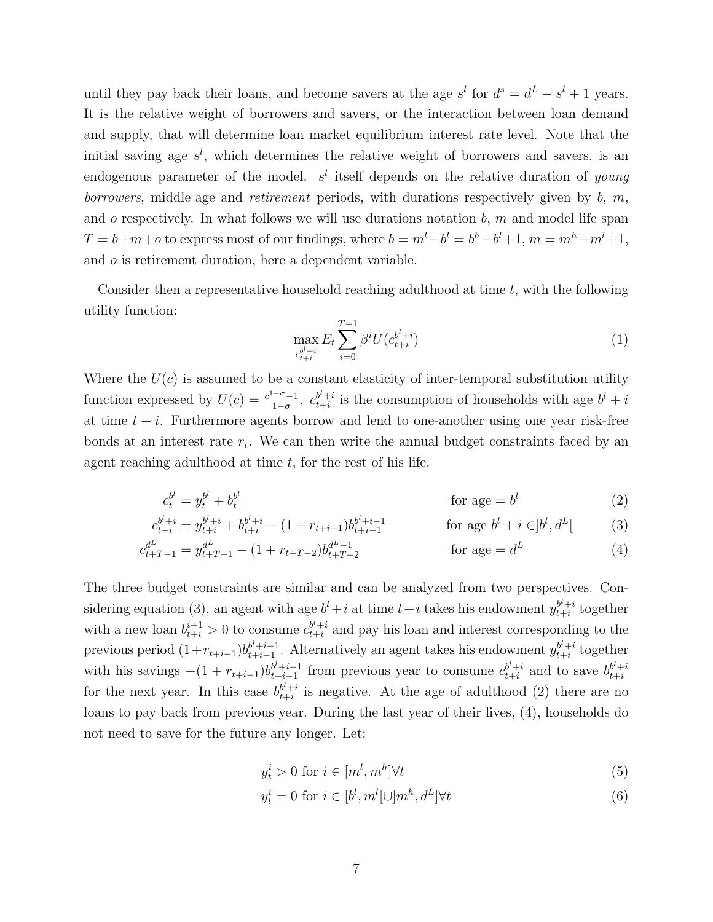until they pay back their loans, and become savers at the age $s^l$ for $d^s = d^L - s^l + 1$ years. It is the relative weight of borrowers and savers, or the interaction between loan demand and supply, that will determine loan market equilibrium interest rate level. Note that the initial saving age $s^l$, which determines the relative weight of borrowers and savers, is an endogenous parameter of the model. $s^l$ itself depends on the relative duration of *young borrowers*, middle age and *retirement* periods, with durations respectively given by $b$, $m$, and $o$ respectively. In what follows we will use durations notation $b$, $m$ and model life span $T = b+m+o$ to express most of our findings, where $b = m^l - b^l = b^h - b^l + 1$, $m = m^h - m^l + 1$, and $o$ is retirement duration, here a dependent variable.

Consider then a representative household reaching adulthood at time $t$, with the following utility function:

$$\max_{c_{t+i}^{b^l+i}} E_t \sum_{i=0}^{T-1} \beta^i U(c_{t+i}^{b^l+i}) \tag{1}$$

Where the $U(c)$ is assumed to be a constant elasticity of inter-temporal substitution utility function expressed by $U(c) = \frac{c^{1-\sigma}-1}{1-\sigma}$. $c_{t+i}^{b^l+i}$ is the consumption of households with age $b^l + i$ at time $t + i$. Furthermore agents borrow and lend to one-another using one year risk-free bonds at an interest rate $r_t$. We can then write the annual budget constraints faced by an agent reaching adulthood at time $t$, for the rest of his life.

$$c_t^{b^l} = y_t^{b^l} + b_t^{b^l} \qquad \text{for age} = b^l \tag{2}$$

$$c_{t+i}^{b^l+i} = y_{t+i}^{b^l+i} + b_{t+i}^{b^l+i} - (1 + r_{t+i-1}) b_{t+i-1}^{b^l+i-1} \qquad \text{for age } b^l + i \in ]b^l, d^L[ \tag{3}$$

$$c_{t+T-1}^{d^L} = y_{t+T-1}^{d^L} - (1 + r_{t+T-2}) b_{t+T-2}^{d^L-1} \qquad \text{for age} = d^L \tag{4}$$

The three budget constraints are similar and can be analyzed from two perspectives. Considering equation (3), an agent with age $b^l+i$ at time $t+i$ takes his endowment $y_{t+i}^{b^l+i}$ together with a new loan $b_{t+i}^{i+1} > 0$ to consume $c_{t+i}^{b^l+i}$ and pay his loan and interest corresponding to the previous period $(1+r_{t+i-1}) b_{t+i-1}^{b^l+i-1}$. Alternatively an agent takes his endowment $y_{t+i}^{b^l+i}$ together with his savings $-(1 + r_{t+i-1}) b_{t+i-1}^{b^l+i-1}$ from previous year to consume $c_{t+i}^{b^l+i}$ and to save $b_{t+i}^{b^l+i}$ for the next year. In this case $b_{t+i}^{b^l+i}$ is negative. At the age of adulthood (2) there are no loans to pay back from previous year. During the last year of their lives, (4), households do not need to save for the future any longer. Let:

$$y_t^i > 0 \text{ for } i \in [m^l, m^h] \forall t \tag{5}$$

$$y_t^i = 0 \text{ for } i \in [b^l, m^l[ \cup ]m^h, d^L] \forall t \tag{6}$$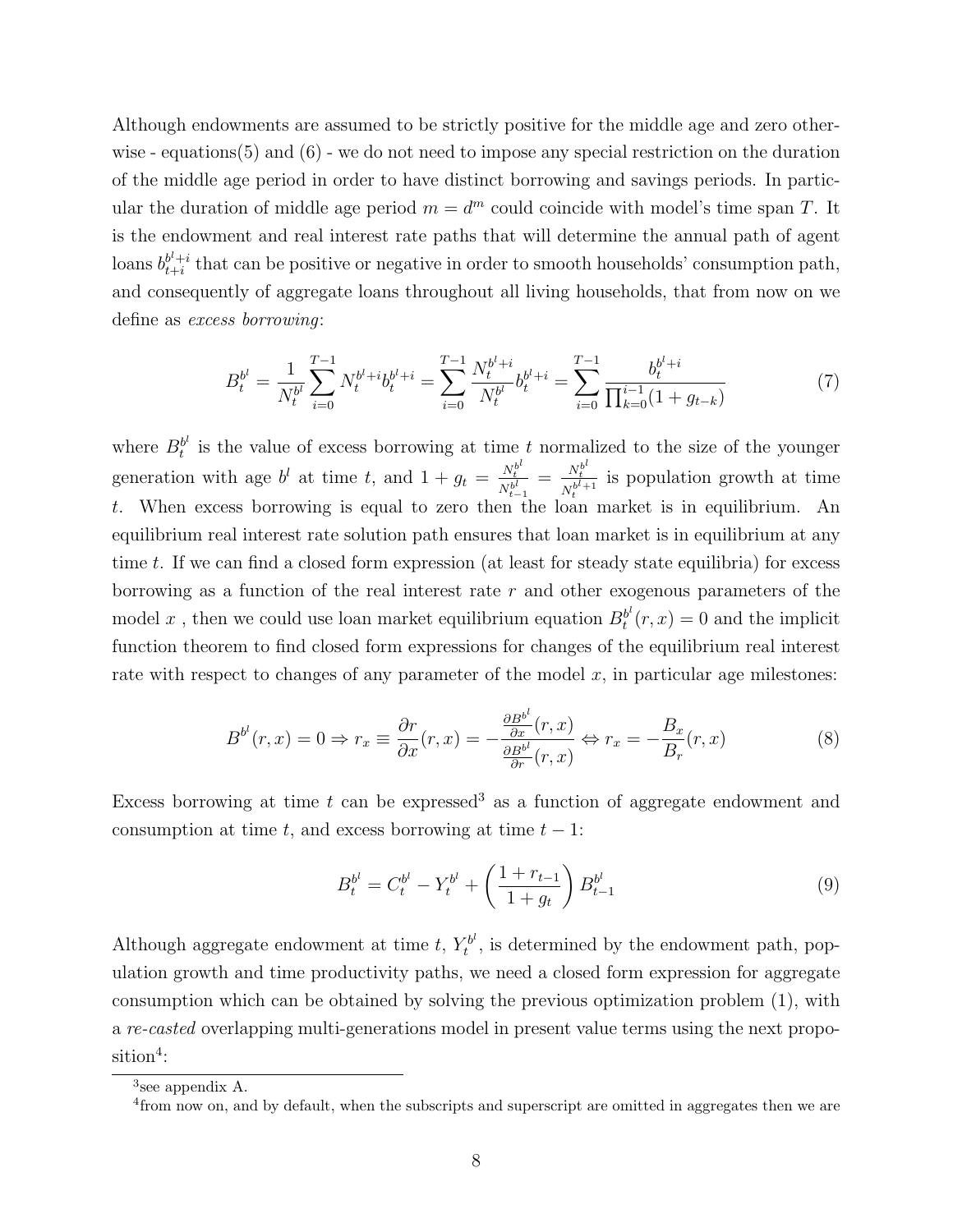Although endowments are assumed to be strictly positive for the middle age and zero otherwise - equations(5) and (6) - we do not need to impose any special restriction on the duration of the middle age period in order to have distinct borrowing and savings periods. In particular the duration of middle age period $m = d^m$ could coincide with model's time span $T$. It is the endowment and real interest rate paths that will determine the annual path of agent loans $b_{t+i}^{b^l+i}$ that can be positive or negative in order to smooth households' consumption path, and consequently of aggregate loans throughout all living households, that from now on we define as *excess borrowing*:

$$B_t^{b^l} = \frac{1}{N_t^{b^l}} \sum_{i=0}^{T-1} N_t^{b^l+i} b_t^{b^l+i} = \sum_{i=0}^{T-1} \frac{N_t^{b^l+i}}{N_t^{b^l}} b_t^{b^l+i} = \sum_{i=0}^{T-1} \frac{b_t^{b^l+i}}{\prod_{k=0}^{i-1}(1+g_{t-k})} \tag{7}$$

where $B_t^{b^l}$ is the value of excess borrowing at time $t$ normalized to the size of the younger generation with age $b^l$ at time $t$, and $1 + g_t = \frac{N_t^{b^l}}{N_{t-1}^{b^l}} = \frac{N_t^{b^l}}{N_t^{b^l+1}}$ is population growth at time $t$. When excess borrowing is equal to zero then the loan market is in equilibrium. An equilibrium real interest rate solution path ensures that loan market is in equilibrium at any time $t$. If we can find a closed form expression (at least for steady state equilibria) for excess borrowing as a function of the real interest rate $r$ and other exogenous parameters of the model $x$ , then we could use loan market equilibrium equation $B_t^{b^l}(r, x) = 0$ and the implicit function theorem to find closed form expressions for changes of the equilibrium real interest rate with respect to changes of any parameter of the model $x$, in particular age milestones:

$$B^{b^l}(r, x) = 0 \Rightarrow r_x \equiv \frac{\partial r}{\partial x}(r, x) = -\frac{\frac{\partial B^{b^l}}{\partial x}(r, x)}{\frac{\partial B^{b^l}}{\partial r}(r, x)} \Leftrightarrow r_x = -\frac{B_x}{B_r}(r, x) \tag{8}$$

Excess borrowing at time $t$ can be expressed[3] as a function of aggregate endowment and consumption at time $t$, and excess borrowing at time $t - 1$:

$$B_t^{b^l} = C_t^{b^l} - Y_t^{b^l} + \left(\frac{1 + r_{t-1}}{1 + g_t}\right) B_{t-1}^{b^l} \tag{9}$$

Although aggregate endowment at time $t$, $Y_t^{b^l}$, is determined by the endowment path, population growth and time productivity paths, we need a closed form expression for aggregate consumption which can be obtained by solving the previous optimization problem (1), with a *re-casted* overlapping multi-generations model in present value terms using the next proposition[4]:

[3] see appendix A.

[4] from now on, and by default, when the subscripts and superscript are omitted in aggregates then we are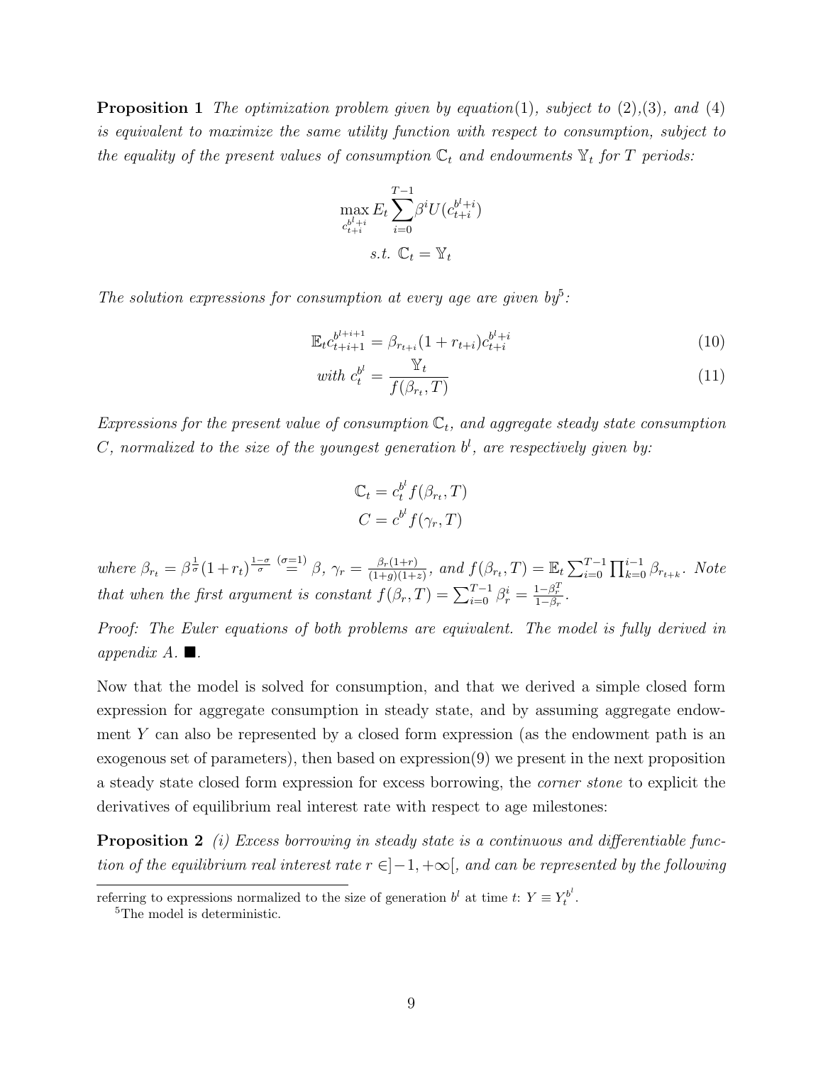**Proposition 1** *The optimization problem given by equation(1), subject to (2),(3), and (4) is equivalent to maximize the same utility function with respect to consumption, subject to the equality of the present values of consumption $\mathbb{C}_t$ and endowments $\mathbb{Y}_t$ for $T$ periods:*

$$\max_{c_{t+i}^{b^l+i}} E_t \sum_{i=0}^{T-1} \beta^i U(c_{t+i}^{b^l+i})$$
$$s.t.\ \mathbb{C}_t = \mathbb{Y}_t$$

*The solution expressions for consumption at every age are given by*[5]*:*

$$\mathbb{E}_t c_{t+i+1}^{b^l+i+1} = \beta_{r_{t+i}}(1+r_{t+i})c_{t+i}^{b^l+i} \tag{10}$$

$$\text{with } c_t^{b^l} = \frac{\mathbb{Y}_t}{f(\beta_{r_t}, T)} \tag{11}$$

*Expressions for the present value of consumption $\mathbb{C}_t$, and aggregate steady state consumption $C$, normalized to the size of the youngest generation $b^l$, are respectively given by:*

$$\mathbb{C}_t = c_t^{b^l} f(\beta_{r_t}, T)$$
$$C = c^{b^l} f(\gamma_r, T)$$

*where $\beta_{r_t} = \beta^{\frac{1}{\sigma}}(1+r_t)^{\frac{1-\sigma}{\sigma}} \overset{(\sigma=1)}{=} \beta$, $\gamma_r = \frac{\beta_r(1+r)}{(1+g)(1+z)}$, and $f(\beta_{r_t}, T) = \mathbb{E}_t \sum_{i=0}^{T-1} \prod_{k=0}^{i-1} \beta_{r_{t+k}}$. Note that when the first argument is constant $f(\beta_r, T) = \sum_{i=0}^{T-1} \beta_r^i = \frac{1-\beta_r^T}{1-\beta_r}$.*

*Proof: The Euler equations of both problems are equivalent. The model is fully derived in appendix A.* ■.

Now that the model is solved for consumption, and that we derived a simple closed form expression for aggregate consumption in steady state, and by assuming aggregate endowment $Y$ can also be represented by a closed form expression (as the endowment path is an exogenous set of parameters), then based on expression(9) we present in the next proposition a steady state closed form expression for excess borrowing, the *corner stone* to explicit the derivatives of equilibrium real interest rate with respect to age milestones:

**Proposition 2** *(i) Excess borrowing in steady state is a continuous and differentiable function of the equilibrium real interest rate $r \in ]-1, +\infty[$, and can be represented by the following*

---

referring to expressions normalized to the size of generation $b^l$ at time $t$: $Y \equiv Y_t^{b^l}$.

[5] The model is deterministic.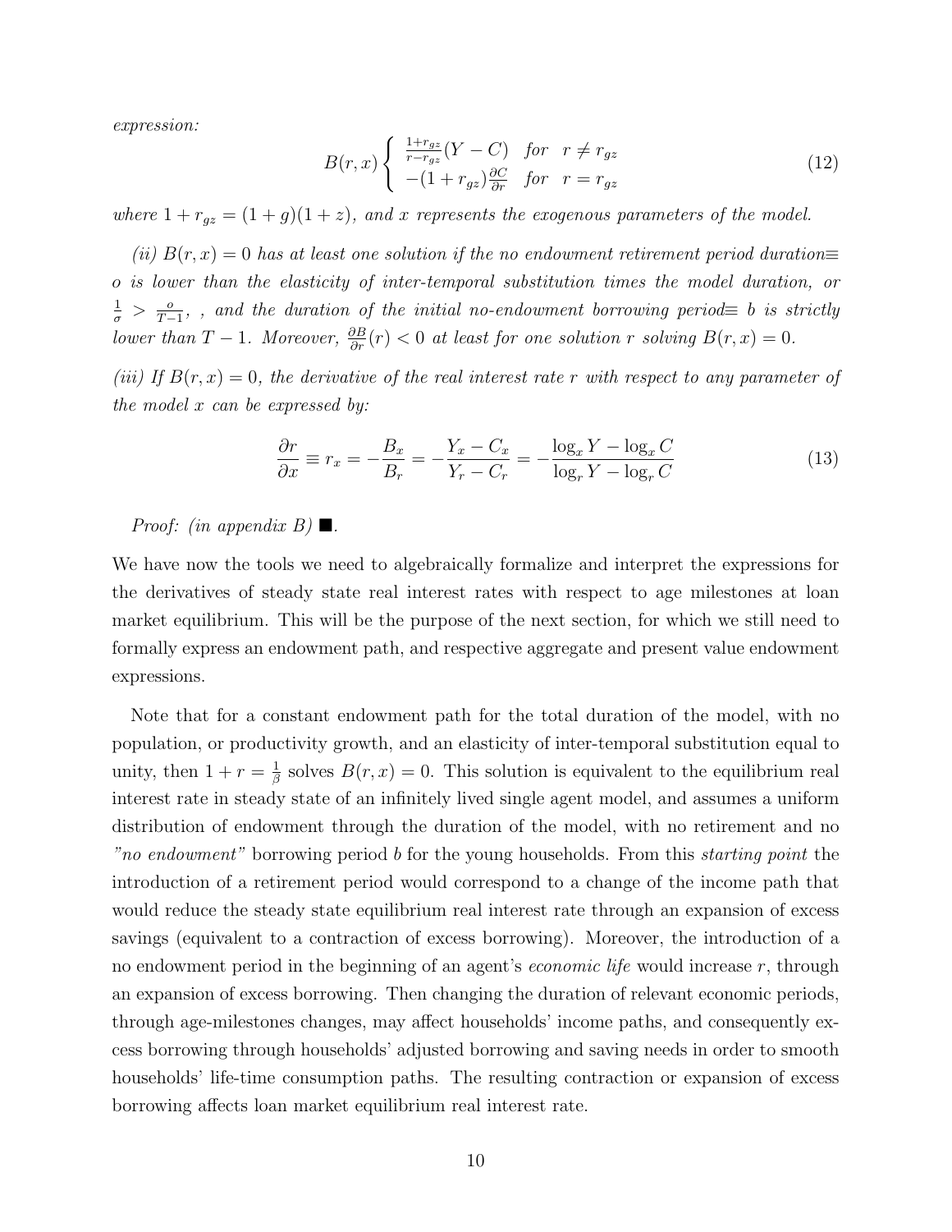*expression:*

$$
B(r,x)\begin{cases} \frac{1+r_{gz}}{r-r_{gz}}(Y-C) & for \quad r \neq r_{gz} \\ -(1+r_{gz})\frac{\partial C}{\partial r} & for \quad r = r_{gz} \end{cases} \tag{12}
$$

*where* $1+r_{gz} = (1+g)(1+z)$*, and* $x$ *represents the exogenous parameters of the model.*

*(ii)* $B(r,x) = 0$ *has at least one solution if the no endowment retirement period duration*$\equiv$ $o$ *is lower than the elasticity of inter-temporal substitution times the model duration, or* $\frac{1}{\sigma} > \frac{o}{T-1}$*, , and the duration of the initial no-endowment borrowing period*$\equiv$ $b$ *is strictly lower than* $T-1$*. Moreover,* $\frac{\partial B}{\partial r}(r) < 0$ *at least for one solution* $r$ *solving* $B(r,x) = 0$*.*

*(iii) If* $B(r,x) = 0$*, the derivative of the real interest rate* $r$ *with respect to any parameter of the model* $x$ *can be expressed by:*

$$
\frac{\partial r}{\partial x} \equiv r_x = -\frac{B_x}{B_r} = -\frac{Y_x - C_x}{Y_r - C_r} = -\frac{\log_x Y - \log_x C}{\log_r Y - \log_r C} \tag{13}
$$

*Proof: (in appendix B)* ■.

We have now the tools we need to algebraically formalize and interpret the expressions for the derivatives of steady state real interest rates with respect to age milestones at loan market equilibrium. This will be the purpose of the next section, for which we still need to formally express an endowment path, and respective aggregate and present value endowment expressions.

Note that for a constant endowment path for the total duration of the model, with no population, or productivity growth, and an elasticity of inter-temporal substitution equal to unity, then $1+r = \frac{1}{\beta}$ solves $B(r,x) = 0$. This solution is equivalent to the equilibrium real interest rate in steady state of an infinitely lived single agent model, and assumes a uniform distribution of endowment through the duration of the model, with no retirement and no *"no endowment"* borrowing period $b$ for the young households. From this *starting point* the introduction of a retirement period would correspond to a change of the income path that would reduce the steady state equilibrium real interest rate through an expansion of excess savings (equivalent to a contraction of excess borrowing). Moreover, the introduction of a no endowment period in the beginning of an agent's *economic life* would increase $r$, through an expansion of excess borrowing. Then changing the duration of relevant economic periods, through age-milestones changes, may affect households' income paths, and consequently excess borrowing through households' adjusted borrowing and saving needs in order to smooth households' life-time consumption paths. The resulting contraction or expansion of excess borrowing affects loan market equilibrium real interest rate.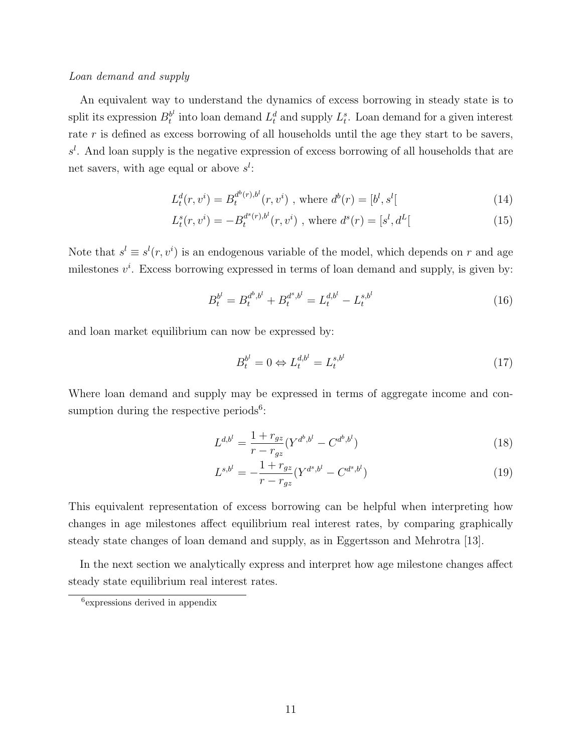*Loan demand and supply*

An equivalent way to understand the dynamics of excess borrowing in steady state is to split its expression $B_t^{b^l}$ into loan demand $L_t^d$ and supply $L_t^s$. Loan demand for a given interest rate $r$ is defined as excess borrowing of all households until the age they start to be savers, $s^l$. And loan supply is the negative expression of excess borrowing of all households that are net savers, with age equal or above $s^l$:

$$L_t^d(r, v^i) = B_t^{d^b(r),b^l}(r, v^i) \text{ , where } d^b(r) = [b^l, s^l[ \tag{14}$$

$$L_t^s(r, v^i) = -B_t^{d^s(r),b^l}(r, v^i) \text{ , where } d^s(r) = [s^l, d^L[ \tag{15}$$

Note that $s^l \equiv s^l(r, v^i)$ is an endogenous variable of the model, which depends on $r$ and age milestones $v^i$. Excess borrowing expressed in terms of loan demand and supply, is given by:

$$B_t^{b^l} = B_t^{d^b,b^l} + B_t^{d^s,b^l} = L_t^{d,b^l} - L_t^{s,b^l} \tag{16}$$

and loan market equilibrium can now be expressed by:

$$B_t^{b^l} = 0 \Leftrightarrow L_t^{d,b^l} = L_t^{s,b^l} \tag{17}$$

Where loan demand and supply may be expressed in terms of aggregate income and consumption during the respective periods[6]:

$$L^{d,b^l} = \frac{1 + r_{gz}}{r - r_{gz}}(Y^{d^b,b^l} - C^{d^b,b^l}) \tag{18}$$

$$L^{s,b^l} = -\frac{1 + r_{gz}}{r - r_{gz}}(Y^{d^s,b^l} - C^{d^s,b^l}) \tag{19}$$

This equivalent representation of excess borrowing can be helpful when interpreting how changes in age milestones affect equilibrium real interest rates, by comparing graphically steady state changes of loan demand and supply, as in Eggertsson and Mehrotra [13].

In the next section we analytically express and interpret how age milestone changes affect steady state equilibrium real interest rates.

[6] expressions derived in appendix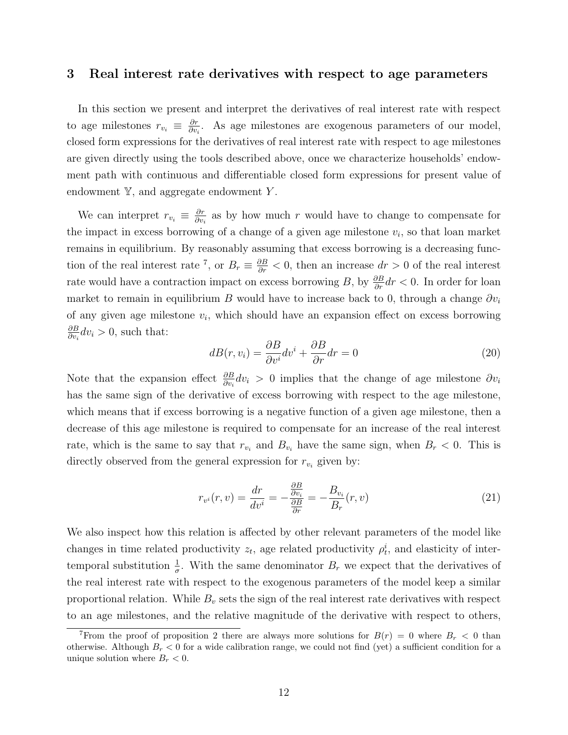## 3 Real interest rate derivatives with respect to age parameters

In this section we present and interpret the derivatives of real interest rate with respect to age milestones $r_{v_i} \equiv \frac{\partial r}{\partial v_i}$. As age milestones are exogenous parameters of our model, closed form expressions for the derivatives of real interest rate with respect to age milestones are given directly using the tools described above, once we characterize households' endowment path with continuous and differentiable closed form expressions for present value of endowment $\mathbb{Y}$, and aggregate endowment $Y$.

We can interpret $r_{v_i} \equiv \frac{\partial r}{\partial v_i}$ as by how much $r$ would have to change to compensate for the impact in excess borrowing of a change of a given age milestone $v_i$, so that loan market remains in equilibrium. By reasonably assuming that excess borrowing is a decreasing function of the real interest rate [7], or $B_r \equiv \frac{\partial B}{\partial r} < 0$, then an increase $dr > 0$ of the real interest rate would have a contraction impact on excess borrowing $B$, by $\frac{\partial B}{\partial r}dr < 0$. In order for loan market to remain in equilibrium $B$ would have to increase back to 0, through a change $\partial v_i$ of any given age milestone $v_i$, which should have an expansion effect on excess borrowing $\frac{\partial B}{\partial v_i}dv_i > 0$, such that:

$$dB(r, v_i) = \frac{\partial B}{\partial v^i}dv^i + \frac{\partial B}{\partial r}dr = 0 \tag{20}$$

Note that the expansion effect $\frac{\partial B}{\partial v_i}dv_i > 0$ implies that the change of age milestone $\partial v_i$ has the same sign of the derivative of excess borrowing with respect to the age milestone, which means that if excess borrowing is a negative function of a given age milestone, then a decrease of this age milestone is required to compensate for an increase of the real interest rate, which is the same to say that $r_{v_i}$ and $B_{v_i}$ have the same sign, when $B_r < 0$. This is directly observed from the general expression for $r_{v_i}$ given by:

$$r_{v^i}(r, v) = \frac{dr}{dv^i} = -\frac{\frac{\partial B}{\partial v_i}}{\frac{\partial B}{\partial r}} = -\frac{B_{v_i}}{B_r}(r, v) \tag{21}$$

We also inspect how this relation is affected by other relevant parameters of the model like changes in time related productivity $z_t$, age related productivity $\rho_t^i$, and elasticity of intertemporal substitution $\frac{1}{\sigma}$. With the same denominator $B_r$ we expect that the derivatives of the real interest rate with respect to the exogenous parameters of the model keep a similar proportional relation. While $B_v$ sets the sign of the real interest rate derivatives with respect to an age milestones, and the relative magnitude of the derivative with respect to others,

[7] From the proof of proposition 2 there are always more solutions for $B(r) = 0$ where $B_r < 0$ than otherwise. Although $B_r < 0$ for a wide calibration range, we could not find (yet) a sufficient condition for a unique solution where $B_r < 0$.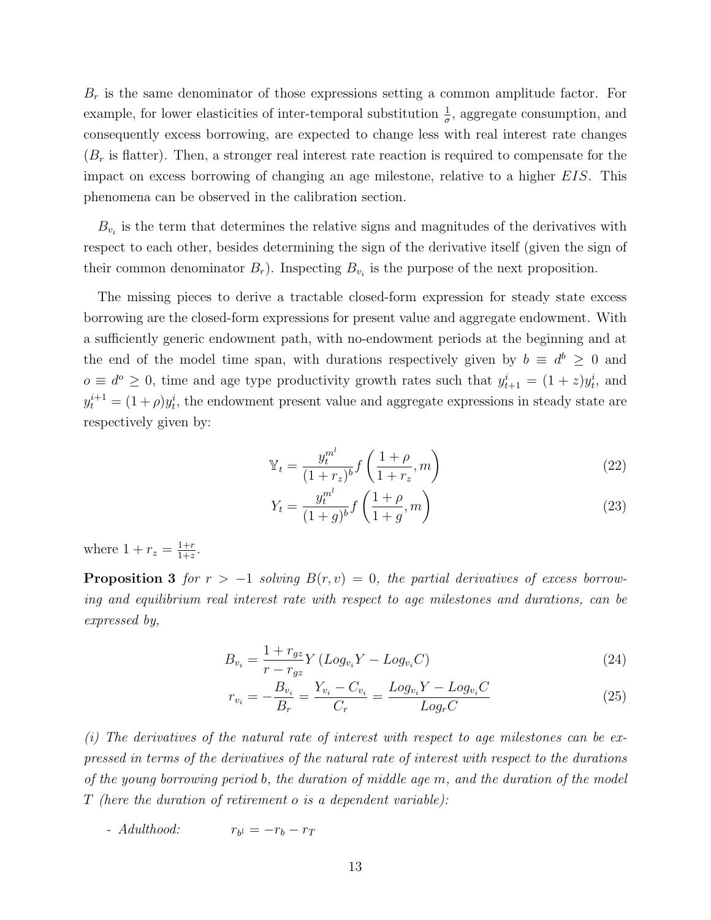$B_r$ is the same denominator of those expressions setting a common amplitude factor. For example, for lower elasticities of inter-temporal substitution $\frac{1}{\sigma}$, aggregate consumption, and consequently excess borrowing, are expected to change less with real interest rate changes ($B_r$ is flatter). Then, a stronger real interest rate reaction is required to compensate for the impact on excess borrowing of changing an age milestone, relative to a higher $EIS$. This phenomena can be observed in the calibration section.

$B_{v_i}$ is the term that determines the relative signs and magnitudes of the derivatives with respect to each other, besides determining the sign of the derivative itself (given the sign of their common denominator $B_r$). Inspecting $B_{v_i}$ is the purpose of the next proposition.

The missing pieces to derive a tractable closed-form expression for steady state excess borrowing are the closed-form expressions for present value and aggregate endowment. With a sufficiently generic endowment path, with no-endowment periods at the beginning and at the end of the model time span, with durations respectively given by $b \equiv d^b \geq 0$ and $o \equiv d^o \geq 0$, time and age type productivity growth rates such that $y^i_{t+1} = (1+z)y^i_t$, and $y^{i+1}_t = (1+\rho)y^i_t$, the endowment present value and aggregate expressions in steady state are respectively given by:

$$\mathbb{Y}_t = \frac{y^{m^l}_t}{(1+r_z)^b} f\left(\frac{1+\rho}{1+r_z}, m\right) \tag{22}$$

$$Y_t = \frac{y^{m^l}_t}{(1+g)^b} f\left(\frac{1+\rho}{1+g}, m\right) \tag{23}$$

where $1 + r_z = \frac{1+r}{1+z}$.

**Proposition 3** *for $r > -1$ solving $B(r, v) = 0$, the partial derivatives of excess borrowing and equilibrium real interest rate with respect to age milestones and durations, can be expressed by,*

$$B_{v_i} = \frac{1 + r_{gz}}{r - r_{gz}} Y \left(Log_{v_i} Y - Log_{v_i} C\right) \tag{24}$$

$$r_{v_i} = -\frac{B_{v_i}}{B_r} = \frac{Y_{v_i} - C_{v_i}}{C_r} = \frac{Log_{v_i} Y - Log_{v_i} C}{Log_r C} \tag{25}$$

*(i) The derivatives of the natural rate of interest with respect to age milestones can be expressed in terms of the derivatives of the natural rate of interest with respect to the durations of the young borrowing period b, the duration of middle age m, and the duration of the model T (here the duration of retirement o is a dependent variable):*

- *Adulthood:* $\quad r_{b^l} = -r_b - r_T$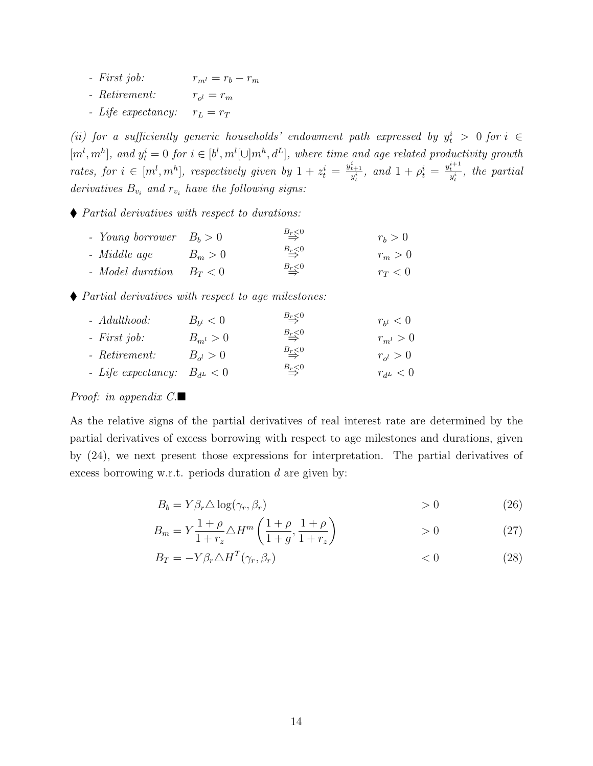- *First job:* $r_{m^l} = r_b - r_m$
- *Retirement:* $r_{o^l} = r_m$
- *Life expectancy:* $r_L = r_T$

*(ii) for a sufficiently generic households' endowment path expressed by $y_t^i > 0$ for $i \in [m^l, m^h]$, and $y_t^i = 0$ for $i \in [b^l, m^l[\cup]m^h, d^L]$, where time and age related productivity growth rates, for $i \in [m^l, m^h]$, respectively given by $1 + z_t^i = \frac{y_{t+1}^i}{y_t^i}$, and $1 + \rho_t^i = \frac{y_t^{i+1}}{y_t^i}$, the partial derivatives $B_{v_i}$ and $r_{v_i}$ have the following signs:*

⧫ *Partial derivatives with respect to durations:*

- *Young borrower* $B_b > 0 \quad \overset{B_r \lessgtr 0}{\Rightarrow} \quad r_b > 0$
- *Middle age* $B_m > 0 \quad \overset{B_r \lessgtr 0}{\Rightarrow} \quad r_m > 0$
- *Model duration* $B_T < 0 \quad \overset{B_r \lessgtr 0}{\Rightarrow} \quad r_T < 0$

⧫ *Partial derivatives with respect to age milestones:*

- *Adulthood:* $B_{b^l} < 0 \quad \overset{B_r \lessgtr 0}{\Rightarrow} \quad r_{b^l} < 0$
- *First job:* $B_{m^l} > 0 \quad \overset{B_r \lessgtr 0}{\Rightarrow} \quad r_{m^l} > 0$
- *Retirement:* $B_{o^l} > 0 \quad \overset{B_r \lessgtr 0}{\Rightarrow} \quad r_{o^l} > 0$
- *Life expectancy:* $B_{d^L} < 0 \quad \overset{B_r \lessgtr 0}{\Rightarrow} \quad r_{d^L} < 0$

*Proof: in appendix C.*■

As the relative signs of the partial derivatives of real interest rate are determined by the partial derivatives of excess borrowing with respect to age milestones and durations, given by (24), we next present those expressions for interpretation. The partial derivatives of excess borrowing w.r.t. periods duration $d$ are given by:

$$B_b = Y\beta_r \triangle \log(\gamma_r, \beta_r) \qquad > 0 \tag{26}$$

$$B_m = Y\frac{1+\rho}{1+r_z}\triangle H^m\left(\frac{1+\rho}{1+g}, \frac{1+\rho}{1+r_z}\right) \qquad > 0 \tag{27}$$

$$B_T = -Y\beta_r \triangle H^T(\gamma_r, \beta_r) \qquad < 0 \tag{28}$$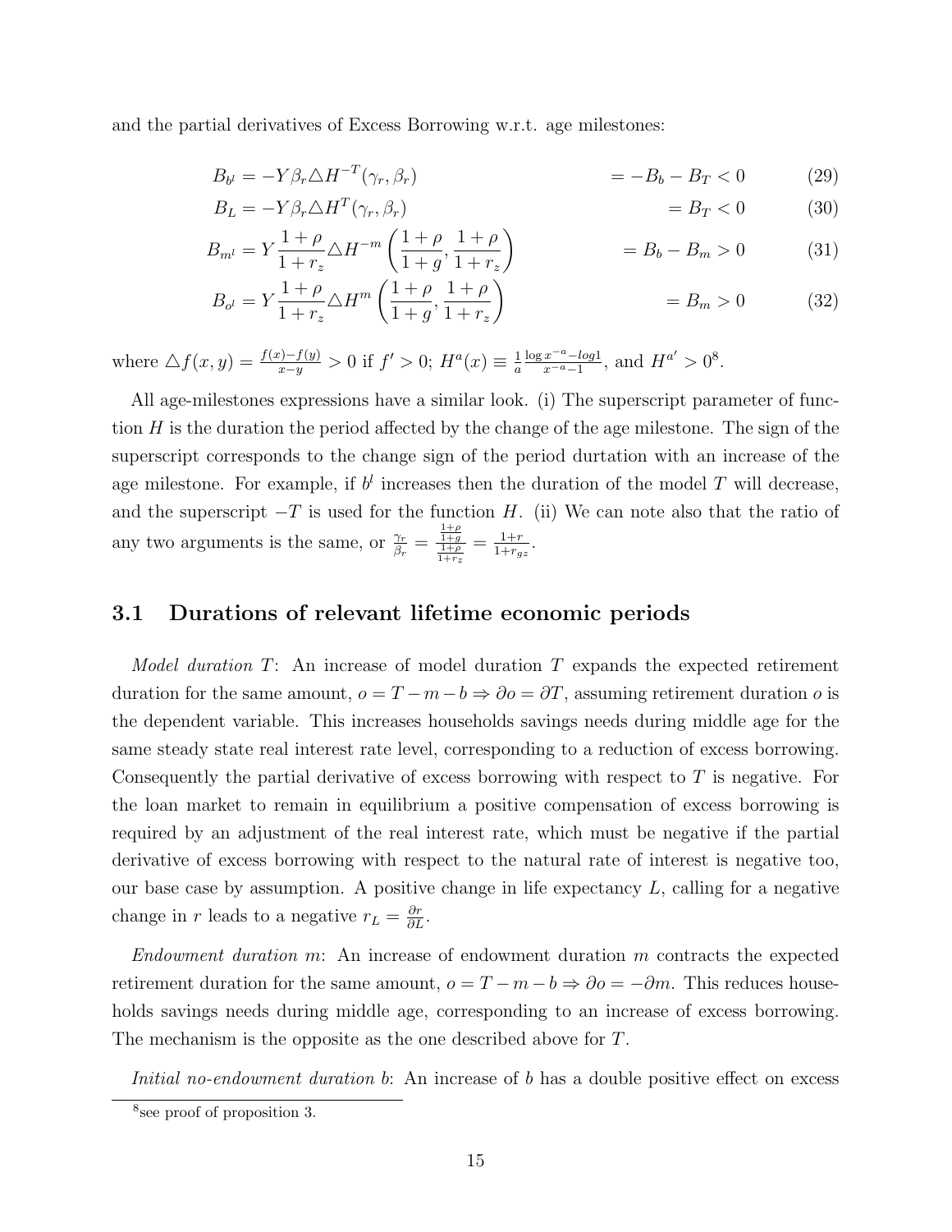and the partial derivatives of Excess Borrowing w.r.t. age milestones:

$$B_{b^l} = -Y\beta_r \triangle H^{-T}(\gamma_r, \beta_r) \qquad = -B_b - B_T < 0 \tag{29}$$

$$B_L = -Y\beta_r \triangle H^{T}(\gamma_r, \beta_r) \qquad = B_T < 0 \tag{30}$$

$$B_{m^l} = Y\frac{1+\rho}{1+r_z}\triangle H^{-m}\left(\frac{1+\rho}{1+g}, \frac{1+\rho}{1+r_z}\right) \qquad = B_b - B_m > 0 \tag{31}$$

$$B_{o^l} = Y\frac{1+\rho}{1+r_z}\triangle H^{m}\left(\frac{1+\rho}{1+g}, \frac{1+\rho}{1+r_z}\right) \qquad = B_m > 0 \tag{32}$$

where $\triangle f(x,y) = \frac{f(x)-f(y)}{x-y} > 0$ if $f' > 0$; $H^a(x) \equiv \frac{1}{a}\frac{\log x^{-a} - log1}{x^{-a}-1}$, and $H^{a'} > 0$[8].

All age-milestones expressions have a similar look. (i) The superscript parameter of function $H$ is the duration the period affected by the change of the age milestone. The sign of the superscript corresponds to the change sign of the period durtation with an increase of the age milestone. For example, if $b^l$ increases then the duration of the model $T$ will decrease, and the superscript $-T$ is used for the function $H$. (ii) We can note also that the ratio of any two arguments is the same, or $\frac{\gamma_r}{\beta_r} = \frac{\frac{1+\rho}{1+g}}{\frac{1+\rho}{1+r_z}} = \frac{1+r}{1+r_{gz}}$.

## 3.1 Durations of relevant lifetime economic periods

*Model duration $T$*: An increase of model duration $T$ expands the expected retirement duration for the same amount, $o = T - m - b \Rightarrow \partial o = \partial T$, assuming retirement duration $o$ is the dependent variable. This increases households savings needs during middle age for the same steady state real interest rate level, corresponding to a reduction of excess borrowing. Consequently the partial derivative of excess borrowing with respect to $T$ is negative. For the loan market to remain in equilibrium a positive compensation of excess borrowing is required by an adjustment of the real interest rate, which must be negative if the partial derivative of excess borrowing with respect to the natural rate of interest is negative too, our base case by assumption. A positive change in life expectancy $L$, calling for a negative change in $r$ leads to a negative $r_L = \frac{\partial r}{\partial L}$.

*Endowment duration $m$*: An increase of endowment duration $m$ contracts the expected retirement duration for the same amount, $o = T - m - b \Rightarrow \partial o = -\partial m$. This reduces households savings needs during middle age, corresponding to an increase of excess borrowing. The mechanism is the opposite as the one described above for $T$.

*Initial no-endowment duration $b$*: An increase of $b$ has a double positive effect on excess

[8] see proof of proposition 3.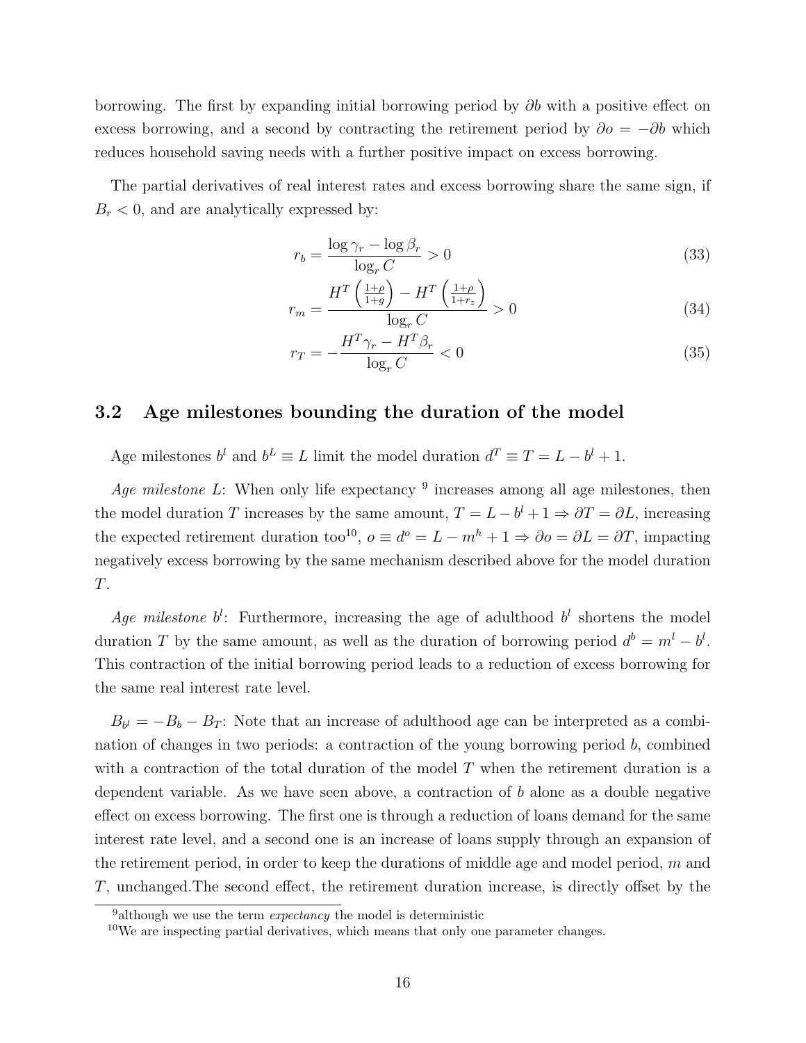borrowing. The first by expanding initial borrowing period by $\partial b$ with a positive effect on excess borrowing, and a second by contracting the retirement period by $\partial o = -\partial b$ which reduces household saving needs with a further positive impact on excess borrowing.

The partial derivatives of real interest rates and excess borrowing share the same sign, if $B_r < 0$, and are analytically expressed by:

$$r_b = \frac{\log \gamma_r - \log \beta_r}{\log_r C} > 0 \tag{33}$$

$$r_m = \frac{H^T\left(\frac{1+\rho}{1+g}\right) - H^T\left(\frac{1+\rho}{1+r_z}\right)}{\log_r C} > 0 \tag{34}$$

$$r_T = -\frac{H^T\gamma_r - H^T\beta_r}{\log_r C} < 0 \tag{35}$$

## 3.2 Age milestones bounding the duration of the model

Age milestones $b^l$ and $b^L \equiv L$ limit the model duration $d^T \equiv T = L - b^l + 1$.

*Age milestone L*: When only life expectancy [9] increases among all age milestones, then the model duration $T$ increases by the same amount, $T = L - b^l + 1 \Rightarrow \partial T = \partial L$, increasing the expected retirement duration too[10], $o \equiv d^o = L - m^h + 1 \Rightarrow \partial o = \partial L = \partial T$, impacting negatively excess borrowing by the same mechanism described above for the model duration $T$.

*Age milestone* $b^l$: Furthermore, increasing the age of adulthood $b^l$ shortens the model duration $T$ by the same amount, as well as the duration of borrowing period $d^b = m^l - b^l$. This contraction of the initial borrowing period leads to a reduction of excess borrowing for the same real interest rate level.

$B_{b^l} = -B_b - B_T$: Note that an increase of adulthood age can be interpreted as a combination of changes in two periods: a contraction of the young borrowing period $b$, combined with a contraction of the total duration of the model $T$ when the retirement duration is a dependent variable. As we have seen above, a contraction of $b$ alone as a double negative effect on excess borrowing. The first one is through a reduction of loans demand for the same interest rate level, and a second one is an increase of loans supply through an expansion of the retirement period, in order to keep the durations of middle age and model period, $m$ and $T$, unchanged.The second effect, the retirement duration increase, is directly offset by the

[9] although we use the term *expectancy* the model is deterministic

[10] We are inspecting partial derivatives, which means that only one parameter changes.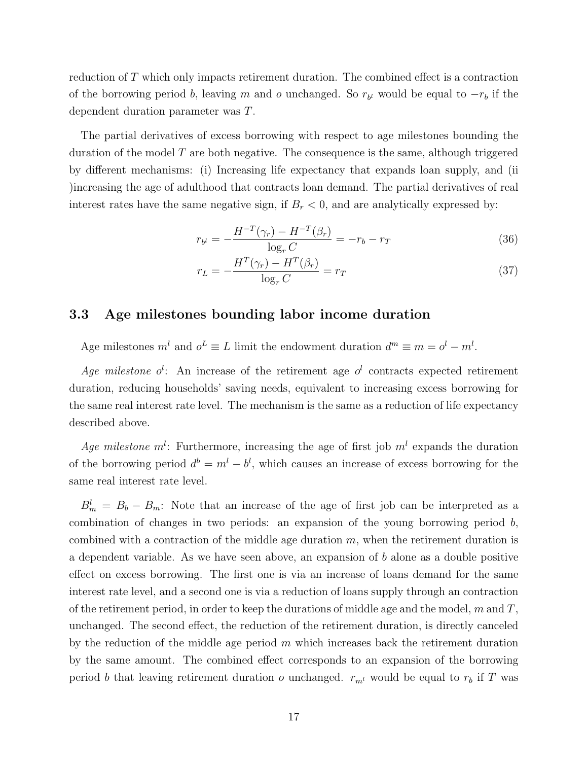reduction of $T$ which only impacts retirement duration. The combined effect is a contraction of the borrowing period $b$, leaving $m$ and $o$ unchanged. So $r_{b^l}$ would be equal to $-r_b$ if the dependent duration parameter was $T$.

The partial derivatives of excess borrowing with respect to age milestones bounding the duration of the model $T$ are both negative. The consequence is the same, although triggered by different mechanisms: (i) Increasing life expectancy that expands loan supply, and (ii )increasing the age of adulthood that contracts loan demand. The partial derivatives of real interest rates have the same negative sign, if $B_r < 0$, and are analytically expressed by:

$$r_{b^l} = -\frac{H^{-T}(\gamma_r) - H^{-T}(\beta_r)}{\log_r C} = -r_b - r_T \tag{36}$$

$$r_L = -\frac{H^{T}(\gamma_r) - H^{T}(\beta_r)}{\log_r C} = r_T \tag{37}$$

## 3.3 Age milestones bounding labor income duration

Age milestones $m^l$ and $o^L \equiv L$ limit the endowment duration $d^m \equiv m = o^l - m^l$.

*Age milestone $o^l$*: An increase of the retirement age $o^l$ contracts expected retirement duration, reducing households' saving needs, equivalent to increasing excess borrowing for the same real interest rate level. The mechanism is the same as a reduction of life expectancy described above.

*Age milestone $m^l$*: Furthermore, increasing the age of first job $m^l$ expands the duration of the borrowing period $d^b = m^l - b^l$, which causes an increase of excess borrowing for the same real interest rate level.

$B^l_m = B_b - B_m$: Note that an increase of the age of first job can be interpreted as a combination of changes in two periods: an expansion of the young borrowing period $b$, combined with a contraction of the middle age duration $m$, when the retirement duration is a dependent variable. As we have seen above, an expansion of $b$ alone as a double positive effect on excess borrowing. The first one is via an increase of loans demand for the same interest rate level, and a second one is via a reduction of loans supply through an contraction of the retirement period, in order to keep the durations of middle age and the model, $m$ and $T$, unchanged. The second effect, the reduction of the retirement duration, is directly canceled by the reduction of the middle age period $m$ which increases back the retirement duration by the same amount. The combined effect corresponds to an expansion of the borrowing period $b$ that leaving retirement duration $o$ unchanged. $r_{m^l}$ would be equal to $r_b$ if $T$ was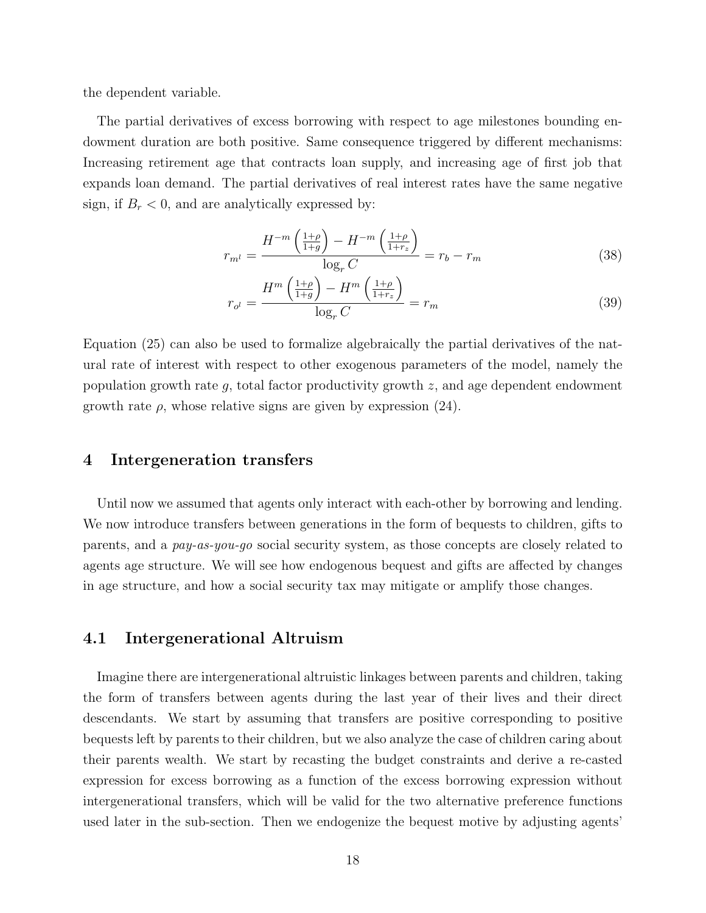the dependent variable.

The partial derivatives of excess borrowing with respect to age milestones bounding endowment duration are both positive. Same consequence triggered by different mechanisms: Increasing retirement age that contracts loan supply, and increasing age of first job that expands loan demand. The partial derivatives of real interest rates have the same negative sign, if $B_r < 0$, and are analytically expressed by:

$$r_{m^l} = \frac{H^{-m}\left(\frac{1+\rho}{1+g}\right) - H^{-m}\left(\frac{1+\rho}{1+r_z}\right)}{\log_r C} = r_b - r_m \tag{38}$$

$$r_{o^l} = \frac{H^{m}\left(\frac{1+\rho}{1+g}\right) - H^{m}\left(\frac{1+\rho}{1+r_z}\right)}{\log_r C} = r_m \tag{39}$$

Equation (25) can also be used to formalize algebraically the partial derivatives of the natural rate of interest with respect to other exogenous parameters of the model, namely the population growth rate $g$, total factor productivity growth $z$, and age dependent endowment growth rate $\rho$, whose relative signs are given by expression (24).

## 4 Intergeneration transfers

Until now we assumed that agents only interact with each-other by borrowing and lending. We now introduce transfers between generations in the form of bequests to children, gifts to parents, and a *pay-as-you-go* social security system, as those concepts are closely related to agents age structure. We will see how endogenous bequest and gifts are affected by changes in age structure, and how a social security tax may mitigate or amplify those changes.

### 4.1 Intergenerational Altruism

Imagine there are intergenerational altruistic linkages between parents and children, taking the form of transfers between agents during the last year of their lives and their direct descendants. We start by assuming that transfers are positive corresponding to positive bequests left by parents to their children, but we also analyze the case of children caring about their parents wealth. We start by recasting the budget constraints and derive a re-casted expression for excess borrowing as a function of the excess borrowing expression without intergenerational transfers, which will be valid for the two alternative preference functions used later in the sub-section. Then we endogenize the bequest motive by adjusting agents'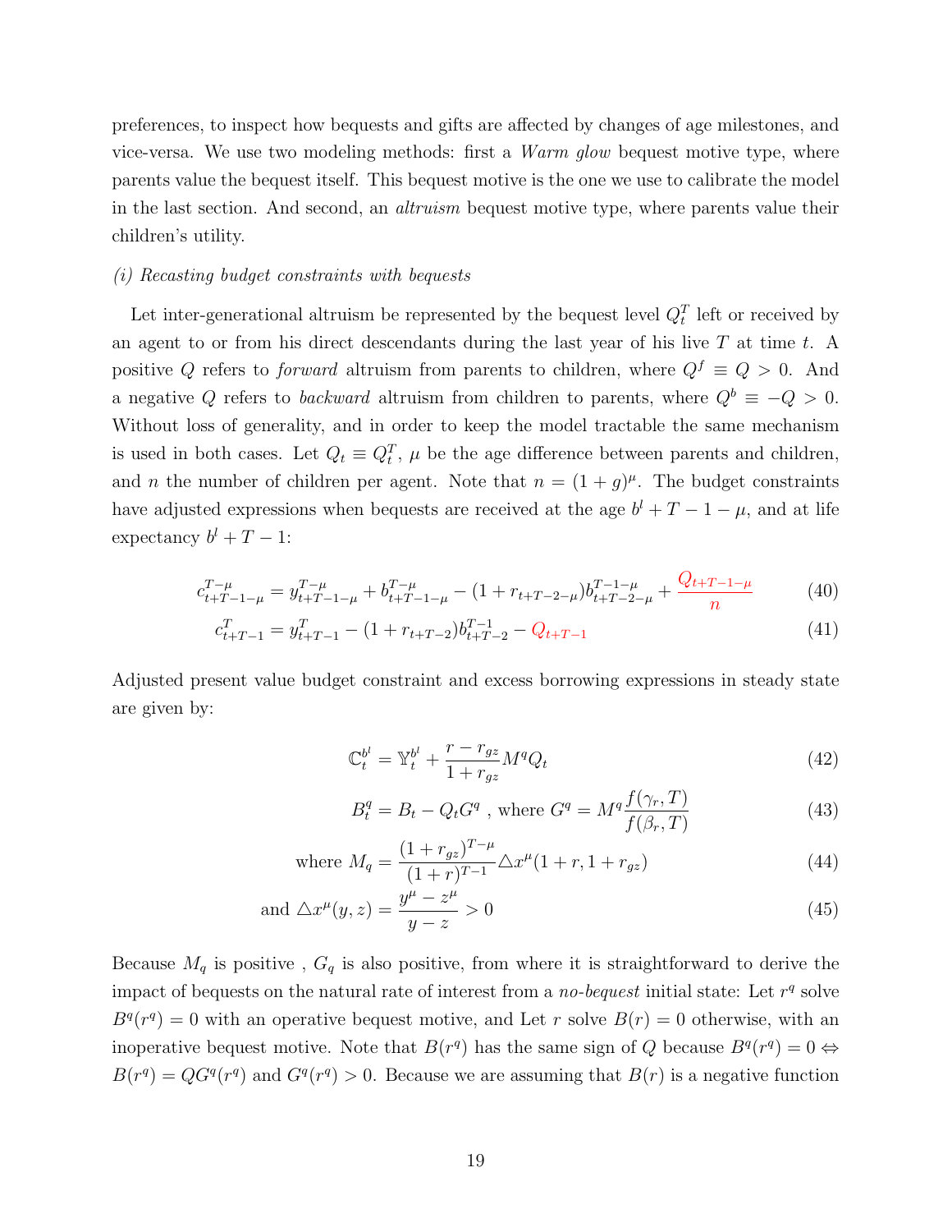preferences, to inspect how bequests and gifts are affected by changes of age milestones, and vice-versa. We use two modeling methods: first a *Warm glow* bequest motive type, where parents value the bequest itself. This bequest motive is the one we use to calibrate the model in the last section. And second, an *altruism* bequest motive type, where parents value their children's utility.

*(i) Recasting budget constraints with bequests*

Let inter-generational altruism be represented by the bequest level $Q_t^T$ left or received by an agent to or from his direct descendants during the last year of his live $T$ at time $t$. A positive $Q$ refers to *forward* altruism from parents to children, where $Q^f \equiv Q > 0$. And a negative $Q$ refers to *backward* altruism from children to parents, where $Q^b \equiv -Q > 0$. Without loss of generality, and in order to keep the model tractable the same mechanism is used in both cases. Let $Q_t \equiv Q_t^T$, $\mu$ be the age difference between parents and children, and $n$ the number of children per agent. Note that $n = (1+g)^{\mu}$. The budget constraints have adjusted expressions when bequests are received at the age $b^l + T - 1 - \mu$, and at life expectancy $b^l + T - 1$:

$$c_{t+T-1-\mu}^{T-\mu} = y_{t+T-1-\mu}^{T-\mu} + b_{t+T-1-\mu}^{T-\mu} - (1 + r_{t+T-2-\mu})b_{t+T-2-\mu}^{T-1-\mu} + \frac{Q_{t+T-1-\mu}}{n} \tag{40}$$

$$c_{t+T-1}^{T} = y_{t+T-1}^{T} - (1 + r_{t+T-2})b_{t+T-2}^{T-1} - Q_{t+T-1} \tag{41}$$

Adjusted present value budget constraint and excess borrowing expressions in steady state are given by:

$$\mathbb{C}_t^{b^l} = \mathbb{Y}_t^{b^l} + \frac{r - r_{gz}}{1 + r_{gz}} M^q Q_t \tag{42}$$

$$B_t^q = B_t - Q_t G^q \text{ , where } G^q = M^q \frac{f(\gamma_r, T)}{f(\beta_r, T)} \tag{43}$$

$$\text{where } M_q = \frac{(1 + r_{gz})^{T-\mu}}{(1 + r)^{T-1}} \triangle x^{\mu}(1 + r, 1 + r_{gz}) \tag{44}$$

$$\text{and } \triangle x^{\mu}(y, z) = \frac{y^{\mu} - z^{\mu}}{y - z} > 0 \tag{45}$$

Because $M_q$ is positive , $G_q$ is also positive, from where it is straightforward to derive the impact of bequests on the natural rate of interest from a *no-bequest* initial state: Let $r^q$ solve $B^q(r^q) = 0$ with an operative bequest motive, and Let $r$ solve $B(r) = 0$ otherwise, with an inoperative bequest motive. Note that $B(r^q)$ has the same sign of $Q$ because $B^q(r^q) = 0 \Leftrightarrow B(r^q) = QG^q(r^q)$ and $G^q(r^q) > 0$. Because we are assuming that $B(r)$ is a negative function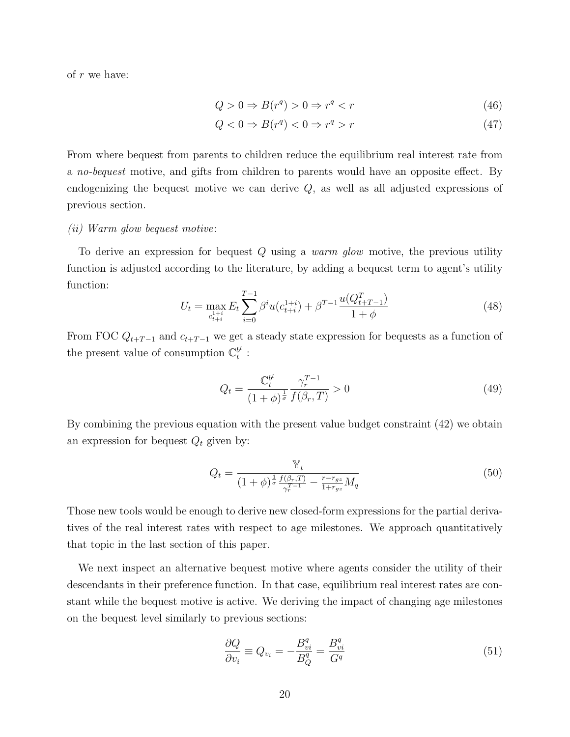of $r$ we have:

$$Q > 0 \Rightarrow B(r^q) > 0 \Rightarrow r^q < r \tag{46}$$

$$Q < 0 \Rightarrow B(r^q) < 0 \Rightarrow r^q > r \tag{47}$$

From where bequest from parents to children reduce the equilibrium real interest rate from a *no-bequest* motive, and gifts from children to parents would have an opposite effect. By endogenizing the bequest motive we can derive $Q$, as well as all adjusted expressions of previous section.

*(ii) Warm glow bequest motive*:

To derive an expression for bequest $Q$ using a *warm glow* motive, the previous utility function is adjusted according to the literature, by adding a bequest term to agent's utility function:

$$U_t = \max_{c_{t+i}^{1+i}} E_t \sum_{i=0}^{T-1} \beta^i u(c_{t+i}^{1+i}) + \beta^{T-1} \frac{u(Q_{t+T-1}^T)}{1+\phi} \tag{48}$$

From FOC $Q_{t+T-1}$ and $c_{t+T-1}$ we get a steady state expression for bequests as a function of the present value of consumption $\mathbb{C}_t^{b^l}$ :

$$Q_t = \frac{\mathbb{C}_t^{b^l}}{(1+\phi)^{\frac{1}{\sigma}}} \frac{\gamma_r^{T-1}}{f(\beta_r, T)} > 0 \tag{49}$$

By combining the previous equation with the present value budget constraint (42) we obtain an expression for bequest $Q_t$ given by:

$$Q_t = \frac{\mathbb{Y}_t}{(1+\phi)^{\frac{1}{\sigma}} \frac{f(\beta_r, T)}{\gamma_r^{T-1}} - \frac{r - r_{gz}}{1 + r_{gz}} M_q} \tag{50}$$

Those new tools would be enough to derive new closed-form expressions for the partial derivatives of the real interest rates with respect to age milestones. We approach quantitatively that topic in the last section of this paper.

We next inspect an alternative bequest motive where agents consider the utility of their descendants in their preference function. In that case, equilibrium real interest rates are constant while the bequest motive is active. We deriving the impact of changing age milestones on the bequest level similarly to previous sections:

$$\frac{\partial Q}{\partial v_i} \equiv Q_{v_i} = -\frac{B_{vi}^q}{B_Q^q} = \frac{B_{vi}^q}{G^q} \tag{51}$$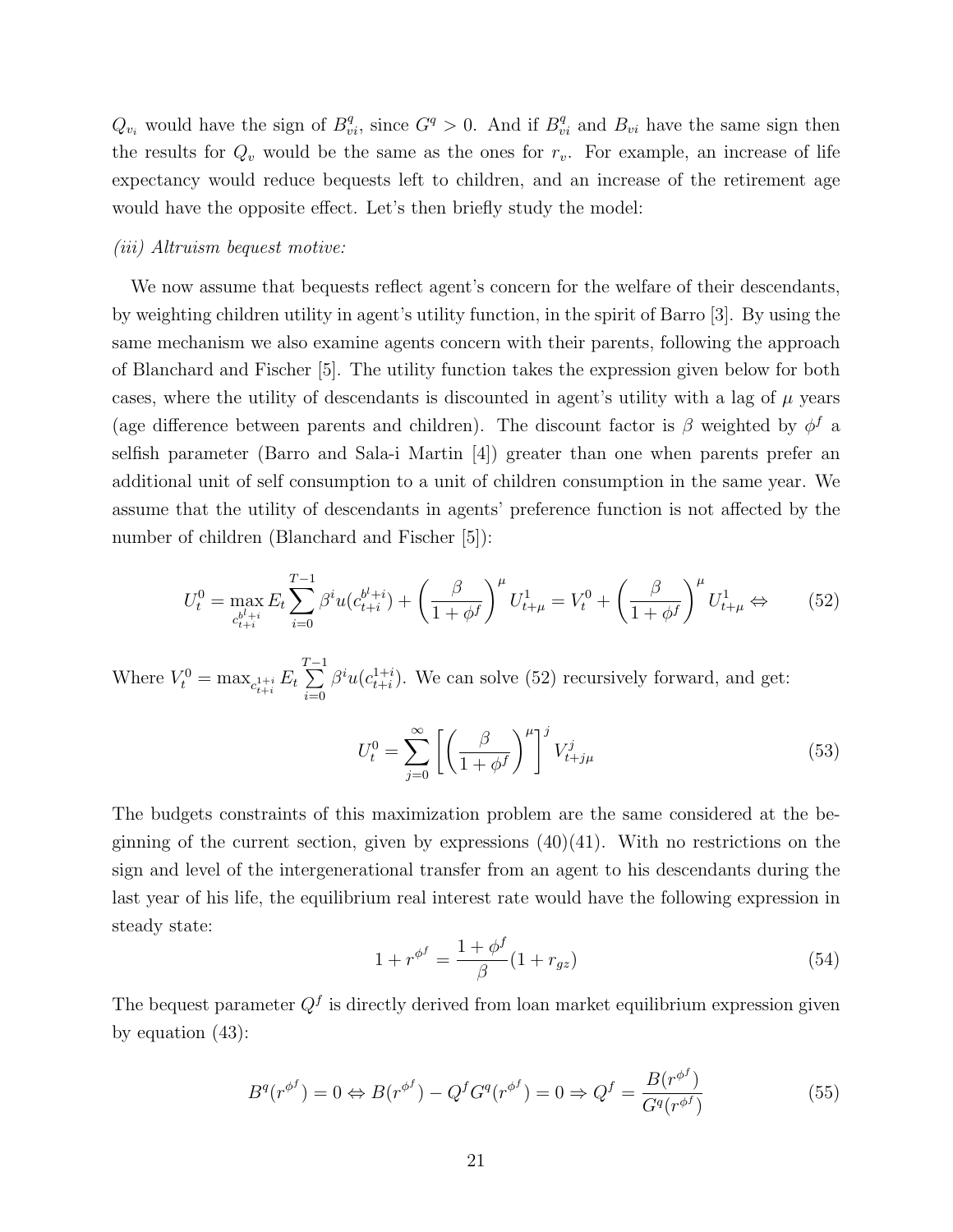$Q_{v_i}$ would have the sign of $B^q_{vi}$, since $G^q > 0$. And if $B^q_{vi}$ and $B_{vi}$ have the same sign then the results for $Q_v$ would be the same as the ones for $r_v$. For example, an increase of life expectancy would reduce bequests left to children, and an increase of the retirement age would have the opposite effect. Let's then briefly study the model:

*(iii) Altruism bequest motive:*

We now assume that bequests reflect agent's concern for the welfare of their descendants, by weighting children utility in agent's utility function, in the spirit of Barro [3]. By using the same mechanism we also examine agents concern with their parents, following the approach of Blanchard and Fischer [5]. The utility function takes the expression given below for both cases, where the utility of descendants is discounted in agent's utility with a lag of $\mu$ years (age difference between parents and children). The discount factor is $\beta$ weighted by $\phi^f$ a selfish parameter (Barro and Sala-i Martin [4]) greater than one when parents prefer an additional unit of self consumption to a unit of children consumption in the same year. We assume that the utility of descendants in agents' preference function is not affected by the number of children (Blanchard and Fischer [5]):

$$U^0_t = \max_{c^{b^l+i}_{t+i}} E_t \sum_{i=0}^{T-1} \beta^i u(c^{b^l+i}_{t+i}) + \left(\frac{\beta}{1+\phi^f}\right)^{\mu} U^1_{t+\mu} = V^0_t + \left(\frac{\beta}{1+\phi^f}\right)^{\mu} U^1_{t+\mu} \Leftrightarrow \tag{52}$$

Where $V^0_t = \max_{c^{1+i}_{t+i}} E_t \sum\limits_{i=0}^{T-1} \beta^i u(c^{1+i}_{t+i})$. We can solve (52) recursively forward, and get:

$$U^0_t = \sum_{j=0}^{\infty} \left[\left(\frac{\beta}{1+\phi^f}\right)^{\mu}\right]^j V^j_{t+j\mu} \tag{53}$$

The budgets constraints of this maximization problem are the same considered at the beginning of the current section, given by expressions (40)(41). With no restrictions on the sign and level of the intergenerational transfer from an agent to his descendants during the last year of his life, the equilibrium real interest rate would have the following expression in steady state:

$$1 + r^{\phi^f} = \frac{1+\phi^f}{\beta}(1 + r_{gz}) \tag{54}$$

The bequest parameter $Q^f$ is directly derived from loan market equilibrium expression given by equation (43):

$$B^q(r^{\phi^f}) = 0 \Leftrightarrow B(r^{\phi^f}) - Q^f G^q(r^{\phi^f}) = 0 \Rightarrow Q^f = \frac{B(r^{\phi^f})}{G^q(r^{\phi^f})} \tag{55}$$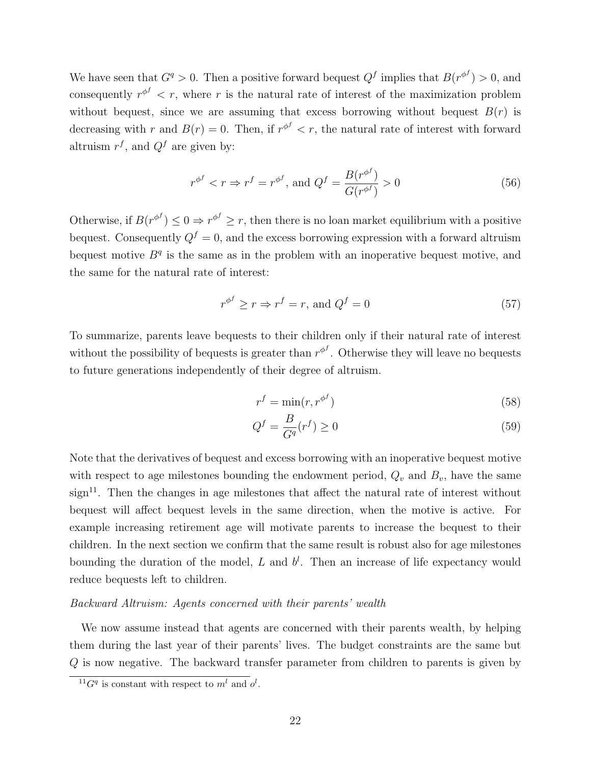We have seen that $G^q > 0$. Then a positive forward bequest $Q^f$ implies that $B(r^{\phi f}) > 0$, and consequently $r^{\phi f} < r$, where $r$ is the natural rate of interest of the maximization problem without bequest, since we are assuming that excess borrowing without bequest $B(r)$ is decreasing with $r$ and $B(r) = 0$. Then, if $r^{\phi f} < r$, the natural rate of interest with forward altruism $r^f$, and $Q^f$ are given by:

$$r^{\phi f} < r \Rightarrow r^f = r^{\phi f}, \text{ and } Q^f = \frac{B(r^{\phi f})}{G(r^{\phi f})} > 0 \tag{56}$$

Otherwise, if $B(r^{\phi f}) \leq 0 \Rightarrow r^{\phi f} \geq r$, then there is no loan market equilibrium with a positive bequest. Consequently $Q^f = 0$, and the excess borrowing expression with a forward altruism bequest motive $B^q$ is the same as in the problem with an inoperative bequest motive, and the same for the natural rate of interest:

$$r^{\phi f} \geq r \Rightarrow r^f = r, \text{ and } Q^f = 0 \tag{57}$$

To summarize, parents leave bequests to their children only if their natural rate of interest without the possibility of bequests is greater than $r^{\phi f}$. Otherwise they will leave no bequests to future generations independently of their degree of altruism.

$$r^f = \min(r, r^{\phi f}) \tag{58}$$

$$Q^f = \frac{B}{G^q}(r^f) \geq 0 \tag{59}$$

Note that the derivatives of bequest and excess borrowing with an inoperative bequest motive with respect to age milestones bounding the endowment period, $Q_v$ and $B_v$, have the same sign[11]. Then the changes in age milestones that affect the natural rate of interest without bequest will affect bequest levels in the same direction, when the motive is active. For example increasing retirement age will motivate parents to increase the bequest to their children. In the next section we confirm that the same result is robust also for age milestones bounding the duration of the model, $L$ and $b^l$. Then an increase of life expectancy would reduce bequests left to children.

*Backward Altruism: Agents concerned with their parents' wealth*

We now assume instead that agents are concerned with their parents wealth, by helping them during the last year of their parents' lives. The budget constraints are the same but $Q$ is now negative. The backward transfer parameter from children to parents is given by

[11] $G^q$ is constant with respect to $m^l$ and $o^l$.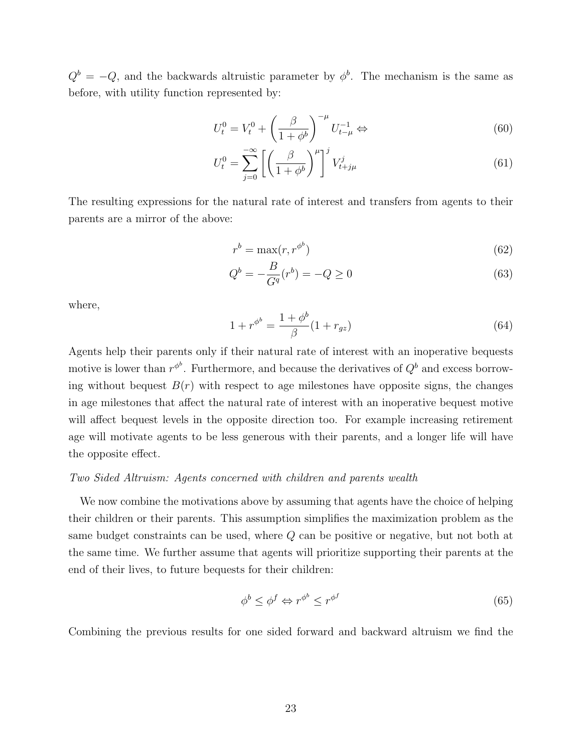$Q^b = -Q$, and the backwards altruistic parameter by $\phi^b$. The mechanism is the same as before, with utility function represented by:

$$U_t^0 = V_t^0 + \left(\frac{\beta}{1+\phi^b}\right)^{-\mu} U_{t-\mu}^{-1} \Leftrightarrow \tag{60}$$

$$U_t^0 = \sum_{j=0}^{-\infty} \left[\left(\frac{\beta}{1+\phi^b}\right)^{\mu}\right]^j V_{t+j\mu}^j \tag{61}$$

The resulting expressions for the natural rate of interest and transfers from agents to their parents are a mirror of the above:

$$r^b = \max(r, r^{\phi^b}) \tag{62}$$

$$Q^b = -\frac{B}{G^q}(r^b) = -Q \geq 0 \tag{63}$$

where,

$$1 + r^{\phi^b} = \frac{1+\phi^b}{\beta}(1 + r_{gz}) \tag{64}$$

Agents help their parents only if their natural rate of interest with an inoperative bequests motive is lower than $r^{\phi^b}$. Furthermore, and because the derivatives of $Q^b$ and excess borrowing without bequest $B(r)$ with respect to age milestones have opposite signs, the changes in age milestones that affect the natural rate of interest with an inoperative bequest motive will affect bequest levels in the opposite direction too. For example increasing retirement age will motivate agents to be less generous with their parents, and a longer life will have the opposite effect.

*Two Sided Altruism: Agents concerned with children and parents wealth*

We now combine the motivations above by assuming that agents have the choice of helping their children or their parents. This assumption simplifies the maximization problem as the same budget constraints can be used, where $Q$ can be positive or negative, but not both at the same time. We further assume that agents will prioritize supporting their parents at the end of their lives, to future bequests for their children:

$$\phi^b \leq \phi^f \Leftrightarrow r^{\phi^b} \leq r^{\phi^f} \tag{65}$$

Combining the previous results for one sided forward and backward altruism we find the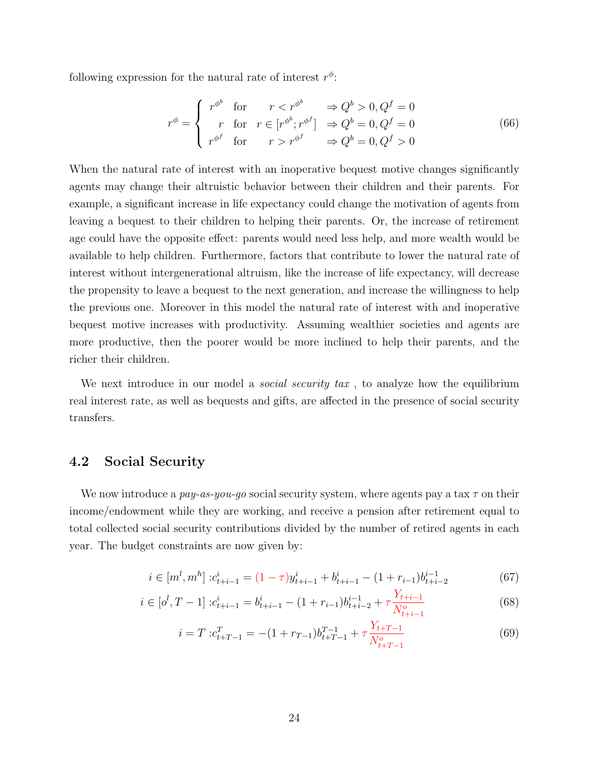following expression for the natural rate of interest $r^{\phi}$:

$$r^{\phi} = \begin{cases} r^{\phi^b} & \text{for} \quad r < r^{\phi^b} & \Rightarrow Q^b > 0, Q^f = 0 \\ r & \text{for} \quad r \in [r^{\phi^b}; r^{\phi^f}] & \Rightarrow Q^b = 0, Q^f = 0 \\ r^{\phi^f} & \text{for} \quad r > r^{\phi^f} & \Rightarrow Q^b = 0, Q^f > 0 \end{cases} \tag{66}$$

When the natural rate of interest with an inoperative bequest motive changes significantly agents may change their altruistic behavior between their children and their parents. For example, a significant increase in life expectancy could change the motivation of agents from leaving a bequest to their children to helping their parents. Or, the increase of retirement age could have the opposite effect: parents would need less help, and more wealth would be available to help children. Furthermore, factors that contribute to lower the natural rate of interest without intergenerational altruism, like the increase of life expectancy, will decrease the propensity to leave a bequest to the next generation, and increase the willingness to help the previous one. Moreover in this model the natural rate of interest with and inoperative bequest motive increases with productivity. Assuming wealthier societies and agents are more productive, then the poorer would be more inclined to help their parents, and the richer their children.

We next introduce in our model a *social security tax* , to analyze how the equilibrium real interest rate, as well as bequests and gifts, are affected in the presence of social security transfers.

## 4.2 Social Security

We now introduce a *pay-as-you-go* social security system, where agents pay a tax $\tau$ on their income/endowment while they are working, and receive a pension after retirement equal to total collected social security contributions divided by the number of retired agents in each year. The budget constraints are now given by:

$$i \in [m^l, m^h] : c^i_{t+i-1} = (1-\tau) y^i_{t+i-1} + b^i_{t+i-1} - (1+r_{i-1}) b^{i-1}_{t+i-2} \tag{67}$$

$$i \in [o^l, T-1] : c^i_{t+i-1} = b^i_{t+i-1} - (1+r_{i-1}) b^{i-1}_{t+i-2} + \tau \frac{Y_{t+i-1}}{N^o_{t+i-1}} \tag{68}$$

$$i = T : c^T_{t+T-1} = -(1+r_{T-1}) b^{T-1}_{t+T-1} + \tau \frac{Y_{t+T-1}}{N^o_{t+T-1}} \tag{69}$$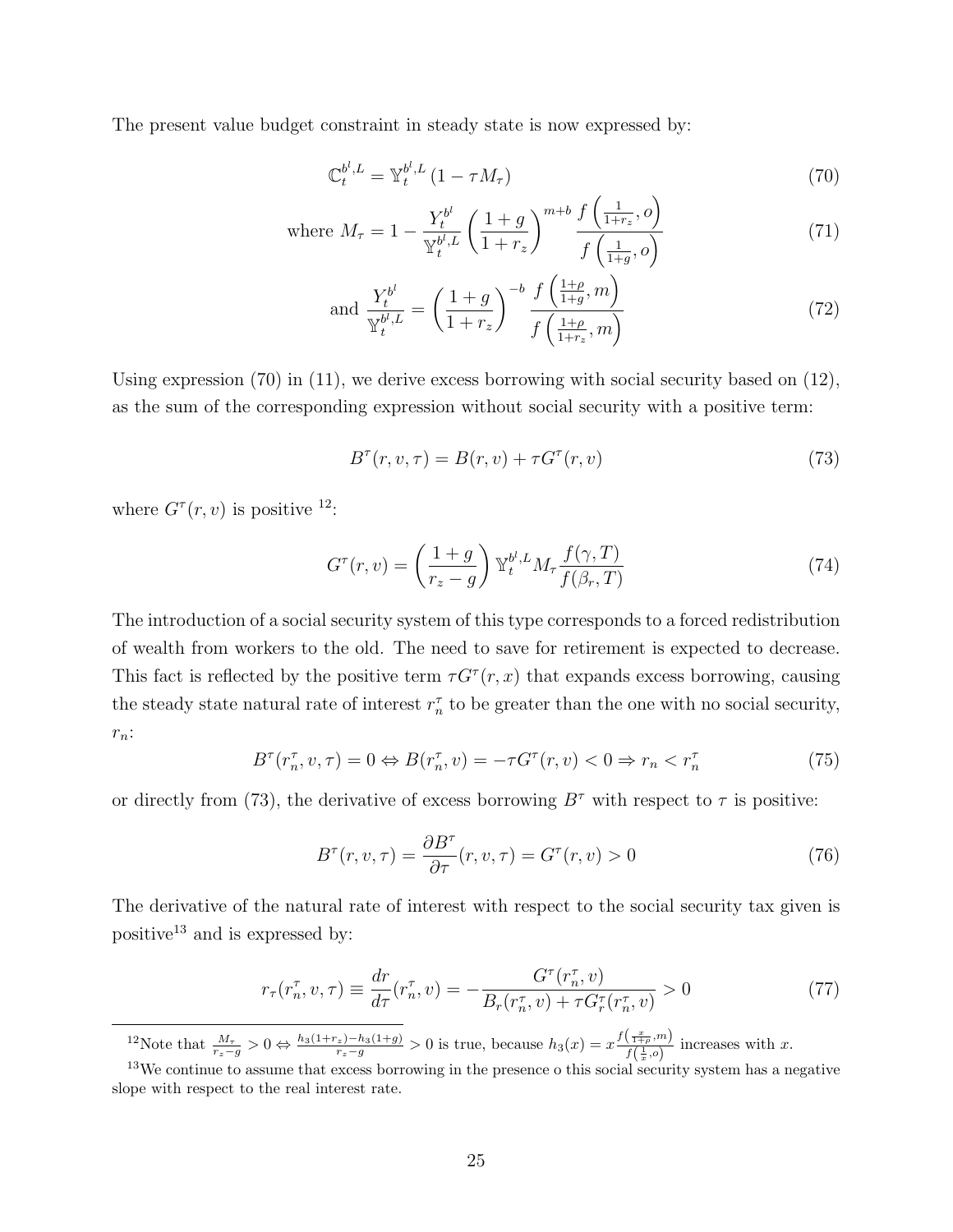The present value budget constraint in steady state is now expressed by:

$$\mathbb{C}_t^{b^l,L} = \mathbb{Y}_t^{b^l,L}\left(1 - \tau M_\tau\right) \tag{70}$$

$$\text{where } M_\tau = 1 - \frac{Y_t^{b^l}}{\mathbb{Y}_t^{b^l,L}}\left(\frac{1+g}{1+r_z}\right)^{m+b}\frac{f\left(\frac{1}{1+r_z}, o\right)}{f\left(\frac{1}{1+g}, o\right)} \tag{71}$$

$$\text{and } \frac{Y_t^{b^l}}{\mathbb{Y}_t^{b^l,L}} = \left(\frac{1+g}{1+r_z}\right)^{-b}\frac{f\left(\frac{1+\rho}{1+g}, m\right)}{f\left(\frac{1+\rho}{1+r_z}, m\right)} \tag{72}$$

Using expression (70) in (11), we derive excess borrowing with social security based on (12), as the sum of the corresponding expression without social security with a positive term:

$$B^\tau(r, v, \tau) = B(r, v) + \tau G^\tau(r, v) \tag{73}$$

where $G^\tau(r, v)$ is positive [12]:

$$G^\tau(r, v) = \left(\frac{1+g}{r_z - g}\right)\mathbb{Y}_t^{b^l,L} M_\tau \frac{f(\gamma, T)}{f(\beta_r, T)} \tag{74}$$

The introduction of a social security system of this type corresponds to a forced redistribution of wealth from workers to the old. The need to save for retirement is expected to decrease. This fact is reflected by the positive term $\tau G^\tau(r, x)$ that expands excess borrowing, causing the steady state natural rate of interest $r_n^\tau$ to be greater than the one with no social security, $r_n$:

$$B^\tau(r_n^\tau, v, \tau) = 0 \Leftrightarrow B(r_n^\tau, v) = -\tau G^\tau(r, v) < 0 \Rightarrow r_n < r_n^\tau \tag{75}$$

or directly from (73), the derivative of excess borrowing $B^\tau$ with respect to $\tau$ is positive:

$$B^\tau(r, v, \tau) = \frac{\partial B^\tau}{\partial \tau}(r, v, \tau) = G^\tau(r, v) > 0 \tag{76}$$

The derivative of the natural rate of interest with respect to the social security tax given is positive[13] and is expressed by:

$$r_\tau(r_n^\tau, v, \tau) \equiv \frac{dr}{d\tau}(r_n^\tau, v) = -\frac{G^\tau(r_n^\tau, v)}{B_r(r_n^\tau, v) + \tau G_r^\tau(r_n^\tau, v)} > 0 \tag{77}$$

[12] Note that $\frac{M_\tau}{r_z - g} > 0 \Leftrightarrow \frac{h_3(1+r_z) - h_3(1+g)}{r_z - g} > 0$ is true, because $h_3(x) = x\frac{f\left(\frac{x}{1+\rho}, m\right)}{f\left(\frac{1}{x}, o\right)}$ increases with $x$.

[13] We continue to assume that excess borrowing in the presence o this social security system has a negative slope with respect to the real interest rate.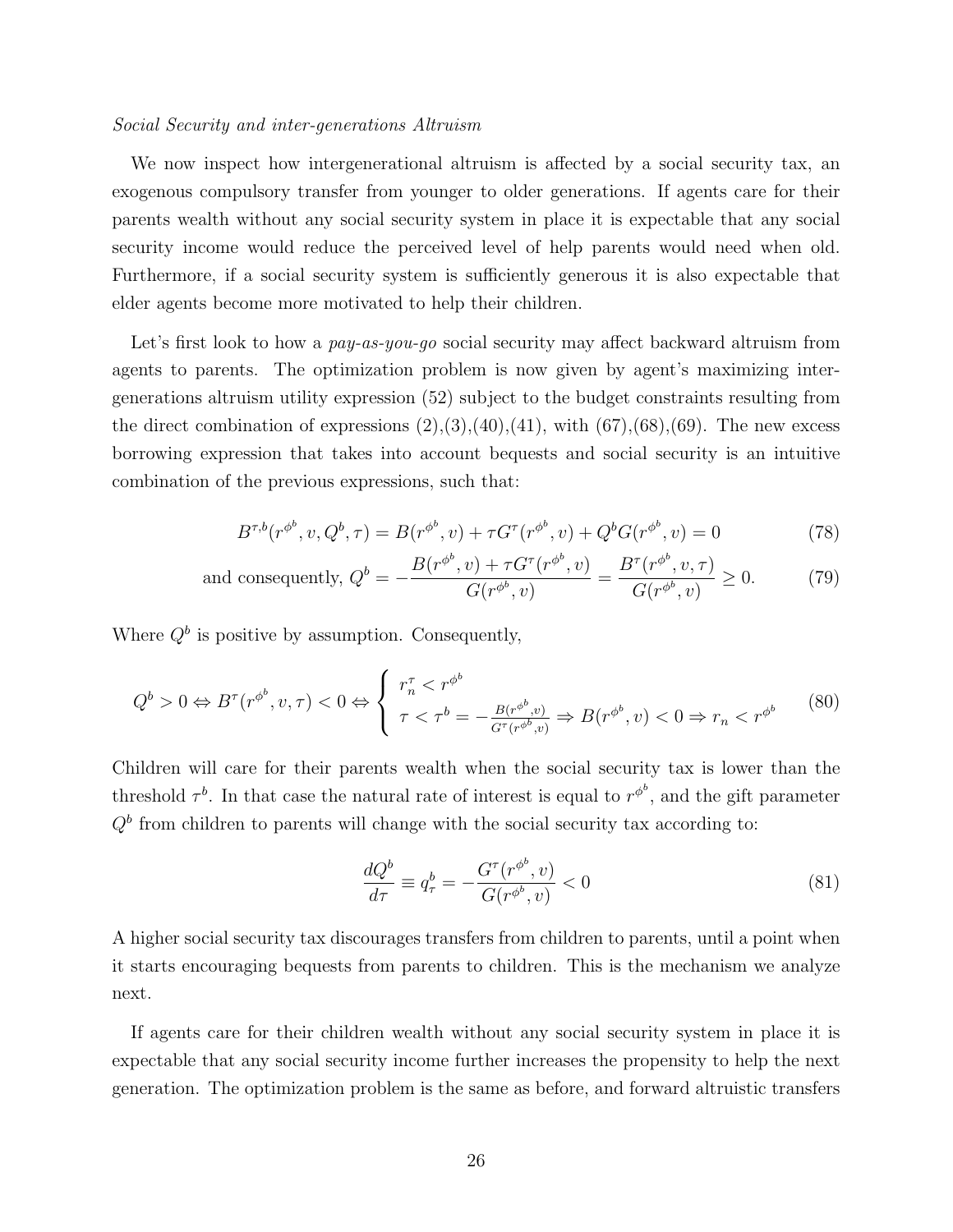*Social Security and inter-generations Altruism*

We now inspect how intergenerational altruism is affected by a social security tax, an exogenous compulsory transfer from younger to older generations. If agents care for their parents wealth without any social security system in place it is expectable that any social security income would reduce the perceived level of help parents would need when old. Furthermore, if a social security system is sufficiently generous it is also expectable that elder agents become more motivated to help their children.

Let's first look to how a *pay-as-you-go* social security may affect backward altruism from agents to parents. The optimization problem is now given by agent's maximizing inter-generations altruism utility expression (52) subject to the budget constraints resulting from the direct combination of expressions (2),(3),(40),(41), with (67),(68),(69). The new excess borrowing expression that takes into account bequests and social security is an intuitive combination of the previous expressions, such that:

$$B^{\tau,b}(r^{\phi^b}, v, Q^b, \tau) = B(r^{\phi^b}, v) + \tau G^{\tau}(r^{\phi^b}, v) + Q^b G(r^{\phi^b}, v) = 0 \tag{78}$$

$$\text{and consequently, } Q^b = -\frac{B(r^{\phi^b}, v) + \tau G^{\tau}(r^{\phi^b}, v)}{G(r^{\phi^b}, v)} = \frac{B^{\tau}(r^{\phi^b}, v, \tau)}{G(r^{\phi^b}, v)} \geq 0. \tag{79}$$

Where $Q^b$ is positive by assumption. Consequently,

$$Q^b > 0 \Leftrightarrow B^{\tau}(r^{\phi^b}, v, \tau) < 0 \Leftrightarrow \begin{cases} r_n^{\tau} < r^{\phi^b} \\ \tau < \tau^b = -\frac{B(r^{\phi^b}, v)}{G^{\tau}(r^{\phi^b}, v)} \Rightarrow B(r^{\phi^b}, v) < 0 \Rightarrow r_n < r^{\phi^b} \end{cases} \tag{80}$$

Children will care for their parents wealth when the social security tax is lower than the threshold $\tau^b$. In that case the natural rate of interest is equal to $r^{\phi^b}$, and the gift parameter $Q^b$ from children to parents will change with the social security tax according to:

$$\frac{dQ^b}{d\tau} \equiv q_{\tau}^b = -\frac{G^{\tau}(r^{\phi^b}, v)}{G(r^{\phi^b}, v)} < 0 \tag{81}$$

A higher social security tax discourages transfers from children to parents, until a point when it starts encouraging bequests from parents to children. This is the mechanism we analyze next.

If agents care for their children wealth without any social security system in place it is expectable that any social security income further increases the propensity to help the next generation. The optimization problem is the same as before, and forward altruistic transfers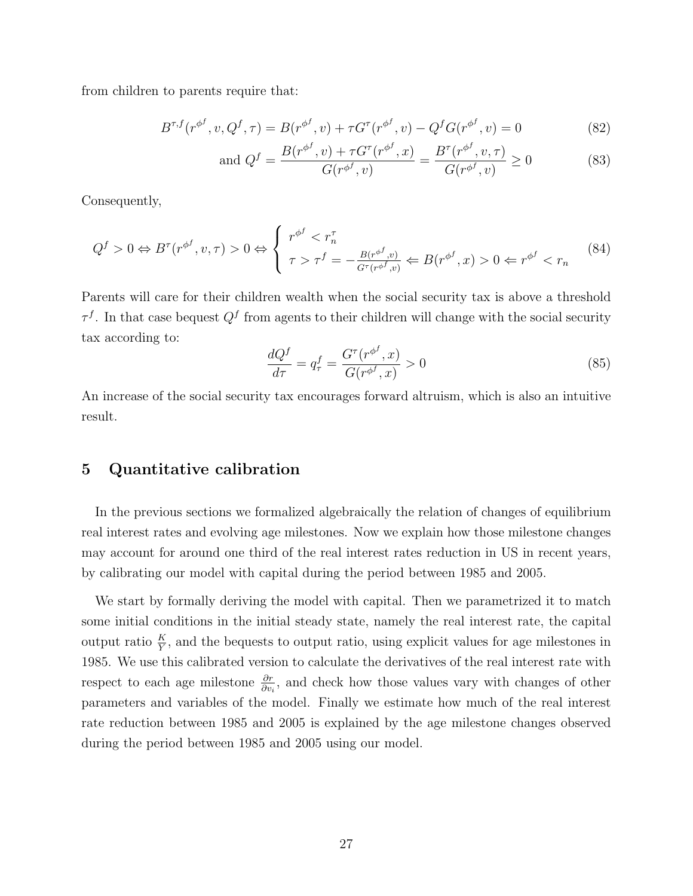from children to parents require that:

$$B^{\tau,f}(r^{\phi f}, v, Q^f, \tau) = B(r^{\phi f}, v) + \tau G^{\tau}(r^{\phi f}, v) - Q^f G(r^{\phi f}, v) = 0 \tag{82}$$

$$\text{and } Q^f = \frac{B(r^{\phi f}, v) + \tau G^{\tau}(r^{\phi f}, x)}{G(r^{\phi f}, v)} = \frac{B^{\tau}(r^{\phi f}, v, \tau)}{G(r^{\phi f}, v)} \geq 0 \tag{83}$$

Consequently,

$$Q^f > 0 \Leftrightarrow B^{\tau}(r^{\phi f}, v, \tau) > 0 \Leftrightarrow \begin{cases} r^{\phi f} < r_n^{\tau} \\ \tau > \tau^f = -\frac{B(r^{\phi f}, v)}{G^{\tau}(r^{\phi f}, v)} \Leftarrow B(r^{\phi f}, x) > 0 \Leftarrow r^{\phi f} < r_n \end{cases} \tag{84}$$

Parents will care for their children wealth when the social security tax is above a threshold $\tau^f$. In that case bequest $Q^f$ from agents to their children will change with the social security tax according to:

$$\frac{dQ^f}{d\tau} = q_{\tau}^f = \frac{G^{\tau}(r^{\phi f}, x)}{G(r^{\phi f}, x)} > 0 \tag{85}$$

An increase of the social security tax encourages forward altruism, which is also an intuitive result.

## 5 Quantitative calibration

In the previous sections we formalized algebraically the relation of changes of equilibrium real interest rates and evolving age milestones. Now we explain how those milestone changes may account for around one third of the real interest rates reduction in US in recent years, by calibrating our model with capital during the period between 1985 and 2005.

We start by formally deriving the model with capital. Then we parametrized it to match some initial conditions in the initial steady state, namely the real interest rate, the capital output ratio $\frac{K}{Y}$, and the bequests to output ratio, using explicit values for age milestones in 1985. We use this calibrated version to calculate the derivatives of the real interest rate with respect to each age milestone $\frac{\partial r}{\partial v_i}$, and check how those values vary with changes of other parameters and variables of the model. Finally we estimate how much of the real interest rate reduction between 1985 and 2005 is explained by the age milestone changes observed during the period between 1985 and 2005 using our model.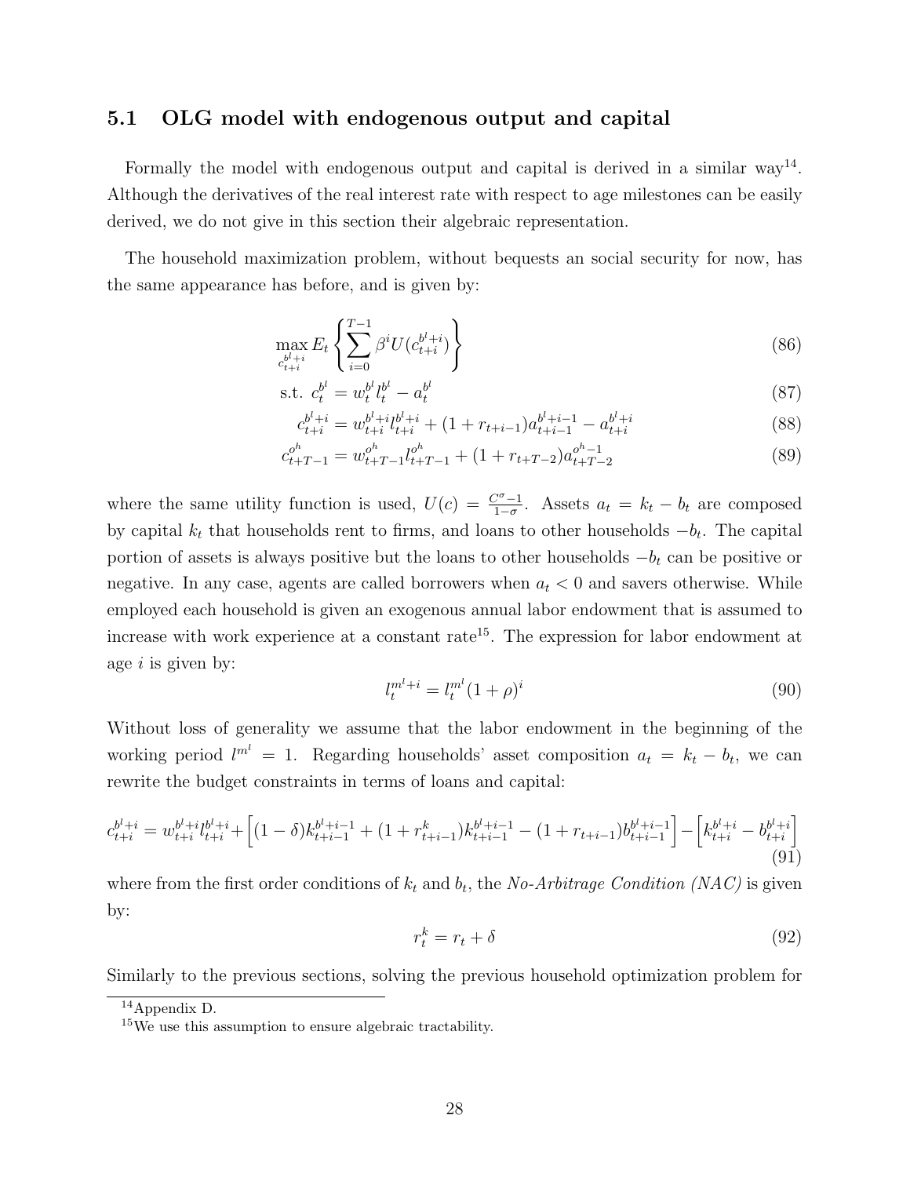### 5.1 OLG model with endogenous output and capital

Formally the model with endogenous output and capital is derived in a similar way[14]. Although the derivatives of the real interest rate with respect to age milestones can be easily derived, we do not give in this section their algebraic representation.

The household maximization problem, without bequests an social security for now, has the same appearance has before, and is given by:

$$\max_{c_{t+i}^{b^l+i}} E_t \left\{ \sum_{i=0}^{T-1} \beta^i U(c_{t+i}^{b^l+i}) \right\} \tag{86}$$

$$\text{s.t. } c_t^{b^l} = w_t^{b^l} l_t^{b^l} - a_t^{b^l} \tag{87}$$

$$c_{t+i}^{b^l+i} = w_{t+i}^{b^l+i} l_{t+i}^{b^l+i} + (1 + r_{t+i-1}) a_{t+i-1}^{b^l+i-1} - a_{t+i}^{b^l+i} \tag{88}$$

$$c_{t+T-1}^{o^h} = w_{t+T-1}^{o^h} l_{t+T-1}^{o^h} + (1 + r_{t+T-2}) a_{t+T-2}^{o^h-1} \tag{89}$$

where the same utility function is used, $U(c) = \frac{C^\sigma - 1}{1-\sigma}$. Assets $a_t = k_t - b_t$ are composed by capital $k_t$ that households rent to firms, and loans to other households $-b_t$. The capital portion of assets is always positive but the loans to other households $-b_t$ can be positive or negative. In any case, agents are called borrowers when $a_t < 0$ and savers otherwise. While employed each household is given an exogenous annual labor endowment that is assumed to increase with work experience at a constant rate[15]. The expression for labor endowment at age $i$ is given by:

$$l_t^{m^l+i} = l_t^{m^l} (1 + \rho)^i \tag{90}$$

Without loss of generality we assume that the labor endowment in the beginning of the working period $l^{m^l} = 1$. Regarding households' asset composition $a_t = k_t - b_t$, we can rewrite the budget constraints in terms of loans and capital:

$$c_{t+i}^{b^l+i} = w_{t+i}^{b^l+i} l_{t+i}^{b^l+i} + \left[ (1-\delta) k_{t+i-1}^{b^l+i-1} + (1 + r_{t+i-1}^k) k_{t+i-1}^{b^l+i-1} - (1 + r_{t+i-1}) b_{t+i-1}^{b^l+i-1} \right] - \left[ k_{t+i}^{b^l+i} - b_{t+i}^{b^l+i} \right] \tag{91}$$

where from the first order conditions of $k_t$ and $b_t$, the *No-Arbitrage Condition (NAC)* is given by:

$$r_t^k = r_t + \delta \tag{92}$$

Similarly to the previous sections, solving the previous household optimization problem for

[14] Appendix D.

[15] We use this assumption to ensure algebraic tractability.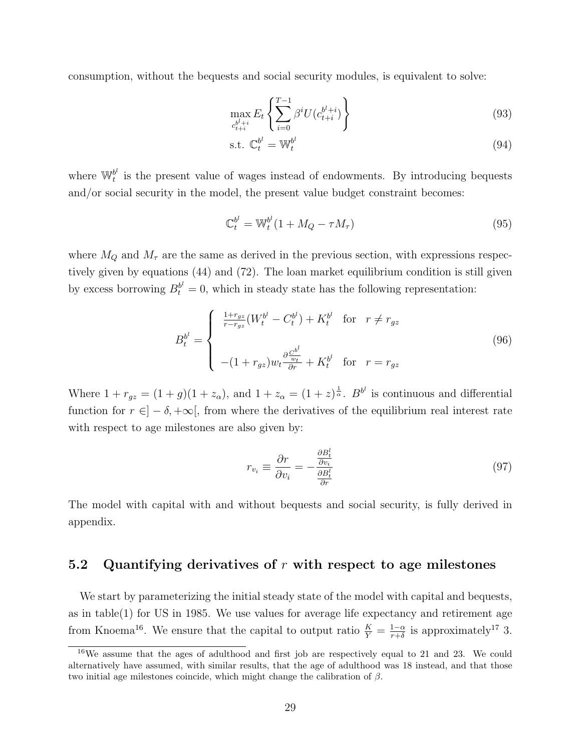consumption, without the bequests and social security modules, is equivalent to solve:

$$\max_{c_{t+i}^{b^l+i}} E_t \left\{ \sum_{i=0}^{T-1} \beta^i U(c_{t+i}^{b^l+i}) \right\} \tag{93}$$

$$\text{s.t. } \mathbb{C}_t^{b^l} = \mathbb{W}_t^{b^l} \tag{94}$$

where $\mathbb{W}_t^{b^l}$ is the present value of wages instead of endowments. By introducing bequests and/or social security in the model, the present value budget constraint becomes:

$$\mathbb{C}_t^{b^l} = \mathbb{W}_t^{b^l}(1 + M_Q - \tau M_\tau) \tag{95}$$

where $M_Q$ and $M_\tau$ are the same as derived in the previous section, with expressions respectively given by equations (44) and (72). The loan market equilibrium condition is still given by excess borrowing $B_t^{b^l} = 0$, which in steady state has the following representation:

$$B_t^{b^l} = \begin{cases} \frac{1+r_{gz}}{r-r_{gz}}(W_t^{b^l} - C_t^{b^l}) + K_t^{b^l} & \text{for} \quad r \neq r_{gz} \\ \\ -(1+r_{gz})w_t \frac{\partial \frac{C^{b^l}}{w_t}}{\partial r} + K_t^{b^l} & \text{for} \quad r = r_{gz} \end{cases} \tag{96}$$

Where $1 + r_{gz} = (1+g)(1+z_\alpha)$, and $1 + z_\alpha = (1+z)^{\frac{1}{\alpha}}$. $B^{b^l}$ is continuous and differential function for $r \in ]-\delta, +\infty[$, from where the derivatives of the equilibrium real interest rate with respect to age milestones are also given by:

$$r_{v_i} \equiv \frac{\partial r}{\partial v_i} = -\frac{\frac{\partial B_t^l}{\partial v_i}}{\frac{\partial B_t^l}{\partial r}} \tag{97}$$

The model with capital with and without bequests and social security, is fully derived in appendix.

## 5.2 Quantifying derivatives of $r$ with respect to age milestones

We start by parameterizing the initial steady state of the model with capital and bequests, as in table(1) for US in 1985. We use values for average life expectancy and retirement age from Knoema[16]. We ensure that the capital to output ratio $\frac{K}{Y} = \frac{1-\alpha}{r+\delta}$ is approximately[17] 3.

[16] We assume that the ages of adulthood and first job are respectively equal to 21 and 23. We could alternatively have assumed, with similar results, that the age of adulthood was 18 instead, and that those two initial age milestones coincide, which might change the calibration of $\beta$.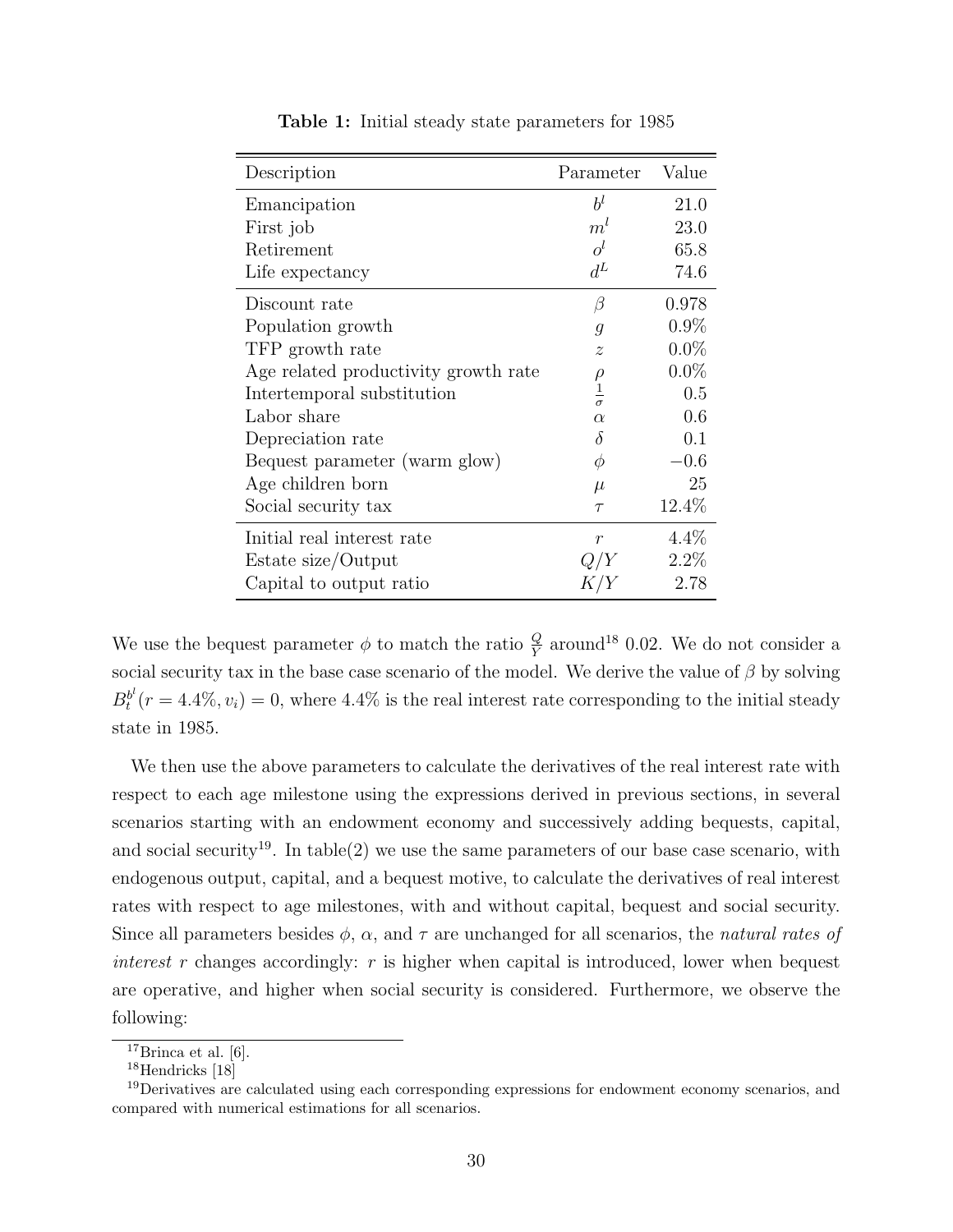**Table 1:** Initial steady state parameters for 1985

| Description | Parameter | Value |
|---|---|---|
| Emancipation | $b^l$ | 21.0 |
| First job | $m^l$ | 23.0 |
| Retirement | $o^l$ | 65.8 |
| Life expectancy | $d^L$ | 74.6 |
| Discount rate | $\beta$ | 0.978 |
| Population growth | $g$ | 0.9% |
| TFP growth rate | $z$ | 0.0% |
| Age related productivity growth rate | $\rho$ | 0.0% |
| Intertemporal substitution | $\frac{1}{\sigma}$ | 0.5 |
| Labor share | $\alpha$ | 0.6 |
| Depreciation rate | $\delta$ | 0.1 |
| Bequest parameter (warm glow) | $\phi$ | $-0.6$ |
| Age children born | $\mu$ | 25 |
| Social security tax | $\tau$ | 12.4% |
| Initial real interest rate | $r$ | 4.4% |
| Estate size/Output | $Q/Y$ | 2.2% |
| Capital to output ratio | $K/Y$ | 2.78 |

We use the bequest parameter $\phi$ to match the ratio $\frac{Q}{Y}$ around[18] 0.02. We do not consider a social security tax in the base case scenario of the model. We derive the value of $\beta$ by solving $B_t^{b^l}(r = 4.4\%, v_i) = 0$, where 4.4% is the real interest rate corresponding to the initial steady state in 1985.

We then use the above parameters to calculate the derivatives of the real interest rate with respect to each age milestone using the expressions derived in previous sections, in several scenarios starting with an endowment economy and successively adding bequests, capital, and social security[19]. In table(2) we use the same parameters of our base case scenario, with endogenous output, capital, and a bequest motive, to calculate the derivatives of real interest rates with respect to age milestones, with and without capital, bequest and social security. Since all parameters besides $\phi$, $\alpha$, and $\tau$ are unchanged for all scenarios, the *natural rates of interest* $r$ changes accordingly: $r$ is higher when capital is introduced, lower when bequest are operative, and higher when social security is considered. Furthermore, we observe the following:

[17] Brinca et al. [6].

[18] Hendricks [18]

[19] Derivatives are calculated using each corresponding expressions for endowment economy scenarios, and compared with numerical estimations for all scenarios.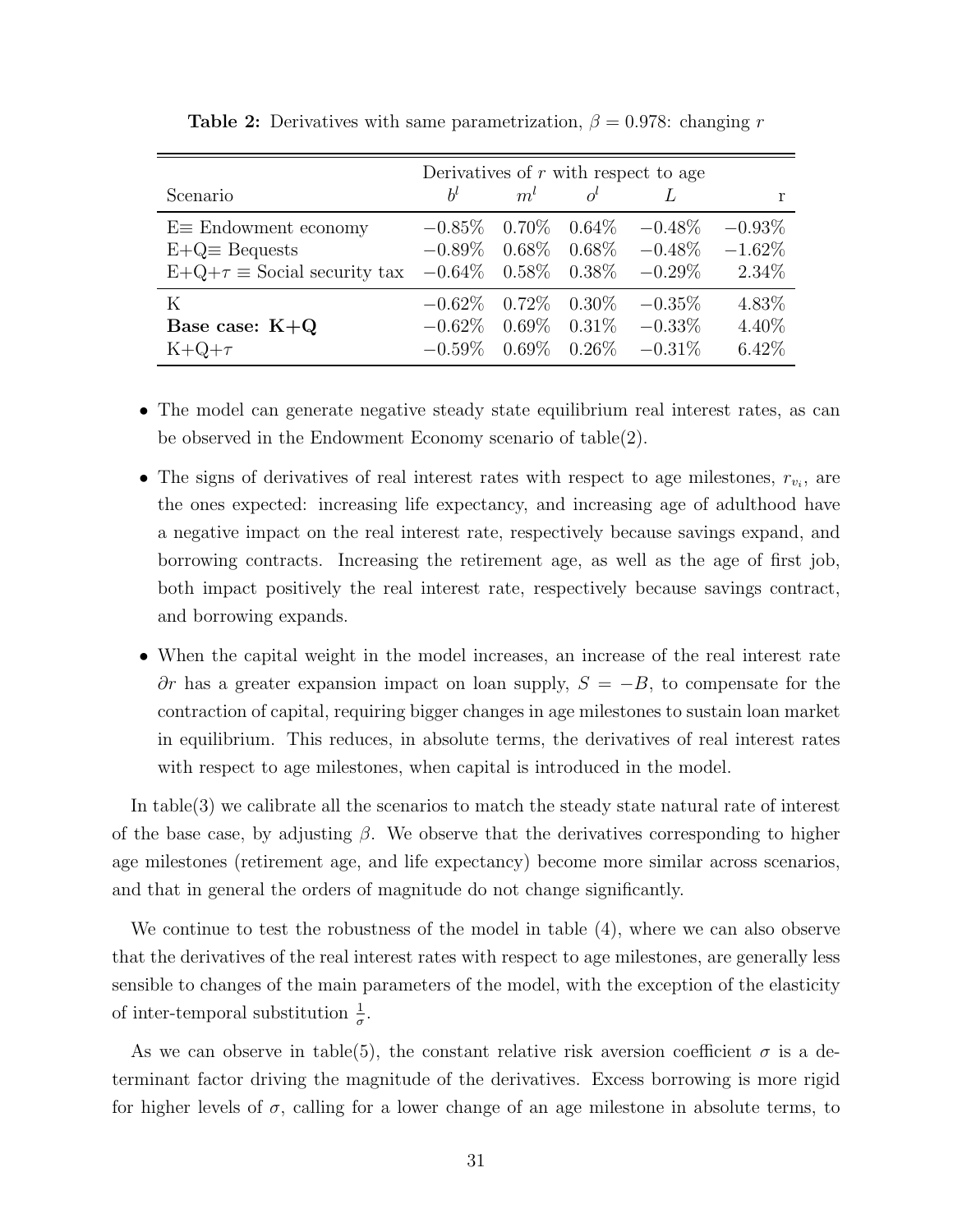**Table 2:** Derivatives with same parametrization, $\beta = 0.978$: changing $r$

| Scenario | Derivatives of $r$ with respect to age $b^l$ | $m^l$ | $o^l$ | $L$ | r |
|---|---|---|---|---|---|
| E≡ Endowment economy | $-0.85\%$ | $0.70\%$ | $0.64\%$ | $-0.48\%$ | $-0.93\%$ |
| E+Q≡ Bequests | $-0.89\%$ | $0.68\%$ | $0.68\%$ | $-0.48\%$ | $-1.62\%$ |
| E+Q+$\tau$ ≡ Social security tax | $-0.64\%$ | $0.58\%$ | $0.38\%$ | $-0.29\%$ | $2.34\%$ |
| K | $-0.62\%$ | $0.72\%$ | $0.30\%$ | $-0.35\%$ | $4.83\%$ |
| **Base case: K+Q** | $-0.62\%$ | $0.69\%$ | $0.31\%$ | $-0.33\%$ | $4.40\%$ |
| K+Q+$\tau$ | $-0.59\%$ | $0.69\%$ | $0.26\%$ | $-0.31\%$ | $6.42\%$ |

- The model can generate negative steady state equilibrium real interest rates, as can be observed in the Endowment Economy scenario of table(2).
- The signs of derivatives of real interest rates with respect to age milestones, $r_{v_i}$, are the ones expected: increasing life expectancy, and increasing age of adulthood have a negative impact on the real interest rate, respectively because savings expand, and borrowing contracts. Increasing the retirement age, as well as the age of first job, both impact positively the real interest rate, respectively because savings contract, and borrowing expands.
- When the capital weight in the model increases, an increase of the real interest rate $\partial r$ has a greater expansion impact on loan supply, $S = -B$, to compensate for the contraction of capital, requiring bigger changes in age milestones to sustain loan market in equilibrium. This reduces, in absolute terms, the derivatives of real interest rates with respect to age milestones, when capital is introduced in the model.

In table(3) we calibrate all the scenarios to match the steady state natural rate of interest of the base case, by adjusting $\beta$. We observe that the derivatives corresponding to higher age milestones (retirement age, and life expectancy) become more similar across scenarios, and that in general the orders of magnitude do not change significantly.

We continue to test the robustness of the model in table (4), where we can also observe that the derivatives of the real interest rates with respect to age milestones, are generally less sensible to changes of the main parameters of the model, with the exception of the elasticity of inter-temporal substitution $\frac{1}{\sigma}$.

As we can observe in table(5), the constant relative risk aversion coefficient $\sigma$ is a determinant factor driving the magnitude of the derivatives. Excess borrowing is more rigid for higher levels of $\sigma$, calling for a lower change of an age milestone in absolute terms, to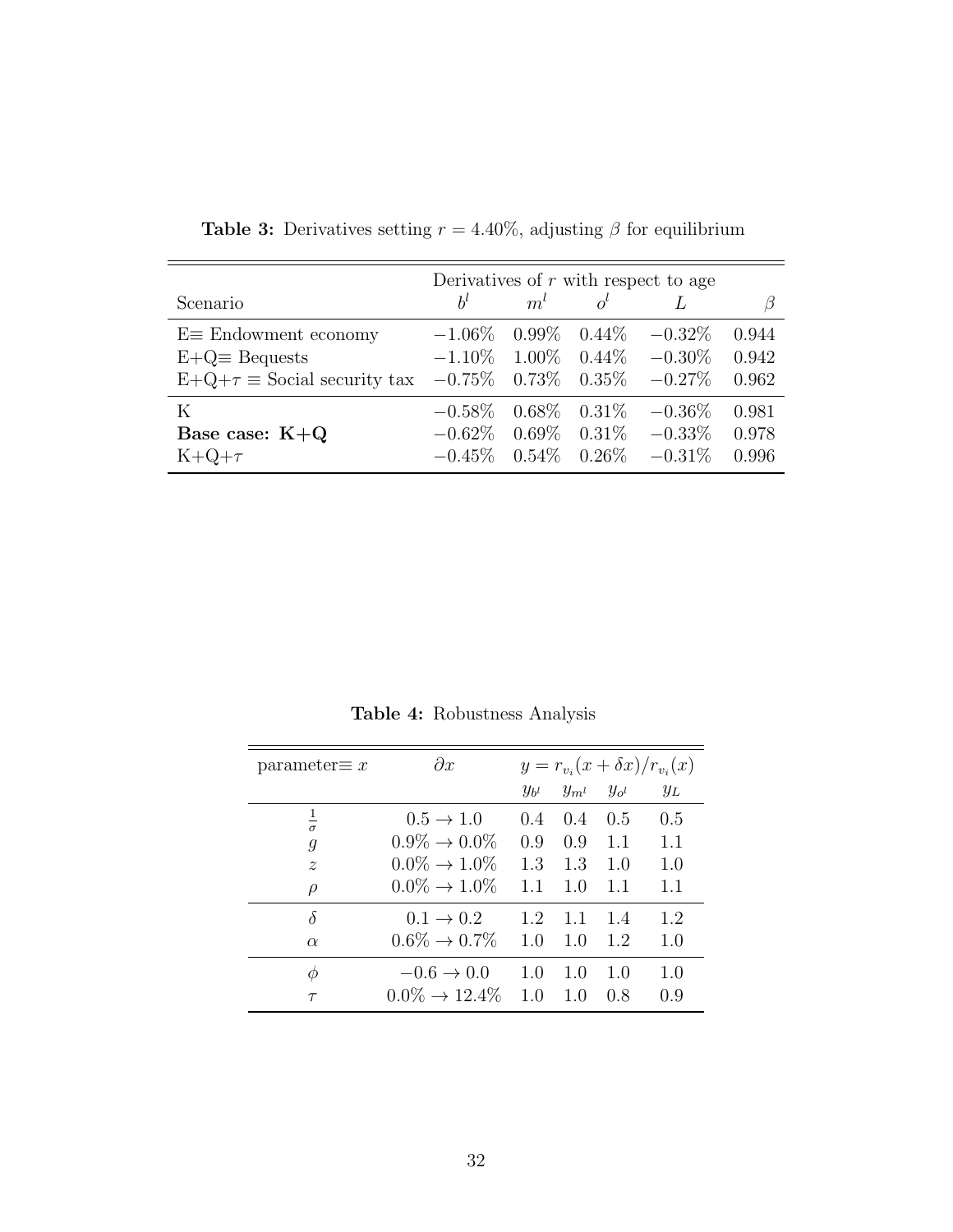**Table 3:** Derivatives setting $r = 4.40\%$, adjusting $\beta$ for equilibrium

| Scenario | Derivatives of $r$ with respect to age | | | | |
|---|---|---|---|---|---|
| | $b^l$ | $m^l$ | $o^l$ | $L$ | $\beta$ |
| E$\equiv$ Endowment economy | $-1.06\%$ | $0.99\%$ | $0.44\%$ | $-0.32\%$ | 0.944 |
| E+Q$\equiv$ Bequests | $-1.10\%$ | $1.00\%$ | $0.44\%$ | $-0.30\%$ | 0.942 |
| E+Q+$\tau$ $\equiv$ Social security tax | $-0.75\%$ | $0.73\%$ | $0.35\%$ | $-0.27\%$ | 0.962 |
| K | $-0.58\%$ | $0.68\%$ | $0.31\%$ | $-0.36\%$ | 0.981 |
| **Base case: K+Q** | $-0.62\%$ | $0.69\%$ | $0.31\%$ | $-0.33\%$ | 0.978 |
| K+Q+$\tau$ | $-0.45\%$ | $0.54\%$ | $0.26\%$ | $-0.31\%$ | 0.996 |

**Table 4:** Robustness Analysis

| parameter$\equiv x$ | $\partial x$ | $y = r_{v_i}(x + \delta x)/r_{v_i}(x)$ | | | |
|---|---|---|---|---|---|
| | | $y_{b^l}$ | $y_{m^l}$ | $y_{o^l}$ | $y_L$ |
| $\frac{1}{\sigma}$ | $0.5 \to 1.0$ | 0.4 | 0.4 | 0.5 | 0.5 |
| $g$ | $0.9\% \to 0.0\%$ | 0.9 | 0.9 | 1.1 | 1.1 |
| $z$ | $0.0\% \to 1.0\%$ | 1.3 | 1.3 | 1.0 | 1.0 |
| $\rho$ | $0.0\% \to 1.0\%$ | 1.1 | 1.0 | 1.1 | 1.1 |
| $\delta$ | $0.1 \to 0.2$ | 1.2 | 1.1 | 1.4 | 1.2 |
| $\alpha$ | $0.6\% \to 0.7\%$ | 1.0 | 1.0 | 1.2 | 1.0 |
| $\phi$ | $-0.6 \to 0.0$ | 1.0 | 1.0 | 1.0 | 1.0 |
| $\tau$ | $0.0\% \to 12.4\%$ | 1.0 | 1.0 | 0.8 | 0.9 |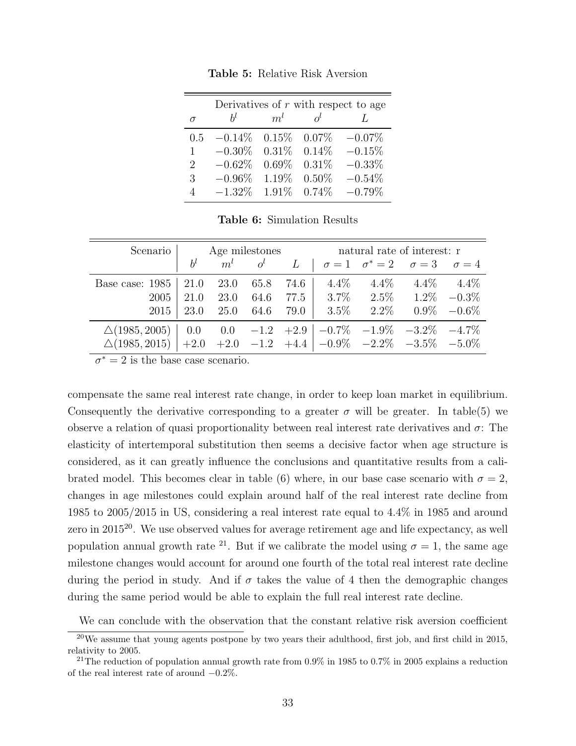**Table 5:** Relative Risk Aversion

| | Derivatives of $r$ with respect to age | | | |
|---|---|---|---|---|
| $\sigma$ | $b^l$ | $m^l$ | $o^l$ | $L$ |
| 0.5 | $-0.14\%$ | $0.15\%$ | $0.07\%$ | $-0.07\%$ |
| 1 | $-0.30\%$ | $0.31\%$ | $0.14\%$ | $-0.15\%$ |
| 2 | $-0.62\%$ | $0.69\%$ | $0.31\%$ | $-0.33\%$ |
| 3 | $-0.96\%$ | $1.19\%$ | $0.50\%$ | $-0.54\%$ |
| 4 | $-1.32\%$ | $1.91\%$ | $0.74\%$ | $-0.79\%$ |

**Table 6:** Simulation Results

| Scenario | Age milestones | | | | natural rate of interest: r | | | |
|---|---|---|---|---|---|---|---|---|
| | $b^l$ | $m^l$ | $o^l$ | $L$ | $\sigma = 1$ | $\sigma^* = 2$ | $\sigma = 3$ | $\sigma = 4$ |
| Base case: 1985 | 21.0 | 23.0 | 65.8 | 74.6 | 4.4% | 4.4% | 4.4% | 4.4% |
| 2005 | 21.0 | 23.0 | 64.6 | 77.5 | 3.7% | 2.5% | 1.2% | $-0.3\%$ |
| 2015 | 23.0 | 25.0 | 64.6 | 79.0 | 3.5% | 2.2% | 0.9% | $-0.6\%$ |
| $\triangle(1985, 2005)$ | 0.0 | 0.0 | $-1.2$ | $+2.9$ | $-0.7\%$ | $-1.9\%$ | $-3.2\%$ | $-4.7\%$ |
| $\triangle(1985, 2015)$ | $+2.0$ | $+2.0$ | $-1.2$ | $+4.4$ | $-0.9\%$ | $-2.2\%$ | $-3.5\%$ | $-5.0\%$ |

$\sigma^* = 2$ is the base case scenario.

compensate the same real interest rate change, in order to keep loan market in equilibrium. Consequently the derivative corresponding to a greater $\sigma$ will be greater. In table(5) we observe a relation of quasi proportionality between real interest rate derivatives and $\sigma$: The elasticity of intertemporal substitution then seems a decisive factor when age structure is considered, as it can greatly influence the conclusions and quantitative results from a calibrated model. This becomes clear in table (6) where, in our base case scenario with $\sigma = 2$, changes in age milestones could explain around half of the real interest rate decline from 1985 to 2005/2015 in US, considering a real interest rate equal to 4.4% in 1985 and around zero in 2015[20]. We use observed values for average retirement age and life expectancy, as well population annual growth rate [21]. But if we calibrate the model using $\sigma = 1$, the same age milestone changes would account for around one fourth of the total real interest rate decline during the period in study. And if $\sigma$ takes the value of 4 then the demographic changes during the same period would be able to explain the full real interest rate decline.

We can conclude with the observation that the constant relative risk aversion coefficient

[20] We assume that young agents postpone by two years their adulthood, first job, and first child in 2015, relativity to 2005.

[21] The reduction of population annual growth rate from 0.9% in 1985 to 0.7% in 2005 explains a reduction of the real interest rate of around $-0.2\%$.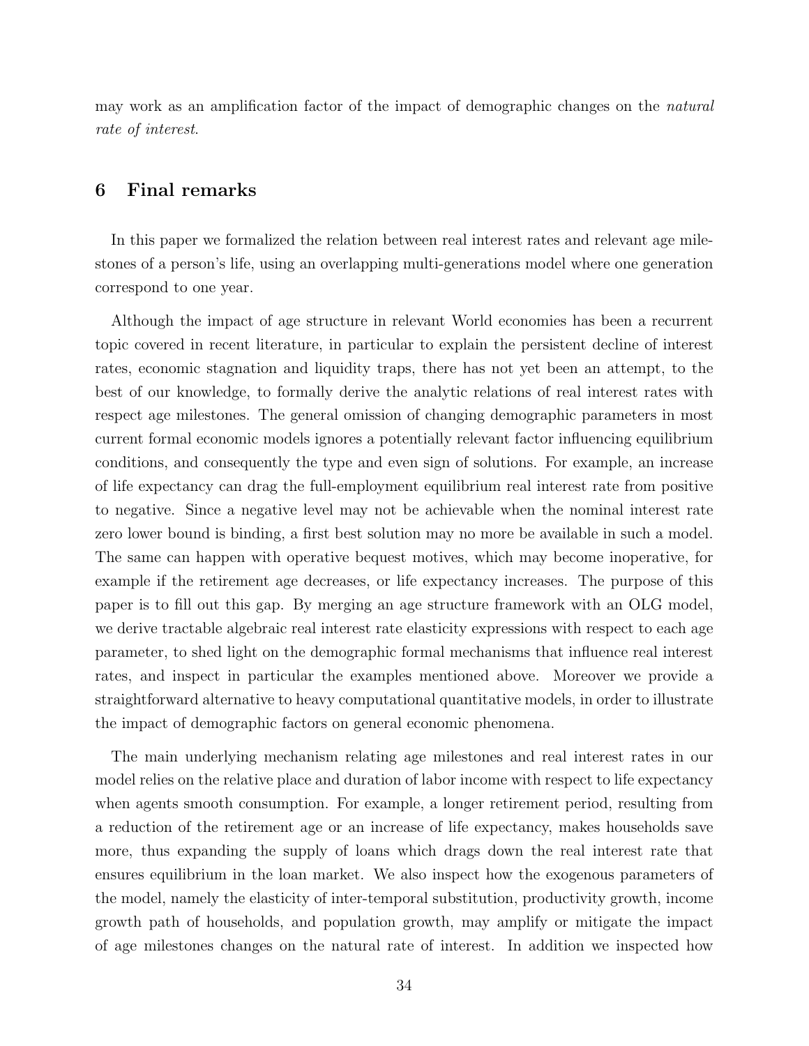may work as an amplification factor of the impact of demographic changes on the *natural rate of interest*.

## 6 Final remarks

In this paper we formalized the relation between real interest rates and relevant age milestones of a person's life, using an overlapping multi-generations model where one generation correspond to one year.

Although the impact of age structure in relevant World economies has been a recurrent topic covered in recent literature, in particular to explain the persistent decline of interest rates, economic stagnation and liquidity traps, there has not yet been an attempt, to the best of our knowledge, to formally derive the analytic relations of real interest rates with respect age milestones. The general omission of changing demographic parameters in most current formal economic models ignores a potentially relevant factor influencing equilibrium conditions, and consequently the type and even sign of solutions. For example, an increase of life expectancy can drag the full-employment equilibrium real interest rate from positive to negative. Since a negative level may not be achievable when the nominal interest rate zero lower bound is binding, a first best solution may no more be available in such a model. The same can happen with operative bequest motives, which may become inoperative, for example if the retirement age decreases, or life expectancy increases. The purpose of this paper is to fill out this gap. By merging an age structure framework with an OLG model, we derive tractable algebraic real interest rate elasticity expressions with respect to each age parameter, to shed light on the demographic formal mechanisms that influence real interest rates, and inspect in particular the examples mentioned above. Moreover we provide a straightforward alternative to heavy computational quantitative models, in order to illustrate the impact of demographic factors on general economic phenomena.

The main underlying mechanism relating age milestones and real interest rates in our model relies on the relative place and duration of labor income with respect to life expectancy when agents smooth consumption. For example, a longer retirement period, resulting from a reduction of the retirement age or an increase of life expectancy, makes households save more, thus expanding the supply of loans which drags down the real interest rate that ensures equilibrium in the loan market. We also inspect how the exogenous parameters of the model, namely the elasticity of inter-temporal substitution, productivity growth, income growth path of households, and population growth, may amplify or mitigate the impact of age milestones changes on the natural rate of interest. In addition we inspected how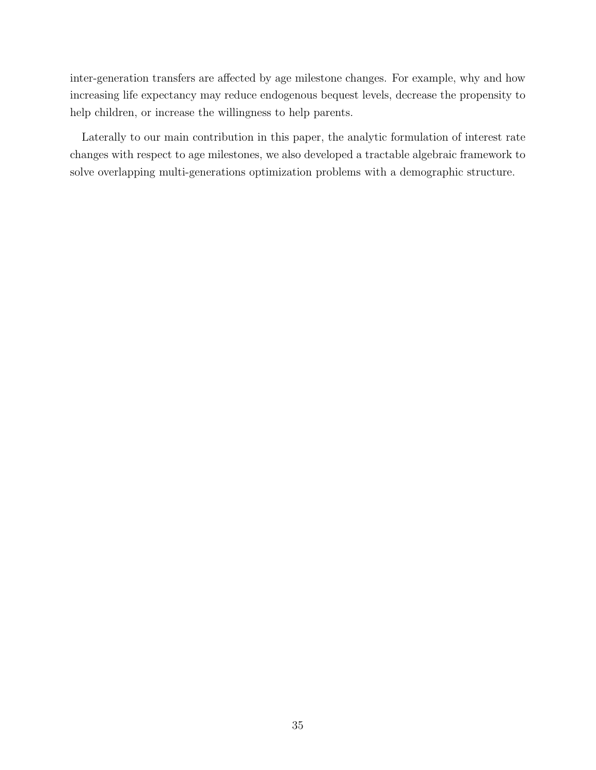inter-generation transfers are affected by age milestone changes. For example, why and how increasing life expectancy may reduce endogenous bequest levels, decrease the propensity to help children, or increase the willingness to help parents.

Laterally to our main contribution in this paper, the analytic formulation of interest rate changes with respect to age milestones, we also developed a tractable algebraic framework to solve overlapping multi-generations optimization problems with a demographic structure.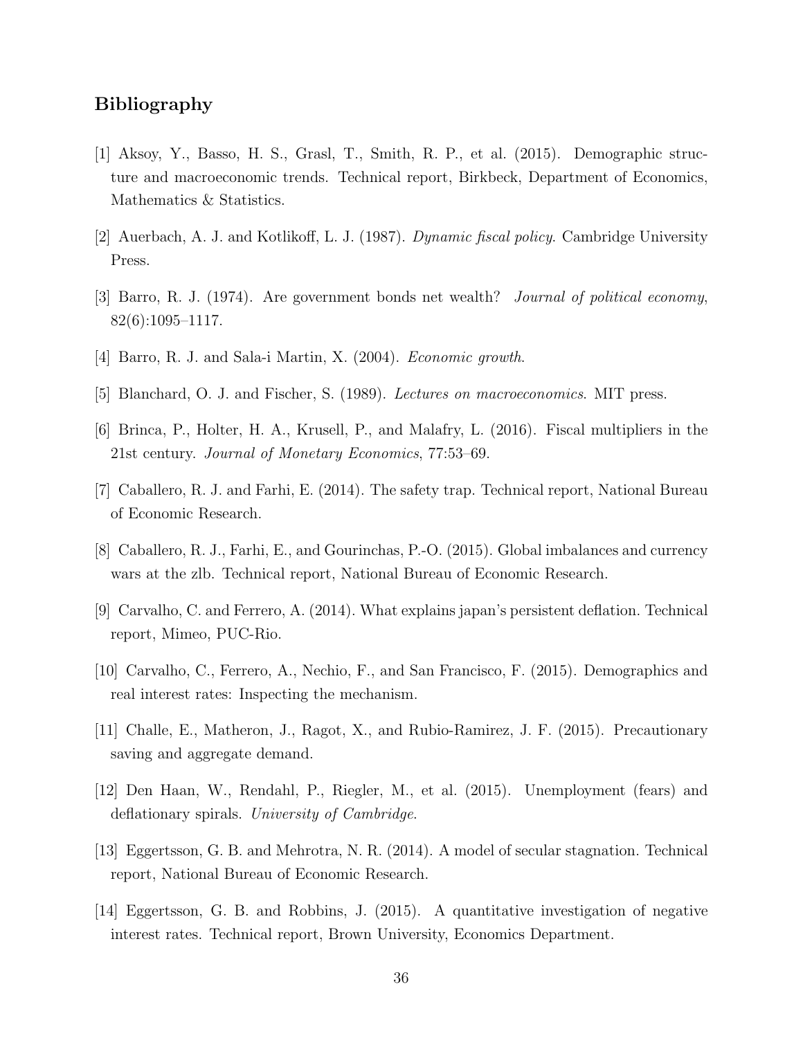## Bibliography

[1] Aksoy, Y., Basso, H. S., Grasl, T., Smith, R. P., et al. (2015). Demographic structure and macroeconomic trends. Technical report, Birkbeck, Department of Economics, Mathematics & Statistics.

[2] Auerbach, A. J. and Kotlikoff, L. J. (1987). *Dynamic fiscal policy*. Cambridge University Press.

[3] Barro, R. J. (1974). Are government bonds net wealth? *Journal of political economy*, 82(6):1095–1117.

[4] Barro, R. J. and Sala-i Martin, X. (2004). *Economic growth*.

[5] Blanchard, O. J. and Fischer, S. (1989). *Lectures on macroeconomics*. MIT press.

[6] Brinca, P., Holter, H. A., Krusell, P., and Malafry, L. (2016). Fiscal multipliers in the 21st century. *Journal of Monetary Economics*, 77:53–69.

[7] Caballero, R. J. and Farhi, E. (2014). The safety trap. Technical report, National Bureau of Economic Research.

[8] Caballero, R. J., Farhi, E., and Gourinchas, P.-O. (2015). Global imbalances and currency wars at the zlb. Technical report, National Bureau of Economic Research.

[9] Carvalho, C. and Ferrero, A. (2014). What explains japan's persistent deflation. Technical report, Mimeo, PUC-Rio.

[10] Carvalho, C., Ferrero, A., Nechio, F., and San Francisco, F. (2015). Demographics and real interest rates: Inspecting the mechanism.

[11] Challe, E., Matheron, J., Ragot, X., and Rubio-Ramirez, J. F. (2015). Precautionary saving and aggregate demand.

[12] Den Haan, W., Rendahl, P., Riegler, M., et al. (2015). Unemployment (fears) and deflationary spirals. *University of Cambridge*.

[13] Eggertsson, G. B. and Mehrotra, N. R. (2014). A model of secular stagnation. Technical report, National Bureau of Economic Research.

[14] Eggertsson, G. B. and Robbins, J. (2015). A quantitative investigation of negative interest rates. Technical report, Brown University, Economics Department.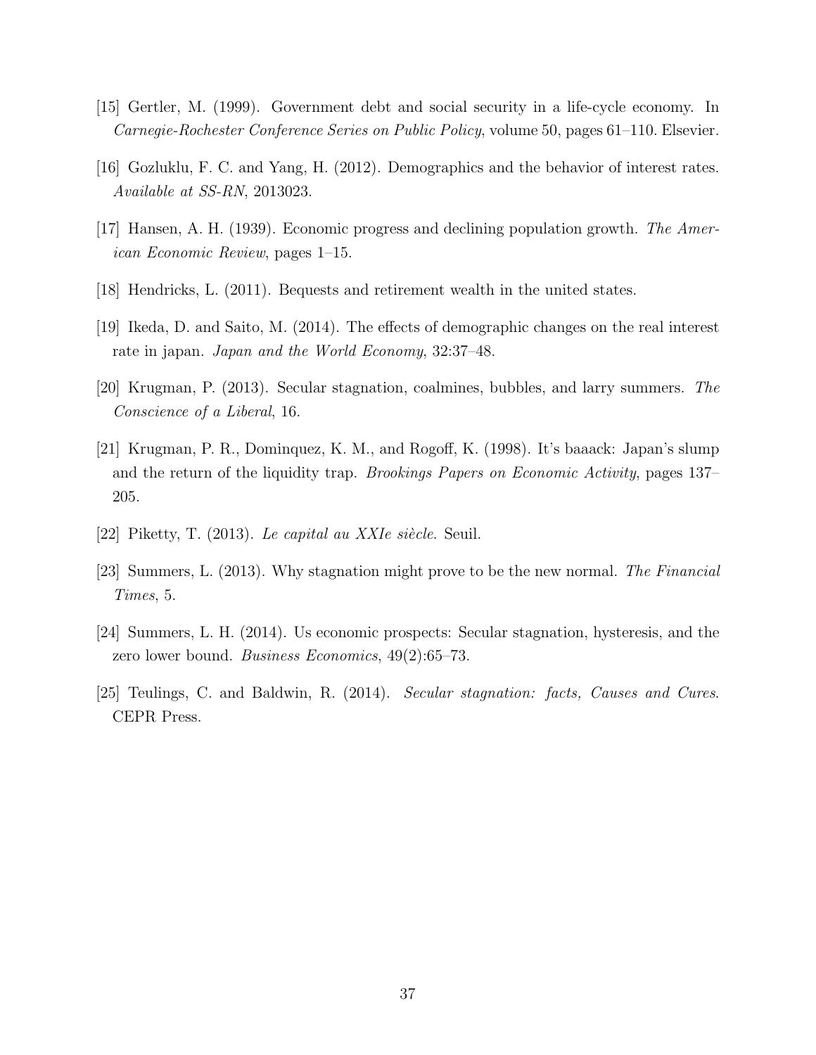[15] Gertler, M. (1999). Government debt and social security in a life-cycle economy. In *Carnegie-Rochester Conference Series on Public Policy*, volume 50, pages 61–110. Elsevier.

[16] Gozluklu, F. C. and Yang, H. (2012). Demographics and the behavior of interest rates. *Available at SS-RN*, 2013023.

[17] Hansen, A. H. (1939). Economic progress and declining population growth. *The American Economic Review*, pages 1–15.

[18] Hendricks, L. (2011). Bequests and retirement wealth in the united states.

[19] Ikeda, D. and Saito, M. (2014). The effects of demographic changes on the real interest rate in japan. *Japan and the World Economy*, 32:37–48.

[20] Krugman, P. (2013). Secular stagnation, coalmines, bubbles, and larry summers. *The Conscience of a Liberal*, 16.

[21] Krugman, P. R., Dominquez, K. M., and Rogoff, K. (1998). It's baaack: Japan's slump and the return of the liquidity trap. *Brookings Papers on Economic Activity*, pages 137–205.

[22] Piketty, T. (2013). *Le capital au XXIe siècle*. Seuil.

[23] Summers, L. (2013). Why stagnation might prove to be the new normal. *The Financial Times*, 5.

[24] Summers, L. H. (2014). Us economic prospects: Secular stagnation, hysteresis, and the zero lower bound. *Business Economics*, 49(2):65–73.

[25] Teulings, C. and Baldwin, R. (2014). *Secular stagnation: facts, Causes and Cures*. CEPR Press.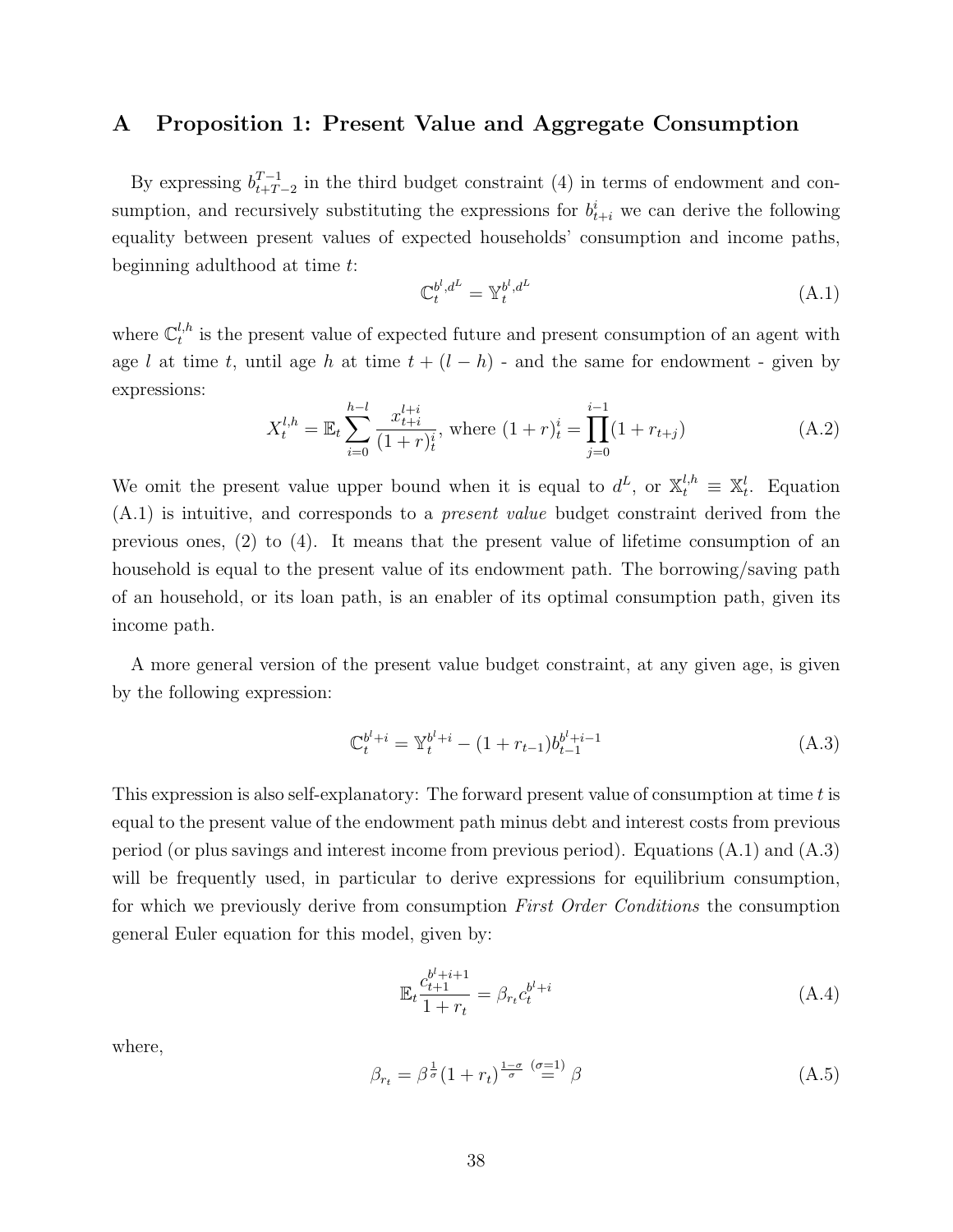# A Proposition 1: Present Value and Aggregate Consumption

By expressing $b_{t+T-2}^{T-1}$ in the third budget constraint (4) in terms of endowment and consumption, and recursively substituting the expressions for $b_{t+i}^{i}$ we can derive the following equality between present values of expected households' consumption and income paths, beginning adulthood at time $t$:

$$\mathbb{C}_t^{b^l,d^L} = \mathbb{Y}_t^{b^l,d^L} \tag{A.1}$$

where $\mathbb{C}_t^{l,h}$ is the present value of expected future and present consumption of an agent with age $l$ at time $t$, until age $h$ at time $t+(l-h)$ - and the same for endowment - given by expressions:

$$X_t^{l,h} = \mathbb{E}_t \sum_{i=0}^{h-l} \frac{x_{t+i}^{l+i}}{(1+r)_t^i}, \text{ where } (1+r)_t^i = \prod_{j=0}^{i-1}(1+r_{t+j}) \tag{A.2}$$

We omit the present value upper bound when it is equal to $d^L$, or $\mathbb{X}_t^{l,h} \equiv \mathbb{X}_t^l$. Equation (A.1) is intuitive, and corresponds to a *present value* budget constraint derived from the previous ones, (2) to (4). It means that the present value of lifetime consumption of an household is equal to the present value of its endowment path. The borrowing/saving path of an household, or its loan path, is an enabler of its optimal consumption path, given its income path.

A more general version of the present value budget constraint, at any given age, is given by the following expression:

$$\mathbb{C}_t^{b^l+i} = \mathbb{Y}_t^{b^l+i} - (1+r_{t-1})b_{t-1}^{b^l+i-1} \tag{A.3}$$

This expression is also self-explanatory: The forward present value of consumption at time $t$ is equal to the present value of the endowment path minus debt and interest costs from previous period (or plus savings and interest income from previous period). Equations (A.1) and (A.3) will be frequently used, in particular to derive expressions for equilibrium consumption, for which we previously derive from consumption *First Order Conditions* the consumption general Euler equation for this model, given by:

$$\mathbb{E}_t \frac{c_{t+1}^{b^l+i+1}}{1+r_t} = \beta_{r_t} c_t^{b^l+i} \tag{A.4}$$

where,

$$\beta_{r_t} = \beta^{\frac{1}{\sigma}}(1+r_t)^{\frac{1-\sigma}{\sigma}} \overset{(\sigma=1)}{=} \beta \tag{A.5}$$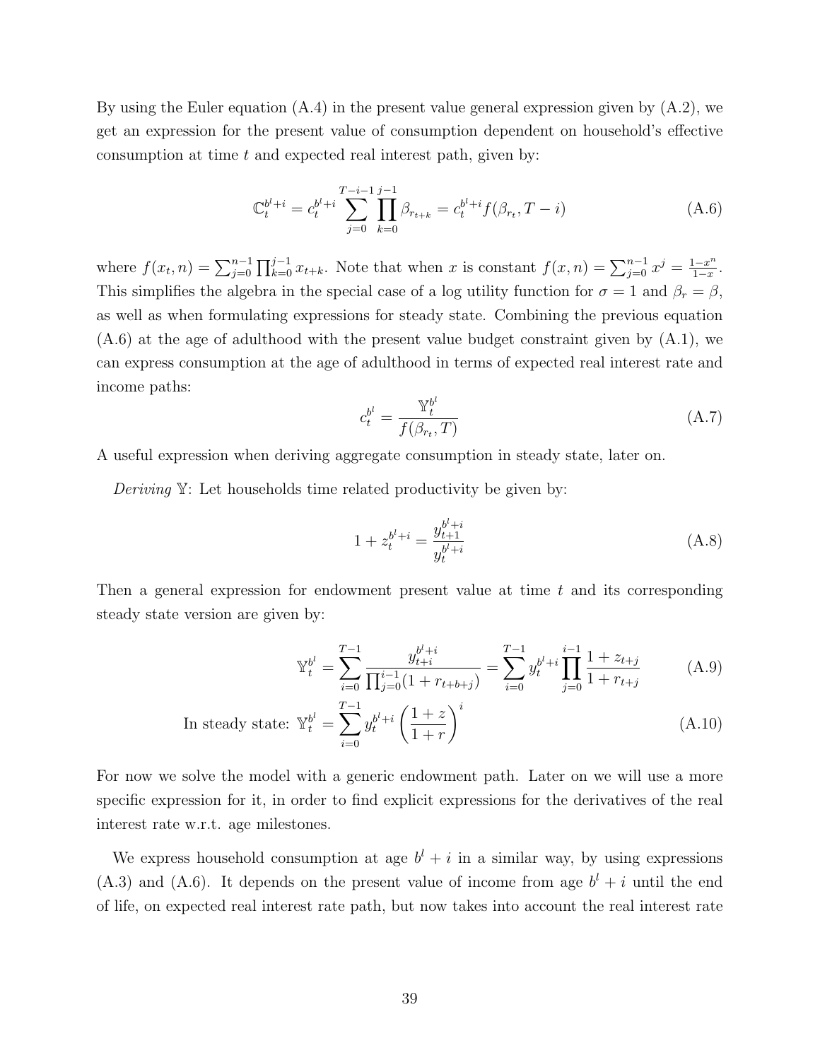By using the Euler equation (A.4) in the present value general expression given by (A.2), we get an expression for the present value of consumption dependent on household's effective consumption at time $t$ and expected real interest path, given by:

$$\mathbb{C}_t^{b^l+i} = c_t^{b^l+i} \sum_{j=0}^{T-i-1} \prod_{k=0}^{j-1} \beta_{r_{t+k}} = c_t^{b^l+i} f(\beta_{r_t}, T-i) \tag{A.6}$$

where $f(x_t, n) = \sum_{j=0}^{n-1} \prod_{k=0}^{j-1} x_{t+k}$. Note that when $x$ is constant $f(x, n) = \sum_{j=0}^{n-1} x^j = \frac{1-x^n}{1-x}$. This simplifies the algebra in the special case of a log utility function for $\sigma = 1$ and $\beta_r = \beta$, as well as when formulating expressions for steady state. Combining the previous equation (A.6) at the age of adulthood with the present value budget constraint given by (A.1), we can express consumption at the age of adulthood in terms of expected real interest rate and income paths:

$$c_t^{b^l} = \frac{\mathbb{Y}_t^{b^l}}{f(\beta_{r_t}, T)} \tag{A.7}$$

A useful expression when deriving aggregate consumption in steady state, later on.

*Deriving* $\mathbb{Y}$: Let households time related productivity be given by:

$$1 + z_t^{b^l+i} = \frac{y_{t+1}^{b^l+i}}{y_t^{b^l+i}} \tag{A.8}$$

Then a general expression for endowment present value at time $t$ and its corresponding steady state version are given by:

$$\mathbb{Y}_t^{b^l} = \sum_{i=0}^{T-1} \frac{y_{t+i}^{b^l+i}}{\prod_{j=0}^{i-1}(1 + r_{t+b+j})} = \sum_{i=0}^{T-1} y_t^{b^l+i} \prod_{j=0}^{i-1} \frac{1 + z_{t+j}}{1 + r_{t+j}} \tag{A.9}$$

$$\text{In steady state: } \mathbb{Y}_t^{b^l} = \sum_{i=0}^{T-1} y_t^{b^l+i} \left(\frac{1+z}{1+r}\right)^i \tag{A.10}$$

For now we solve the model with a generic endowment path. Later on we will use a more specific expression for it, in order to find explicit expressions for the derivatives of the real interest rate w.r.t. age milestones.

We express household consumption at age $b^l + i$ in a similar way, by using expressions (A.3) and (A.6). It depends on the present value of income from age $b^l + i$ until the end of life, on expected real interest rate path, but now takes into account the real interest rate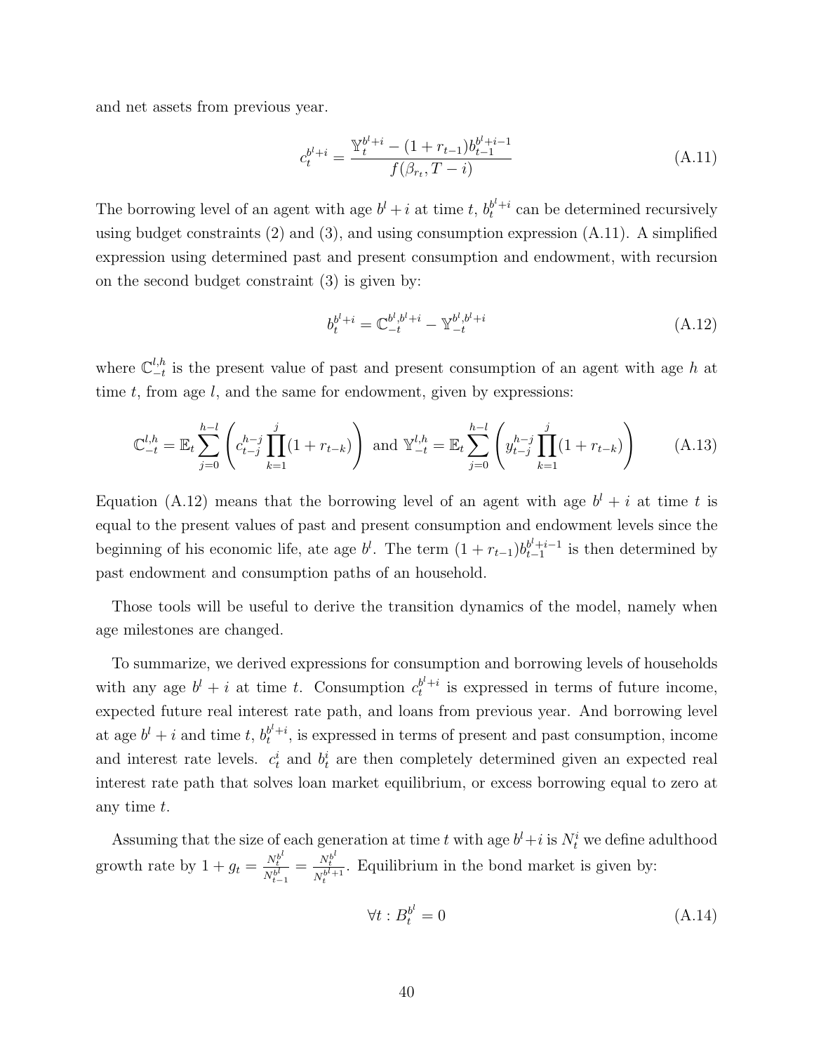and net assets from previous year.

$$c_t^{b^l+i} = \frac{\mathbb{Y}_t^{b^l+i} - (1+r_{t-1})b_{t-1}^{b^l+i-1}}{f(\beta_{r_t}, T-i)} \tag{A.11}$$

The borrowing level of an agent with age $b^l + i$ at time $t$, $b_t^{b^l+i}$ can be determined recursively using budget constraints (2) and (3), and using consumption expression (A.11). A simplified expression using determined past and present consumption and endowment, with recursion on the second budget constraint (3) is given by:

$$b_t^{b^l+i} = \mathbb{C}_{-t}^{b^l,b^l+i} - \mathbb{Y}_{-t}^{b^l,b^l+i} \tag{A.12}$$

where $\mathbb{C}_{-t}^{l,h}$ is the present value of past and present consumption of an agent with age $h$ at time $t$, from age $l$, and the same for endowment, given by expressions:

$$\mathbb{C}_{-t}^{l,h} = \mathbb{E}_t \sum_{j=0}^{h-l} \left( c_{t-j}^{h-j} \prod_{k=1}^{j} (1+r_{t-k}) \right) \text{ and } \mathbb{Y}_{-t}^{l,h} = \mathbb{E}_t \sum_{j=0}^{h-l} \left( y_{t-j}^{h-j} \prod_{k=1}^{j} (1+r_{t-k}) \right) \tag{A.13}$$

Equation (A.12) means that the borrowing level of an agent with age $b^l + i$ at time $t$ is equal to the present values of past and present consumption and endowment levels since the beginning of his economic life, ate age $b^l$. The term $(1+r_{t-1})b_{t-1}^{b^l+i-1}$ is then determined by past endowment and consumption paths of an household.

Those tools will be useful to derive the transition dynamics of the model, namely when age milestones are changed.

To summarize, we derived expressions for consumption and borrowing levels of households with any age $b^l + i$ at time $t$. Consumption $c_t^{b^l+i}$ is expressed in terms of future income, expected future real interest rate path, and loans from previous year. And borrowing level at age $b^l + i$ and time $t$, $b_t^{b^l+i}$, is expressed in terms of present and past consumption, income and interest rate levels. $c_t^i$ and $b_t^i$ are then completely determined given an expected real interest rate path that solves loan market equilibrium, or excess borrowing equal to zero at any time $t$.

Assuming that the size of each generation at time $t$ with age $b^l+i$ is $N_t^i$ we define adulthood growth rate by $1 + g_t = \frac{N_t^{b^l}}{N_{t-1}^{b^l}} = \frac{N_t^{b^l}}{N_t^{b^l+1}}$. Equilibrium in the bond market is given by:

$$\forall t : B_t^{b^l} = 0 \tag{A.14}$$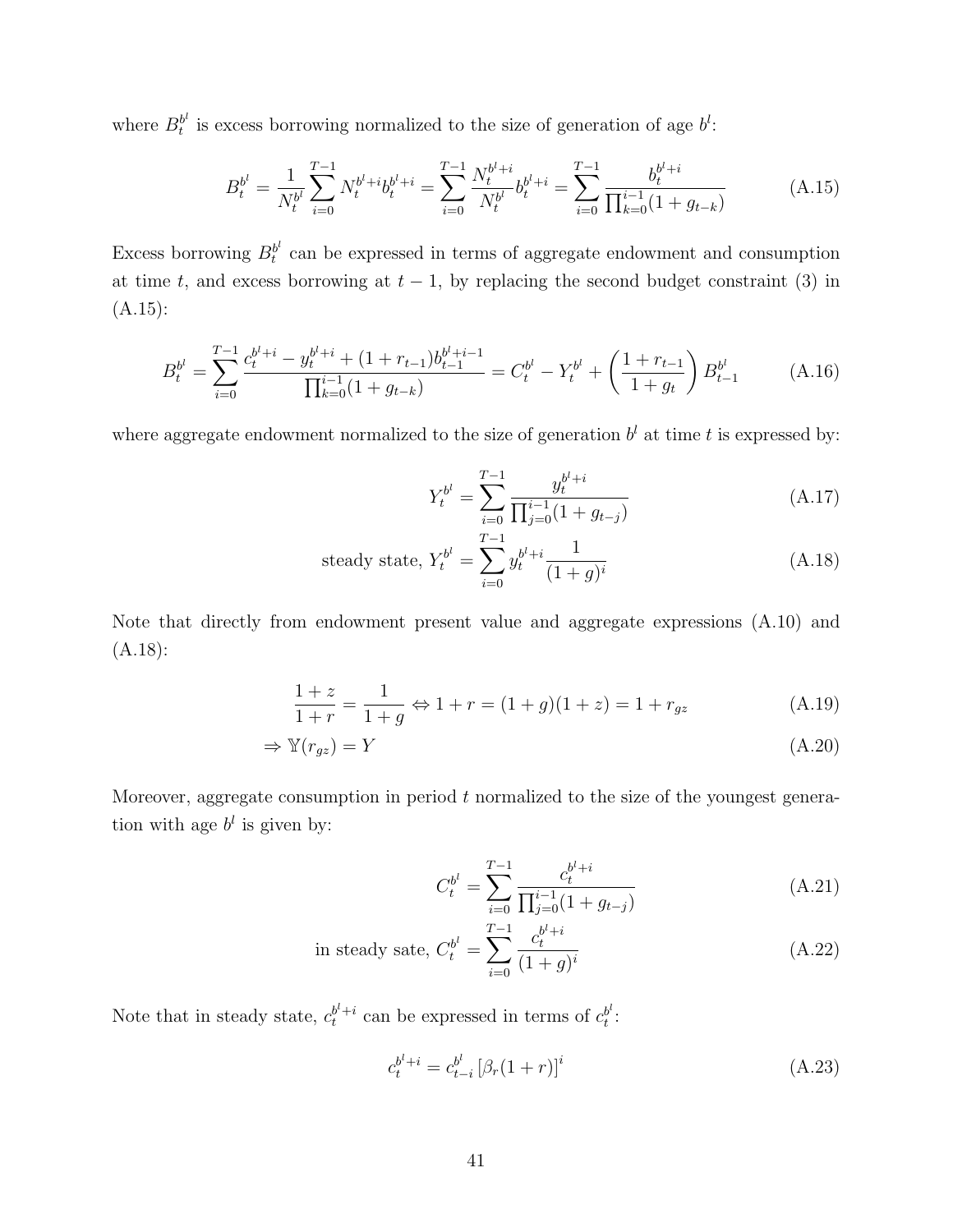where $B_t^{b^l}$ is excess borrowing normalized to the size of generation of age $b^l$:

$$B_t^{b^l} = \frac{1}{N_t^{b^l}} \sum_{i=0}^{T-1} N_t^{b^l+i} b_t^{b^l+i} = \sum_{i=0}^{T-1} \frac{N_t^{b^l+i}}{N_t^{b^l}} b_t^{b^l+i} = \sum_{i=0}^{T-1} \frac{b_t^{b^l+i}}{\prod_{k=0}^{i-1}(1+g_{t-k})} \tag{A.15}$$

Excess borrowing $B_t^{b^l}$ can be expressed in terms of aggregate endowment and consumption at time $t$, and excess borrowing at $t-1$, by replacing the second budget constraint (3) in (A.15):

$$B_t^{b^l} = \sum_{i=0}^{T-1} \frac{c_t^{b^l+i} - y_t^{b^l+i} + (1+r_{t-1}) b_{t-1}^{b^l+i-1}}{\prod_{k=0}^{i-1}(1+g_{t-k})} = C_t^{b^l} - Y_t^{b^l} + \left(\frac{1+r_{t-1}}{1+g_t}\right) B_{t-1}^{b^l} \tag{A.16}$$

where aggregate endowment normalized to the size of generation $b^l$ at time $t$ is expressed by:

$$Y_t^{b^l} = \sum_{i=0}^{T-1} \frac{y_t^{b^l+i}}{\prod_{j=0}^{i-1}(1+g_{t-j})} \tag{A.17}$$

$$\text{steady state, } Y_t^{b^l} = \sum_{i=0}^{T-1} y_t^{b^l+i} \frac{1}{(1+g)^i} \tag{A.18}$$

Note that directly from endowment present value and aggregate expressions (A.10) and (A.18):

$$\frac{1+z}{1+r} = \frac{1}{1+g} \Leftrightarrow 1+r = (1+g)(1+z) = 1 + r_{gz} \tag{A.19}$$

$$\Rightarrow \mathbb{Y}(r_{gz}) = Y \tag{A.20}$$

Moreover, aggregate consumption in period $t$ normalized to the size of the youngest generation with age $b^l$ is given by:

$$C_t^{b^l} = \sum_{i=0}^{T-1} \frac{c_t^{b^l+i}}{\prod_{j=0}^{i-1}(1+g_{t-j})} \tag{A.21}$$

$$\text{in steady sate, } C_t^{b^l} = \sum_{i=0}^{T-1} \frac{c_t^{b^l+i}}{(1+g)^i} \tag{A.22}$$

Note that in steady state, $c_t^{b^l+i}$ can be expressed in terms of $c_t^{b^l}$:

$$c_t^{b^l+i} = c_{t-i}^{b^l} \left[\beta_r(1+r)\right]^i \tag{A.23}$$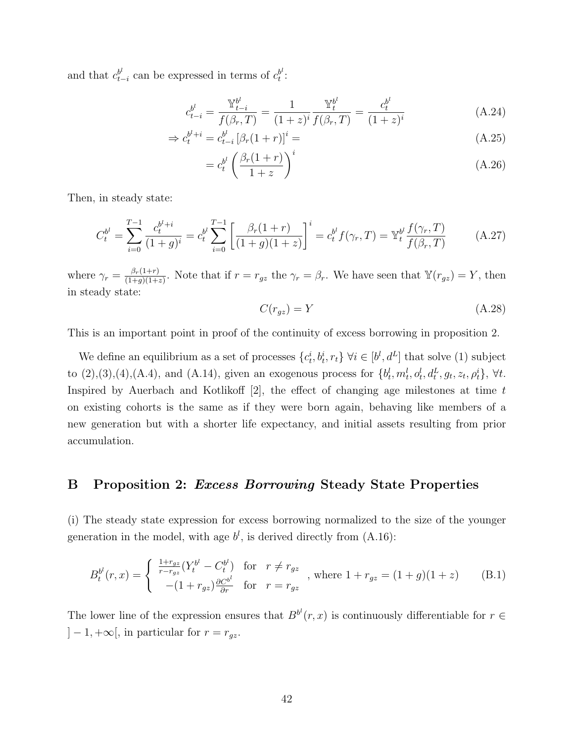and that $c_{t-i}^{b^l}$ can be expressed in terms of $c_t^{b^l}$:

$$c_{t-i}^{b^l} = \frac{\mathbb{Y}_{t-i}^{b^l}}{f(\beta_r, T)} = \frac{1}{(1+z)^i} \frac{\mathbb{Y}_t^{b^l}}{f(\beta_r, T)} = \frac{c_t^{b^l}}{(1+z)^i} \tag{A.24}$$

$$\Rightarrow c_t^{b^l+i} = c_{t-i}^{b^l} \left[\beta_r(1+r)\right]^i = \tag{A.25}$$

$$= c_t^{b^l} \left(\frac{\beta_r(1+r)}{1+z}\right)^i \tag{A.26}$$

Then, in steady state:

$$C_t^{b^l} = \sum_{i=0}^{T-1} \frac{c_t^{b^l+i}}{(1+g)^i} = c_t^{b^l} \sum_{i=0}^{T-1} \left[\frac{\beta_r(1+r)}{(1+g)(1+z)}\right]^i = c_t^{b^l} f(\gamma_r, T) = \mathbb{Y}_t^{b^l} \frac{f(\gamma_r, T)}{f(\beta_r, T)} \tag{A.27}$$

where $\gamma_r = \frac{\beta_r(1+r)}{(1+g)(1+z)}$. Note that if $r = r_{gz}$ the $\gamma_r = \beta_r$. We have seen that $\mathbb{Y}(r_{gz}) = Y$, then in steady state:

$$C(r_{gz}) = Y \tag{A.28}$$

This is an important point in proof of the continuity of excess borrowing in proposition 2.

We define an equilibrium as a set of processes $\{c_t^i, b_t^i, r_t\}$ $\forall i \in [b^l, d^L]$ that solve (1) subject to (2),(3),(4),(A.4), and (A.14), given an exogenous process for $\{b_t^l, m_t^l, o_t^l, d_t^L, g_t, z_t, \rho_t^i\}$, $\forall t$. Inspired by Auerbach and Kotlikoff [2], the effect of changing age milestones at time $t$ on existing cohorts is the same as if they were born again, behaving like members of a new generation but with a shorter life expectancy, and initial assets resulting from prior accumulation.

# B Proposition 2: *Excess Borrowing* Steady State Properties

(i) The steady state expression for excess borrowing normalized to the size of the younger generation in the model, with age $b^l$, is derived directly from (A.16):

$$B_t^{b^l}(r, x) = \begin{cases} \frac{1+r_{gz}}{r-r_{gz}}(Y_t^{b^l} - C_t^{b^l}) & \text{for} \quad r \neq r_{gz} \\ -(1+r_{gz})\frac{\partial C^{b^l}}{\partial r} & \text{for} \quad r = r_{gz} \end{cases}, \text{ where } 1 + r_{gz} = (1+g)(1+z) \tag{B.1}$$

The lower line of the expression ensures that $B^{b^l}(r, x)$ is continuously differentiable for $r \in ]-1, +\infty[$, in particular for $r = r_{gz}$.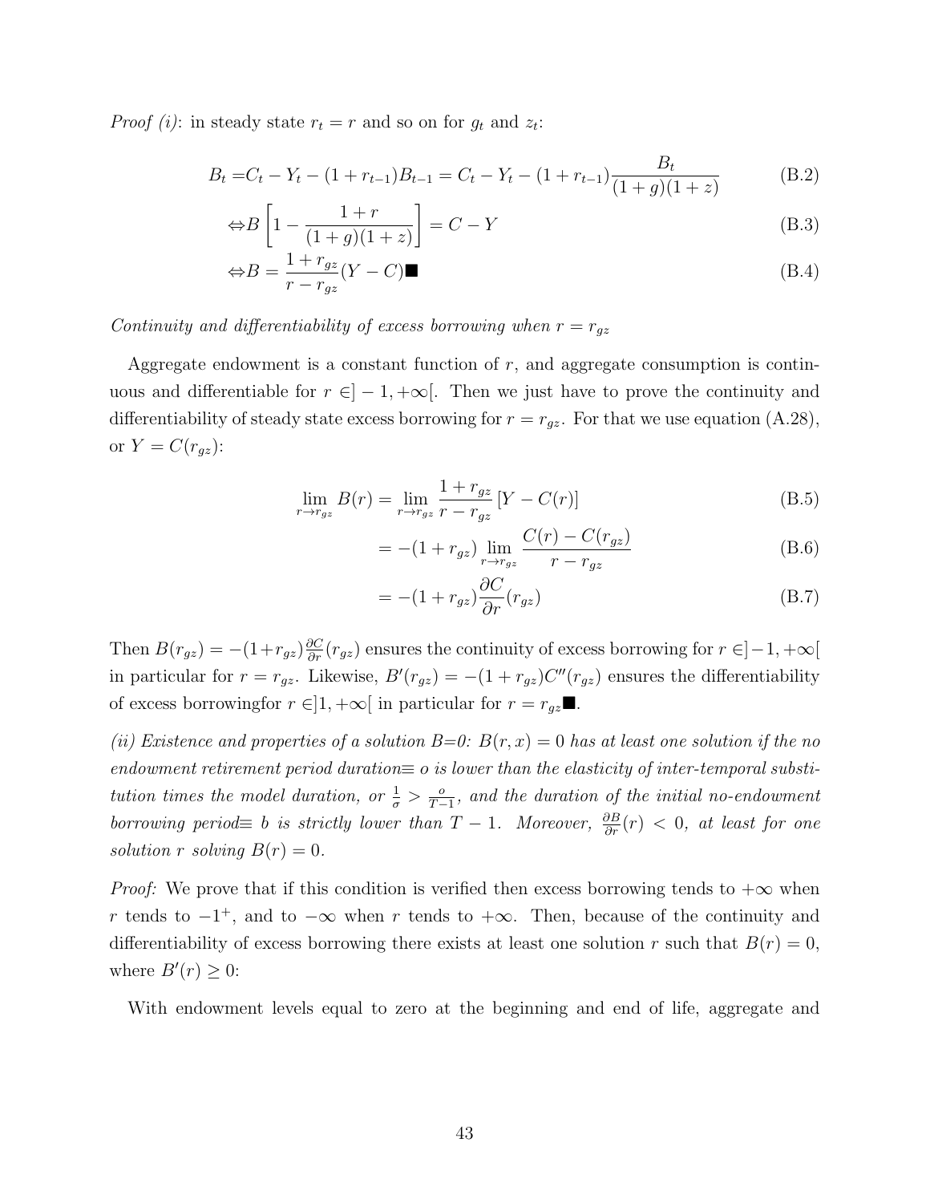*Proof (i)*: in steady state $r_t = r$ and so on for $g_t$ and $z_t$:

$$B_t = C_t - Y_t - (1 + r_{t-1})B_{t-1} = C_t - Y_t - (1 + r_{t-1})\frac{B_t}{(1+g)(1+z)} \tag{B.2}$$

$$\Leftrightarrow B\left[1 - \frac{1+r}{(1+g)(1+z)}\right] = C - Y \tag{B.3}$$

$$\Leftrightarrow B = \frac{1+r_{gz}}{r - r_{gz}}(Y - C)\blacksquare \tag{B.4}$$

*Continuity and differentiability of excess borrowing when $r = r_{gz}$*

Aggregate endowment is a constant function of $r$, and aggregate consumption is continuous and differentiable for $r \in ]-1, +\infty[$. Then we just have to prove the continuity and differentiability of steady state excess borrowing for $r = r_{gz}$. For that we use equation (A.28), or $Y = C(r_{gz})$:

$$\lim_{r \to r_{gz}} B(r) = \lim_{r \to r_{gz}} \frac{1+r_{gz}}{r - r_{gz}}[Y - C(r)] \tag{B.5}$$

$$= -(1 + r_{gz}) \lim_{r \to r_{gz}} \frac{C(r) - C(r_{gz})}{r - r_{gz}} \tag{B.6}$$

$$= -(1 + r_{gz})\frac{\partial C}{\partial r}(r_{gz}) \tag{B.7}$$

Then $B(r_{gz}) = -(1+r_{gz})\frac{\partial C}{\partial r}(r_{gz})$ ensures the continuity of excess borrowing for $r \in ]-1, +\infty[$ in particular for $r = r_{gz}$. Likewise, $B'(r_{gz}) = -(1 + r_{gz})C''(r_{gz})$ ensures the differentiability of excess borrowingfor $r \in ]1, +\infty[$ in particular for $r = r_{gz}\blacksquare$.

*(ii) Existence and properties of a solution B=0: $B(r, x) = 0$ has at least one solution if the no endowment retirement period duration$\equiv$ $o$ is lower than the elasticity of inter-temporal substitution times the model duration, or $\frac{1}{\sigma} > \frac{o}{T-1}$, and the duration of the initial no-endowment borrowing period$\equiv$ $b$ is strictly lower than $T - 1$. Moreover, $\frac{\partial B}{\partial r}(r) < 0$, at least for one solution $r$ solving $B(r) = 0$.*

*Proof:* We prove that if this condition is verified then excess borrowing tends to $+\infty$ when $r$ tends to $-1^+$, and to $-\infty$ when $r$ tends to $+\infty$. Then, because of the continuity and differentiability of excess borrowing there exists at least one solution $r$ such that $B(r) = 0$, where $B'(r) \geq 0$:

With endowment levels equal to zero at the beginning and end of life, aggregate and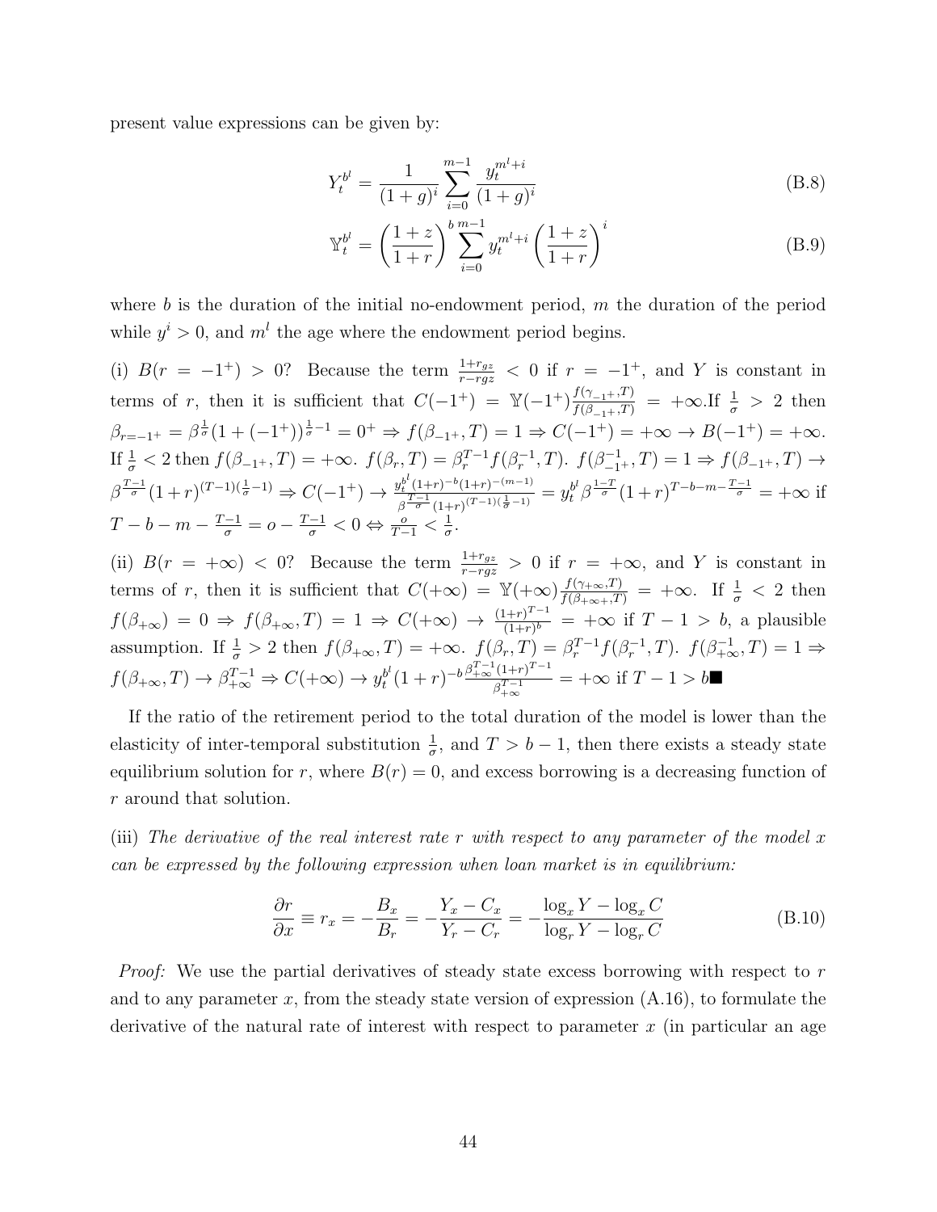present value expressions can be given by:

$$Y_t^{b^l} = \frac{1}{(1+g)^i} \sum_{i=0}^{m-1} \frac{y_t^{m^l+i}}{(1+g)^i} \tag{B.8}$$

$$\mathbb{Y}_t^{b^l} = \left(\frac{1+z}{1+r}\right)^b \sum_{i=0}^{m-1} y_t^{m^l+i} \left(\frac{1+z}{1+r}\right)^i \tag{B.9}$$

where $b$ is the duration of the initial no-endowment period, $m$ the duration of the period while $y^i > 0$, and $m^l$ the age where the endowment period begins.

(i) $B(r = -1^+) > 0$? Because the term $\frac{1+r_{gz}}{r-rgz} < 0$ if $r = -1^+$, and $Y$ is constant in terms of $r$, then it is sufficient that $C(-1^+) = \mathbb{Y}(-1^+)\frac{f(\gamma_{-1^+},T)}{f(\beta_{-1^+},T)} = +\infty$.If $\frac{1}{\sigma} > 2$ then $\beta_{r=-1^+} = \beta^{\frac{1}{\sigma}}(1+(-1^+))^{\frac{1}{\sigma}-1} = 0^+ \Rightarrow f(\beta_{-1^+},T) = 1 \Rightarrow C(-1^+) = +\infty \rightarrow B(-1^+) = +\infty$. If $\frac{1}{\sigma} < 2$ then $f(\beta_{-1^+},T) = +\infty$. $f(\beta_r,T) = \beta_r^{T-1} f(\beta_r^{-1},T)$. $f(\beta_{-1^+}^{-1},T) = 1 \Rightarrow f(\beta_{-1^+},T) \rightarrow \beta^{\frac{T-1}{\sigma}}(1+r)^{(T-1)(\frac{1}{\sigma}-1)} \Rightarrow C(-1^+) \rightarrow \frac{y_t^{b^l}(1+r)^{-b}(1+r)^{-(m-1)}}{\beta^{\frac{T-1}{\sigma}}(1+r)^{(T-1)(\frac{1}{\sigma}-1)}} = y_t^{b^l}\beta^{\frac{1-T}{\sigma}}(1+r)^{T-b-m-\frac{T-1}{\sigma}} = +\infty$ if $T-b-m-\frac{T-1}{\sigma} = o - \frac{T-1}{\sigma} < 0 \Leftrightarrow \frac{o}{T-1} < \frac{1}{\sigma}$.

(ii) $B(r = +\infty) < 0$? Because the term $\frac{1+r_{gz}}{r-rgz} > 0$ if $r = +\infty$, and $Y$ is constant in terms of $r$, then it is sufficient that $C(+\infty) = \mathbb{Y}(+\infty)\frac{f(\gamma_{+\infty},T)}{f(\beta_{+\infty+},T)} = +\infty$. If $\frac{1}{\sigma} < 2$ then $f(\beta_{+\infty}) = 0 \Rightarrow f(\beta_{+\infty},T) = 1 \Rightarrow C(+\infty) \rightarrow \frac{(1+r)^{T-1}}{(1+r)^b} = +\infty$ if $T-1 > b$, a plausible assumption. If $\frac{1}{\sigma} > 2$ then $f(\beta_{+\infty},T) = +\infty$. $f(\beta_r,T) = \beta_r^{T-1} f(\beta_r^{-1},T)$. $f(\beta_{+\infty}^{-1},T) = 1 \Rightarrow f(\beta_{+\infty},T) \rightarrow \beta_{+\infty}^{T-1} \Rightarrow C(+\infty) \rightarrow y_t^{b^l}(1+r)^{-b}\frac{\beta_{+\infty}^{T-1}(1+r)^{T-1}}{\beta_{+\infty}^{T-1}} = +\infty$ if $T-1 > b$■

If the ratio of the retirement period to the total duration of the model is lower than the elasticity of inter-temporal substitution $\frac{1}{\sigma}$, and $T > b-1$, then there exists a steady state equilibrium solution for $r$, where $B(r) = 0$, and excess borrowing is a decreasing function of $r$ around that solution.

(iii) *The derivative of the real interest rate $r$ with respect to any parameter of the model $x$ can be expressed by the following expression when loan market is in equilibrium:*

$$\frac{\partial r}{\partial x} \equiv r_x = -\frac{B_x}{B_r} = -\frac{Y_x - C_x}{Y_r - C_r} = -\frac{\log_x Y - \log_x C}{\log_r Y - \log_r C} \tag{B.10}$$

*Proof:* We use the partial derivatives of steady state excess borrowing with respect to $r$ and to any parameter $x$, from the steady state version of expression (A.16), to formulate the derivative of the natural rate of interest with respect to parameter $x$ (in particular an age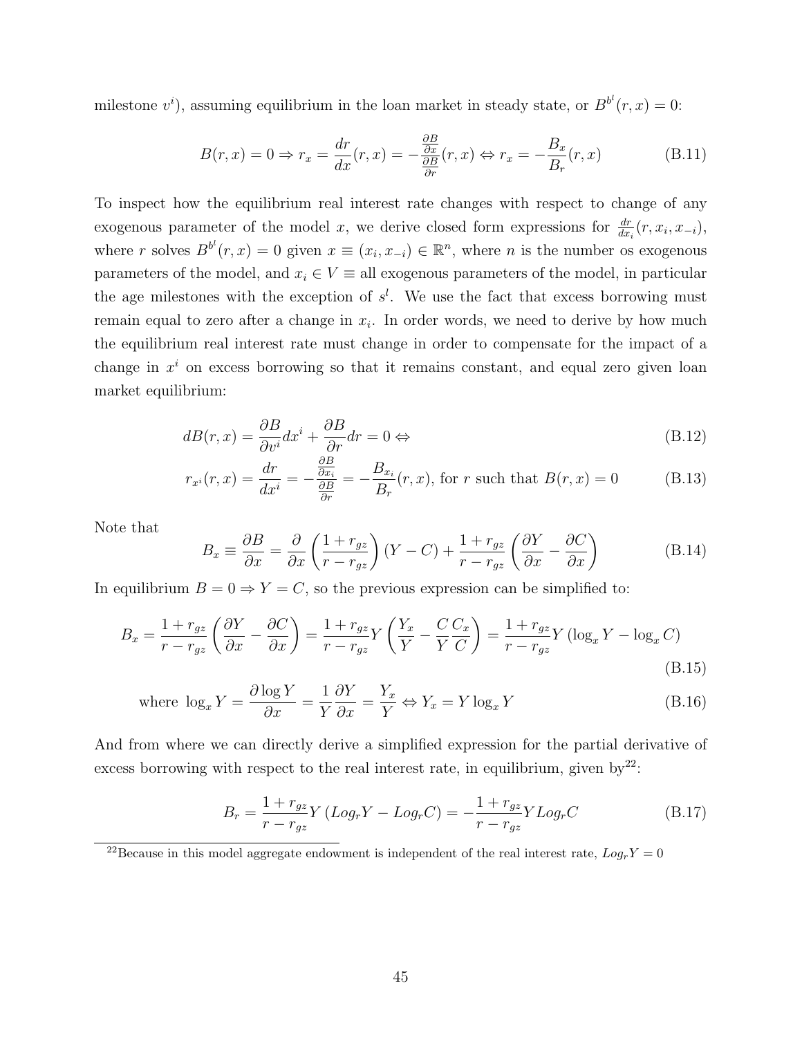milestone $v^i$), assuming equilibrium in the loan market in steady state, or $B^{b^l}(r,x) = 0$:

$$B(r,x) = 0 \Rightarrow r_x = \frac{dr}{dx}(r,x) = -\frac{\frac{\partial B}{\partial x}}{\frac{\partial B}{\partial r}}(r,x) \Leftrightarrow r_x = -\frac{B_x}{B_r}(r,x) \tag{B.11}$$

To inspect how the equilibrium real interest rate changes with respect to change of any exogenous parameter of the model $x$, we derive closed form expressions for $\frac{dr}{dx_i}(r, x_i, x_{-i})$, where $r$ solves $B^{b^l}(r,x) = 0$ given $x \equiv (x_i, x_{-i}) \in \mathbb{R}^n$, where $n$ is the number os exogenous parameters of the model, and $x_i \in V \equiv$ all exogenous parameters of the model, in particular the age milestones with the exception of $s^l$. We use the fact that excess borrowing must remain equal to zero after a change in $x_i$. In order words, we need to derive by how much the equilibrium real interest rate must change in order to compensate for the impact of a change in $x^i$ on excess borrowing so that it remains constant, and equal zero given loan market equilibrium:

$$dB(r,x) = \frac{\partial B}{\partial v^i}dx^i + \frac{\partial B}{\partial r}dr = 0 \Leftrightarrow \tag{B.12}$$

$$r_{x^i}(r,x) = \frac{dr}{dx^i} = -\frac{\frac{\partial B}{\partial x_i}}{\frac{\partial B}{\partial r}} = -\frac{B_{x_i}}{B_r}(r,x), \text{ for } r \text{ such that } B(r,x) = 0 \tag{B.13}$$

Note that

$$B_x \equiv \frac{\partial B}{\partial x} = \frac{\partial}{\partial x}\left(\frac{1+r_{gz}}{r-r_{gz}}\right)(Y - C) + \frac{1+r_{gz}}{r-r_{gz}}\left(\frac{\partial Y}{\partial x} - \frac{\partial C}{\partial x}\right) \tag{B.14}$$

In equilibrium $B = 0 \Rightarrow Y = C$, so the previous expression can be simplified to:

$$B_x = \frac{1+r_{gz}}{r-r_{gz}}\left(\frac{\partial Y}{\partial x} - \frac{\partial C}{\partial x}\right) = \frac{1+r_{gz}}{r-r_{gz}}Y\left(\frac{Y_x}{Y} - \frac{C}{Y}\frac{C_x}{C}\right) = \frac{1+r_{gz}}{r-r_{gz}}Y\left(\log_x Y - \log_x C\right) \tag{B.15}$$

$$\text{where } \log_x Y = \frac{\partial \log Y}{\partial x} = \frac{1}{Y}\frac{\partial Y}{\partial x} = \frac{Y_x}{Y} \Leftrightarrow Y_x = Y \log_x Y \tag{B.16}$$

And from where we can directly derive a simplified expression for the partial derivative of excess borrowing with respect to the real interest rate, in equilibrium, given by[22]:

$$B_r = \frac{1+r_{gz}}{r-r_{gz}}Y\left(Log_r Y - Log_r C\right) = -\frac{1+r_{gz}}{r-r_{gz}}Y\,Log_r C \tag{B.17}$$

[22] Because in this model aggregate endowment is independent of the real interest rate, $Log_r Y = 0$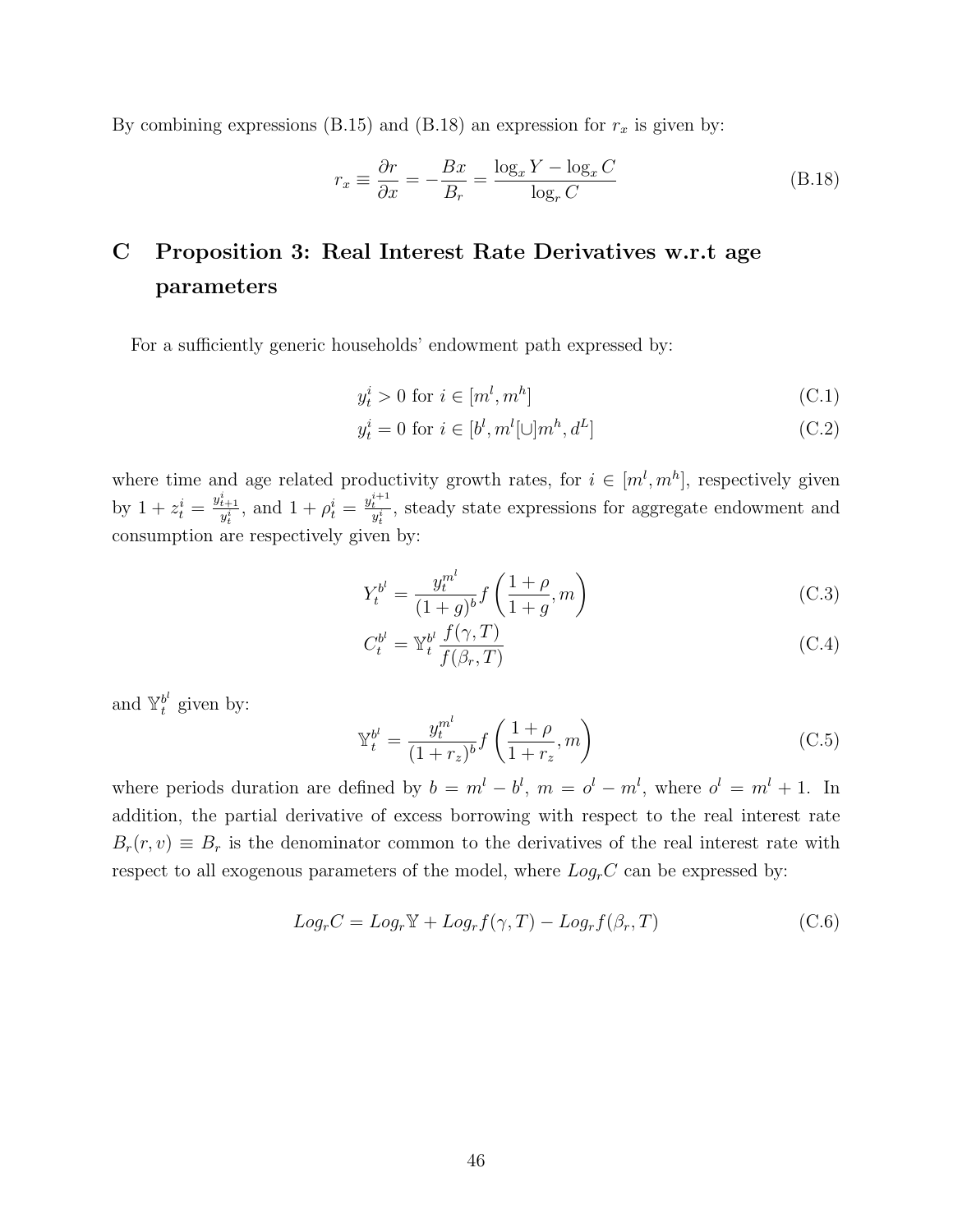By combining expressions (B.15) and (B.18) an expression for $r_x$ is given by:

$$r_x \equiv \frac{\partial r}{\partial x} = -\frac{Bx}{B_r} = \frac{\log_x Y - \log_x C}{\log_r C} \tag{B.18}$$

# C Proposition 3: Real Interest Rate Derivatives w.r.t age parameters

For a sufficiently generic households' endowment path expressed by:

$$y_t^i > 0 \text{ for } i \in [m^l, m^h] \tag{C.1}$$

$$y_t^i = 0 \text{ for } i \in [b^l, m^l[\cup]m^h, d^L] \tag{C.2}$$

where time and age related productivity growth rates, for $i \in [m^l, m^h]$, respectively given by $1 + z_t^i = \frac{y_{t+1}^i}{y_t^i}$, and $1 + \rho_t^i = \frac{y_t^{i+1}}{y_t^i}$, steady state expressions for aggregate endowment and consumption are respectively given by:

$$Y_t^{b^l} = \frac{y_t^{m^l}}{(1+g)^b} f\left(\frac{1+\rho}{1+g}, m\right) \tag{C.3}$$

$$C_t^{b^l} = \mathbb{Y}_t^{b^l} \frac{f(\gamma, T)}{f(\beta_r, T)} \tag{C.4}$$

and $\mathbb{Y}_t^{b^l}$ given by:

$$\mathbb{Y}_t^{b^l} = \frac{y_t^{m^l}}{(1+r_z)^b} f\left(\frac{1+\rho}{1+r_z}, m\right) \tag{C.5}$$

where periods duration are defined by $b = m^l - b^l$, $m = o^l - m^l$, where $o^l = m^l + 1$. In addition, the partial derivative of excess borrowing with respect to the real interest rate $B_r(r, v) \equiv B_r$ is the denominator common to the derivatives of the real interest rate with respect to all exogenous parameters of the model, where $Log_r C$ can be expressed by:

$$Log_r C = Log_r \mathbb{Y} + Log_r f(\gamma, T) - Log_r f(\beta_r, T) \tag{C.6}$$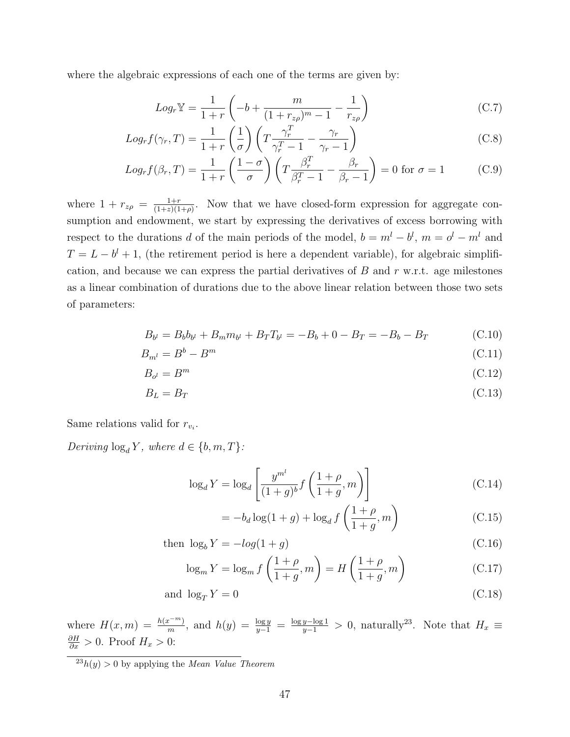where the algebraic expressions of each one of the terms are given by:

$$Log_r \mathbb{Y} = \frac{1}{1+r}\left(-b + \frac{m}{(1+r_{z\rho})^m - 1} - \frac{1}{r_{z\rho}}\right) \tag{C.7}$$

$$Log_r f(\gamma_r, T) = \frac{1}{1+r}\left(\frac{1}{\sigma}\right)\left(T\frac{\gamma_r^T}{\gamma_r^T - 1} - \frac{\gamma_r}{\gamma_r - 1}\right) \tag{C.8}$$

$$Log_r f(\beta_r, T) = \frac{1}{1+r}\left(\frac{1-\sigma}{\sigma}\right)\left(T\frac{\beta_r^T}{\beta_r^T - 1} - \frac{\beta_r}{\beta_r - 1}\right) = 0 \text{ for } \sigma = 1 \tag{C.9}$$

where $1 + r_{z\rho} = \frac{1+r}{(1+z)(1+\rho)}$. Now that we have closed-form expression for aggregate consumption and endowment, we start by expressing the derivatives of excess borrowing with respect to the durations $d$ of the main periods of the model, $b = m^l - b^l$, $m = o^l - m^l$ and $T = L - b^l + 1$, (the retirement period is here a dependent variable), for algebraic simplification, and because we can express the partial derivatives of $B$ and $r$ w.r.t. age milestones as a linear combination of durations due to the above linear relation between those two sets of parameters:

$$B_{b^l} = B_b b_{b^l} + B_m m_{b^l} + B_T T_{b^l} = -B_b + 0 - B_T = -B_b - B_T \tag{C.10}$$

$$B_{m^l} = B^b - B^m \tag{C.11}$$

$$B_{o^l} = B^m \tag{C.12}$$

$$B_L = B_T \tag{C.13}$$

Same relations valid for $r_{v_i}$.

*Deriving* $\log_d Y$*, where* $d \in \{b, m, T\}$*:*

$$\log_d Y = \log_d \left[\frac{y^{m^l}}{(1+g)^b} f\left(\frac{1+\rho}{1+g}, m\right)\right] \tag{C.14}$$

$$= -b_d \log(1+g) + \log_d f\left(\frac{1+\rho}{1+g}, m\right) \tag{C.15}$$

$$\text{then } \log_b Y = -log(1+g) \tag{C.16}$$

$$\log_m Y = \log_m f\left(\frac{1+\rho}{1+g}, m\right) = H\left(\frac{1+\rho}{1+g}, m\right) \tag{C.17}$$

$$\text{and } \log_T Y = 0 \tag{C.18}$$

where $H(x, m) = \frac{h(x^{-m})}{m}$, and $h(y) = \frac{\log y}{y-1} = \frac{\log y - \log 1}{y-1} > 0$, naturally[23]. Note that $H_x \equiv \frac{\partial H}{\partial x} > 0$. Proof $H_x > 0$:

[23] $h(y) > 0$ by applying the *Mean Value Theorem*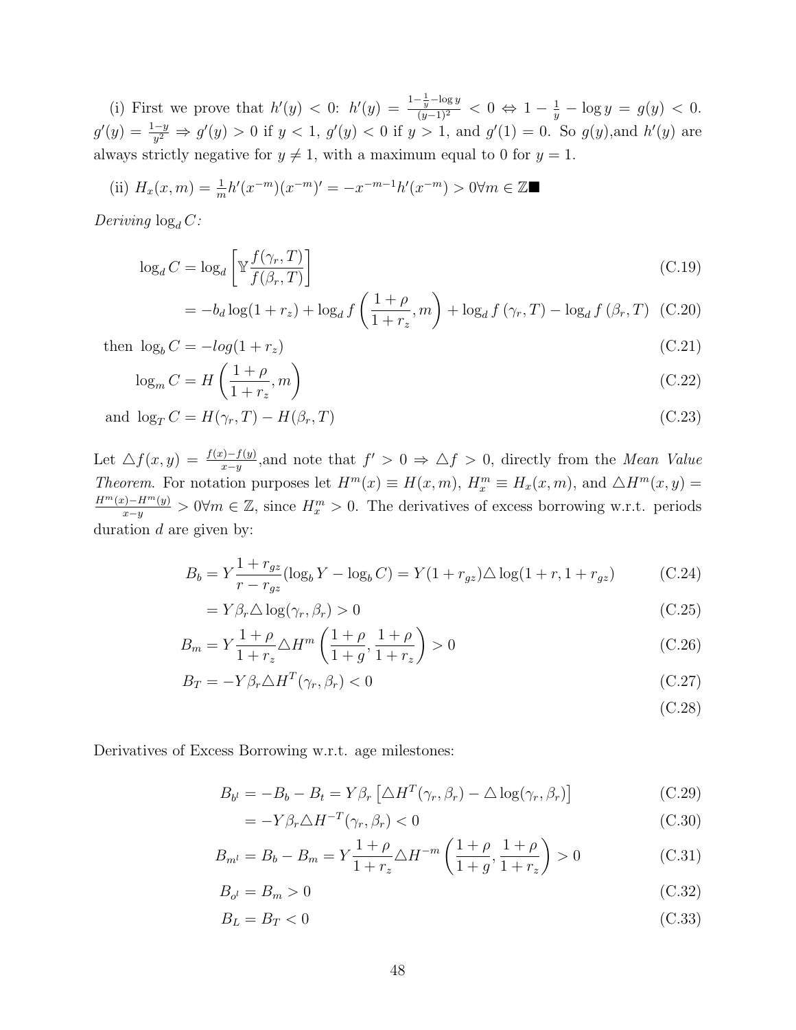(i) First we prove that $h'(y) < 0$: $h'(y) = \frac{1-\frac{1}{y}-\log y}{(y-1)^2} < 0 \Leftrightarrow 1 - \frac{1}{y} - \log y = g(y) < 0$. $g'(y) = \frac{1-y}{y^2} \Rightarrow g'(y) > 0$ if $y < 1$, $g'(y) < 0$ if $y > 1$, and $g'(1) = 0$. So $g(y)$,and $h'(y)$ are always strictly negative for $y \neq 1$, with a maximum equal to 0 for $y = 1$.

(ii) $H_x(x, m) = \frac{1}{m} h'(x^{-m})(x^{-m})' = -x^{-m-1} h'(x^{-m}) > 0 \forall m \in \mathbb{Z}$■

*Deriving* $\log_d C$:

$$\log_d C = \log_d \left[ \mathbb{Y} \frac{f(\gamma_r, T)}{f(\beta_r, T)} \right] \tag{C.19}$$

$$= -b_d \log(1 + r_z) + \log_d f\left( \frac{1+\rho}{1+r_z}, m \right) + \log_d f(\gamma_r, T) - \log_d f(\beta_r, T) \tag{C.20}$$

$$\text{then } \log_b C = -log(1 + r_z) \tag{C.21}$$

$$\log_m C = H\left( \frac{1+\rho}{1+r_z}, m \right) \tag{C.22}$$

$$\text{and } \log_T C = H(\gamma_r, T) - H(\beta_r, T) \tag{C.23}$$

Let $\triangle f(x, y) = \frac{f(x)-f(y)}{x-y}$,and note that $f' > 0 \Rightarrow \triangle f > 0$, directly from the *Mean Value Theorem*. For notation purposes let $H^m(x) \equiv H(x, m)$, $H^m_x \equiv H_x(x, m)$, and $\triangle H^m(x, y) = \frac{H^m(x)-H^m(y)}{x-y} > 0 \forall m \in \mathbb{Z}$, since $H^m_x > 0$. The derivatives of excess borrowing w.r.t. periods duration $d$ are given by:

$$B_b = Y \frac{1 + r_{gz}}{r - r_{gz}} (\log_b Y - \log_b C) = Y(1 + r_{gz}) \triangle \log(1 + r, 1 + r_{gz}) \tag{C.24}$$

$$= Y \beta_r \triangle \log(\gamma_r, \beta_r) > 0 \tag{C.25}$$

$$B_m = Y \frac{1+\rho}{1+r_z} \triangle H^m \left( \frac{1+\rho}{1+g}, \frac{1+\rho}{1+r_z} \right) > 0 \tag{C.26}$$

$$B_T = -Y \beta_r \triangle H^T(\gamma_r, \beta_r) < 0 \tag{C.27}$$

$$\tag{C.28}$$

Derivatives of Excess Borrowing w.r.t. age milestones:

$$B_{b^l} = -B_b - B_t = Y \beta_r \left[ \triangle H^T(\gamma_r, \beta_r) - \triangle \log(\gamma_r, \beta_r) \right] \tag{C.29}$$

$$= -Y \beta_r \triangle H^{-T}(\gamma_r, \beta_r) < 0 \tag{C.30}$$

$$B_{m^l} = B_b - B_m = Y \frac{1+\rho}{1+r_z} \triangle H^{-m} \left( \frac{1+\rho}{1+g}, \frac{1+\rho}{1+r_z} \right) > 0 \tag{C.31}$$

$$B_{o^l} = B_m > 0 \tag{C.32}$$

$$B_L = B_T < 0 \tag{C.33}$$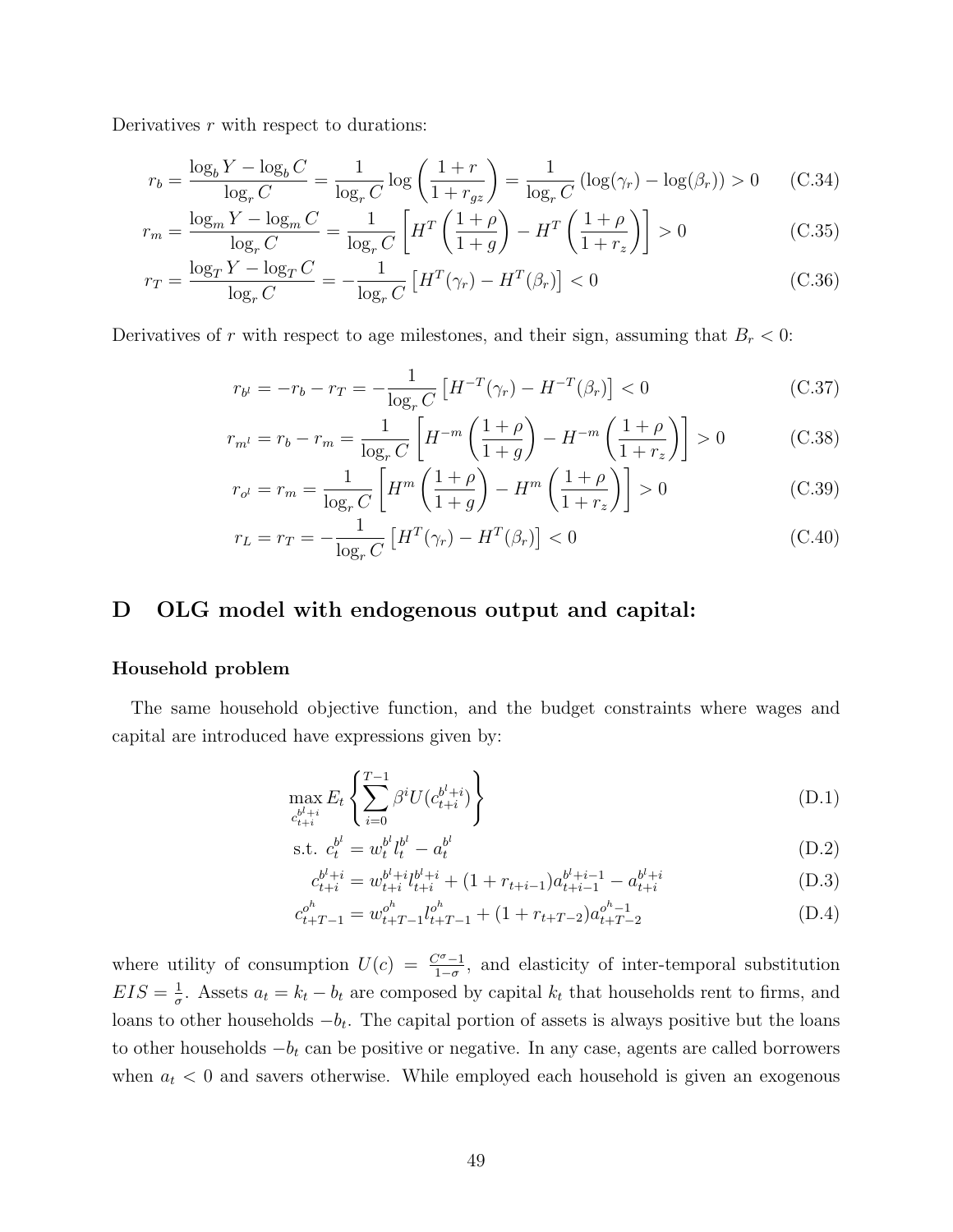Derivatives $r$ with respect to durations:

$$r_b = \frac{\log_b Y - \log_b C}{\log_r C} = \frac{1}{\log_r C} \log\left(\frac{1+r}{1+r_{gz}}\right) = \frac{1}{\log_r C} \left(\log(\gamma_r) - \log(\beta_r)\right) > 0 \tag{C.34}$$

$$r_m = \frac{\log_m Y - \log_m C}{\log_r C} = \frac{1}{\log_r C} \left[H^T\left(\frac{1+\rho}{1+g}\right) - H^T\left(\frac{1+\rho}{1+r_z}\right)\right] > 0 \tag{C.35}$$

$$r_T = \frac{\log_T Y - \log_T C}{\log_r C} = -\frac{1}{\log_r C} \left[H^T(\gamma_r) - H^T(\beta_r)\right] < 0 \tag{C.36}$$

Derivatives of $r$ with respect to age milestones, and their sign, assuming that $B_r < 0$:

$$r_{b^l} = -r_b - r_T = -\frac{1}{\log_r C} \left[H^{-T}(\gamma_r) - H^{-T}(\beta_r)\right] < 0 \tag{C.37}$$

$$r_{m^l} = r_b - r_m = \frac{1}{\log_r C} \left[H^{-m}\left(\frac{1+\rho}{1+g}\right) - H^{-m}\left(\frac{1+\rho}{1+r_z}\right)\right] > 0 \tag{C.38}$$

$$r_{o^l} = r_m = \frac{1}{\log_r C} \left[H^{m}\left(\frac{1+\rho}{1+g}\right) - H^{m}\left(\frac{1+\rho}{1+r_z}\right)\right] > 0 \tag{C.39}$$

$$r_L = r_T = -\frac{1}{\log_r C} \left[H^T(\gamma_r) - H^T(\beta_r)\right] < 0 \tag{C.40}$$

# D OLG model with endogenous output and capital:

### Household problem

The same household objective function, and the budget constraints where wages and capital are introduced have expressions given by:

$$\max_{c_{t+i}^{b^l+i}} E_t \left\{\sum_{i=0}^{T-1} \beta^i U(c_{t+i}^{b^l+i})\right\} \tag{D.1}$$

$$\text{s.t. } c_t^{b^l} = w_t^{b^l} l_t^{b^l} - a_t^{b^l} \tag{D.2}$$

$$c_{t+i}^{b^l+i} = w_{t+i}^{b^l+i} l_{t+i}^{b^l+i} + (1+r_{t+i-1}) a_{t+i-1}^{b^l+i-1} - a_{t+i}^{b^l+i} \tag{D.3}$$

$$c_{t+T-1}^{o^h} = w_{t+T-1}^{o^h} l_{t+T-1}^{o^h} + (1+r_{t+T-2}) a_{t+T-2}^{o^h-1} \tag{D.4}$$

where utility of consumption $U(c) = \frac{C^\sigma - 1}{1-\sigma}$, and elasticity of inter-temporal substitution $EIS = \frac{1}{\sigma}$. Assets $a_t = k_t - b_t$ are composed by capital $k_t$ that households rent to firms, and loans to other households $-b_t$. The capital portion of assets is always positive but the loans to other households $-b_t$ can be positive or negative. In any case, agents are called borrowers when $a_t < 0$ and savers otherwise. While employed each household is given an exogenous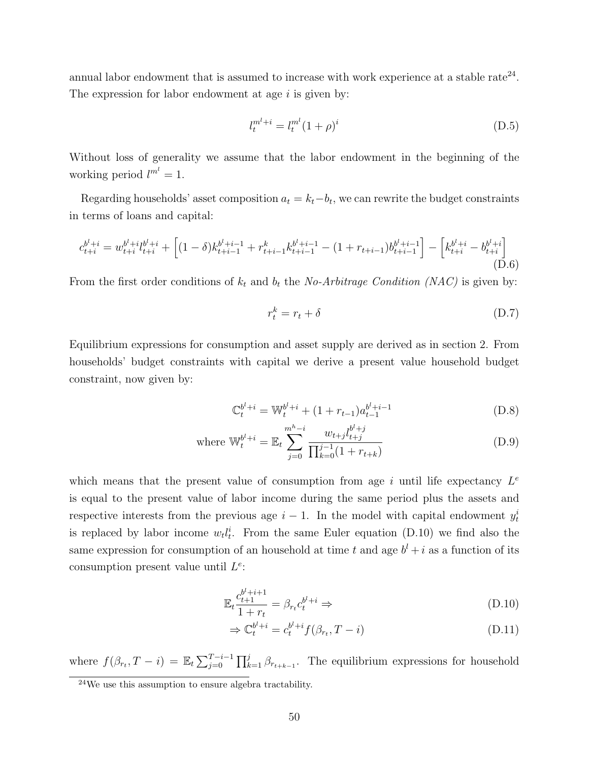annual labor endowment that is assumed to increase with work experience at a stable rate[24]. The expression for labor endowment at age $i$ is given by:

$$l_t^{m^l+i} = l_t^{m^l}(1+\rho)^i \tag{D.5}$$

Without loss of generality we assume that the labor endowment in the beginning of the working period $l^{m^l} = 1$.

Regarding households' asset composition $a_t = k_t - b_t$, we can rewrite the budget constraints in terms of loans and capital:

$$c_{t+i}^{b^l+i} = w_{t+i}^{b^l+i} l_{t+i}^{b^l+i} + \left[(1-\delta)k_{t+i-1}^{b^l+i-1} + r_{t+i-1}^k k_{t+i-1}^{b^l+i-1} - (1+r_{t+i-1})b_{t+i-1}^{b^l+i-1}\right] - \left[k_{t+i}^{b^l+i} - b_{t+i}^{b^l+i}\right] \tag{D.6}$$

From the first order conditions of $k_t$ and $b_t$ the *No-Arbitrage Condition (NAC)* is given by:

$$r_t^k = r_t + \delta \tag{D.7}$$

Equilibrium expressions for consumption and asset supply are derived as in section 2. From households' budget constraints with capital we derive a present value household budget constraint, now given by:

$$\mathbb{C}_t^{b^l+i} = \mathbb{W}_t^{b^l+i} + (1+r_{t-1})a_{t-1}^{b^l+i-1} \tag{D.8}$$

$$\text{where } \mathbb{W}_t^{b^l+i} = \mathbb{E}_t \sum_{j=0}^{m^h-i} \frac{w_{t+j} l_{t+j}^{b^l+j}}{\prod_{k=0}^{j-1}(1+r_{t+k})} \tag{D.9}$$

which means that the present value of consumption from age $i$ until life expectancy $L^e$ is equal to the present value of labor income during the same period plus the assets and respective interests from the previous age $i-1$. In the model with capital endowment $y_t^i$ is replaced by labor income $w_t l_t^i$. From the same Euler equation (D.10) we find also the same expression for consumption of an household at time $t$ and age $b^l + i$ as a function of its consumption present value until $L^e$:

$$\mathbb{E}_t \frac{c_{t+1}^{b^l+i+1}}{1+r_t} = \beta_{r_t} c_t^{b^l+i} \Rightarrow \tag{D.10}$$

$$\Rightarrow \mathbb{C}_t^{b^l+i} = c_t^{b^l+i} f(\beta_{r_t}, T-i) \tag{D.11}$$

where $f(\beta_{r_t}, T-i) = \mathbb{E}_t \sum_{j=0}^{T-i-1} \prod_{k=1}^{j} \beta_{r_{t+k-1}}$. The equilibrium expressions for household

[24] We use this assumption to ensure algebra tractability.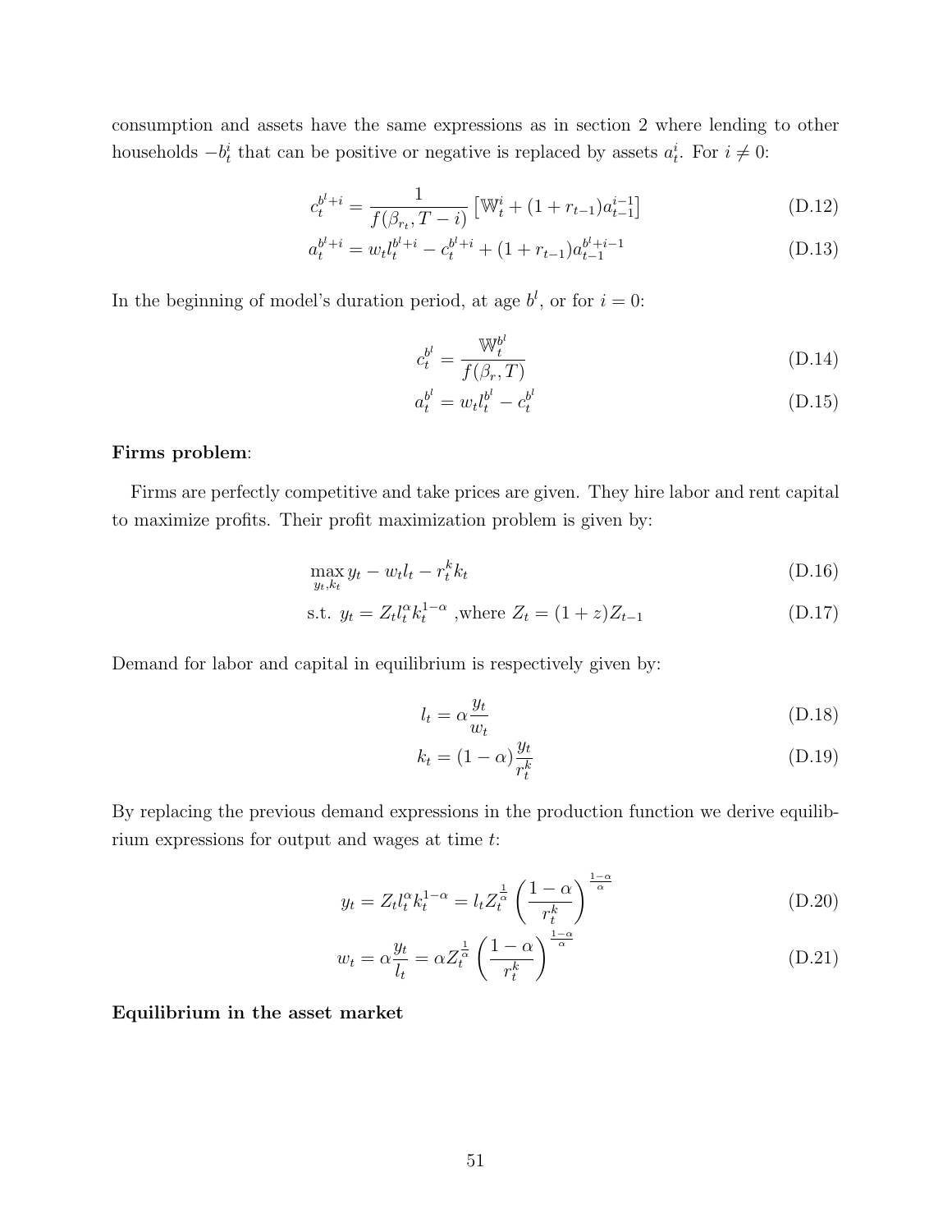consumption and assets have the same expressions as in section 2 where lending to other households $-b_t^i$ that can be positive or negative is replaced by assets $a_t^i$. For $i \neq 0$:

$$c_t^{b^l+i} = \frac{1}{f(\beta_{r_t}, T-i)} \left[ \mathbb{W}_t^i + (1+r_{t-1}) a_{t-1}^{i-1} \right] \tag{D.12}$$

$$a_t^{b^l+i} = w_t l_t^{b^l+i} - c_t^{b^l+i} + (1+r_{t-1}) a_{t-1}^{b^l+i-1} \tag{D.13}$$

In the beginning of model's duration period, at age $b^l$, or for $i=0$:

$$c_t^{b^l} = \frac{\mathbb{W}_t^{b^l}}{f(\beta_r, T)} \tag{D.14}$$

$$a_t^{b^l} = w_t l_t^{b^l} - c_t^{b^l} \tag{D.15}$$

**Firms problem**:

Firms are perfectly competitive and take prices are given. They hire labor and rent capital to maximize profits. Their profit maximization problem is given by:

$$\max_{y_t, k_t} y_t - w_t l_t - r_t^k k_t \tag{D.16}$$

$$\text{s.t. } y_t = Z_t l_t^{\alpha} k_t^{1-\alpha} \text{ ,where } Z_t = (1+z) Z_{t-1} \tag{D.17}$$

Demand for labor and capital in equilibrium is respectively given by:

$$l_t = \alpha \frac{y_t}{w_t} \tag{D.18}$$

$$k_t = (1-\alpha) \frac{y_t}{r_t^k} \tag{D.19}$$

By replacing the previous demand expressions in the production function we derive equilibrium expressions for output and wages at time $t$:

$$y_t = Z_t l_t^{\alpha} k_t^{1-\alpha} = l_t Z_t^{\frac{1}{\alpha}} \left( \frac{1-\alpha}{r_t^k} \right)^{\frac{1-\alpha}{\alpha}} \tag{D.20}$$

$$w_t = \alpha \frac{y_t}{l_t} = \alpha Z_t^{\frac{1}{\alpha}} \left( \frac{1-\alpha}{r_t^k} \right)^{\frac{1-\alpha}{\alpha}} \tag{D.21}$$

**Equilibrium in the asset market**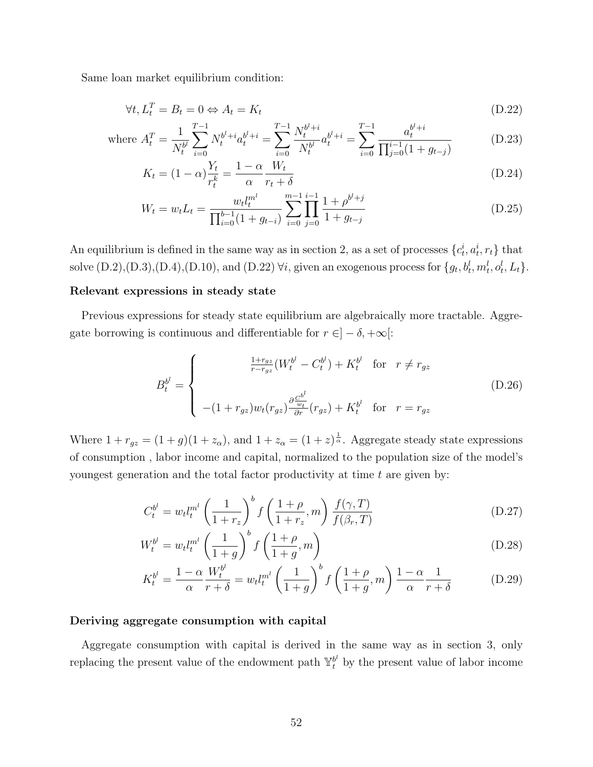Same loan market equilibrium condition:

$$\forall t, L_t^T = B_t = 0 \Leftrightarrow A_t = K_t \tag{D.22}$$

$$\text{where } A_t^T = \frac{1}{N_t^{b^l}} \sum_{i=0}^{T-1} N_t^{b^l+i} a_t^{b^l+i} = \sum_{i=0}^{T-1} \frac{N_t^{b^l+i}}{N_t^{b^l}} a_t^{b^l+i} = \sum_{i=0}^{T-1} \frac{a_t^{b^l+i}}{\prod_{j=0}^{i-1}(1+g_{t-j})} \tag{D.23}$$

$$K_t = (1-\alpha)\frac{Y_t}{r_t^k} = \frac{1-\alpha}{\alpha}\frac{W_t}{r_t+\delta} \tag{D.24}$$

$$W_t = w_t L_t = \frac{w_t l_t^{m^l}}{\prod_{i=0}^{b-1}(1+g_{t-i})} \sum_{i=0}^{m-1} \prod_{j=0}^{i-1} \frac{1+\rho^{b^l+j}}{1+g_{t-j}} \tag{D.25}$$

An equilibrium is defined in the same way as in section 2, as a set of processes $\{c_t^i, a_t^i, r_t\}$ that solve (D.2),(D.3),(D.4),(D.10), and (D.22) $\forall i$, given an exogenous process for $\{g_t, b_t^l, m_t^l, o_t^l, L_t\}$.

**Relevant expressions in steady state**

Previous expressions for steady state equilibrium are algebraically more tractable. Aggregate borrowing is continuous and differentiable for $r \in ]-\delta, +\infty[$:

$$B_t^{b^l} = \begin{cases} \frac{1+r_{gz}}{r-r_{gz}}(W_t^{b^l} - C_t^{b^l}) + K_t^{b^l} & \text{for} \quad r \neq r_{gz} \\ \\ -(1+r_{gz})w_t(r_{gz})\frac{\partial \frac{C^{b^l}}{w_t}}{\partial r}(r_{gz}) + K_t^{b^l} & \text{for} \quad r = r_{gz} \end{cases} \tag{D.26}$$

Where $1+r_{gz} = (1+g)(1+z_\alpha)$, and $1+z_\alpha = (1+z)^{\frac{1}{\alpha}}$. Aggregate steady state expressions of consumption , labor income and capital, normalized to the population size of the model's youngest generation and the total factor productivity at time $t$ are given by:

$$C_t^{b^l} = w_t l_t^{m^l} \left(\frac{1}{1+r_z}\right)^b f\left(\frac{1+\rho}{1+r_z}, m\right) \frac{f(\gamma, T)}{f(\beta_r, T)} \tag{D.27}$$

$$W_t^{b^l} = w_t l_t^{m^l} \left(\frac{1}{1+g}\right)^b f\left(\frac{1+\rho}{1+g}, m\right) \tag{D.28}$$

$$K_t^{b^l} = \frac{1-\alpha}{\alpha}\frac{W_t^{b^l}}{r+\delta} = w_t l_t^{m^l} \left(\frac{1}{1+g}\right)^b f\left(\frac{1+\rho}{1+g}, m\right) \frac{1-\alpha}{\alpha}\frac{1}{r+\delta} \tag{D.29}$$

**Deriving aggregate consumption with capital**

Aggregate consumption with capital is derived in the same way as in section 3, only replacing the present value of the endowment path $\mathbb{Y}_t^{b^l}$ by the present value of labor income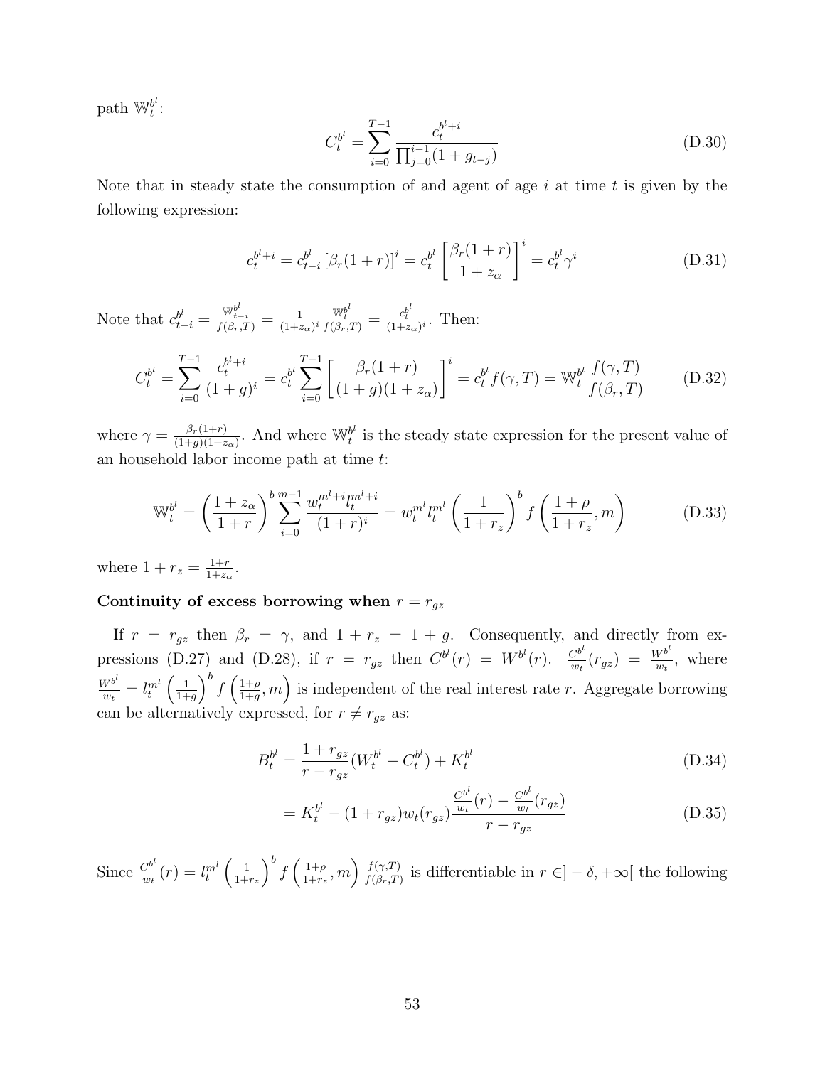path $\mathbb{W}_t^{b^l}$:

$$C_t^{b^l} = \sum_{i=0}^{T-1} \frac{c_t^{b^l+i}}{\prod_{j=0}^{i-1}(1+g_{t-j})} \tag{D.30}$$

Note that in steady state the consumption of and agent of age $i$ at time $t$ is given by the following expression:

$$c_t^{b^l+i} = c_{t-i}^{b^l}\left[\beta_r(1+r)\right]^i = c_t^{b^l}\left[\frac{\beta_r(1+r)}{1+z_\alpha}\right]^i = c_t^{b^l}\gamma^i \tag{D.31}$$

Note that $c_{t-i}^{b^l} = \frac{\mathbb{W}_{t-i}^{b^l}}{f(\beta_r,T)} = \frac{1}{(1+z_\alpha)^i}\frac{\mathbb{W}_t^{b^l}}{f(\beta_r,T)} = \frac{c_t^{b^l}}{(1+z_\alpha)^i}$. Then:

$$C_t^{b^l} = \sum_{i=0}^{T-1}\frac{c_t^{b^l+i}}{(1+g)^i} = c_t^{b^l}\sum_{i=0}^{T-1}\left[\frac{\beta_r(1+r)}{(1+g)(1+z_\alpha)}\right]^i = c_t^{b^l}f(\gamma,T) = \mathbb{W}_t^{b^l}\frac{f(\gamma,T)}{f(\beta_r,T)} \tag{D.32}$$

where $\gamma = \frac{\beta_r(1+r)}{(1+g)(1+z_\alpha)}$. And where $\mathbb{W}_t^{b^l}$ is the steady state expression for the present value of an household labor income path at time $t$:

$$\mathbb{W}_t^{b^l} = \left(\frac{1+z_\alpha}{1+r}\right)^b \sum_{i=0}^{m-1}\frac{w_t^{m^l+i}l_t^{m^l+i}}{(1+r)^i} = w_t^{m^l}l_t^{m^l}\left(\frac{1}{1+r_z}\right)^b f\left(\frac{1+\rho}{1+r_z},m\right) \tag{D.33}$$

where $1+r_z = \frac{1+r}{1+z_\alpha}$.

**Continuity of excess borrowing when $r = r_{gz}$**

If $r = r_{gz}$ then $\beta_r = \gamma$, and $1+r_z = 1+g$. Consequently, and directly from expressions (D.27) and (D.28), if $r = r_{gz}$ then $C^{b^l}(r) = W^{b^l}(r)$. $\frac{C^{b^l}}{w_t}(r_{gz}) = \frac{W^{b^l}}{w_t}$, where $\frac{W^{b^l}}{w_t} = l_t^{m^l}\left(\frac{1}{1+g}\right)^b f\left(\frac{1+\rho}{1+g},m\right)$ is independent of the real interest rate $r$. Aggregate borrowing can be alternatively expressed, for $r \neq r_{gz}$ as:

$$B_t^{b^l} = \frac{1+r_{gz}}{r-r_{gz}}(W_t^{b^l} - C_t^{b^l}) + K_t^{b^l} \tag{D.34}$$

$$= K_t^{b^l} - (1+r_{gz})w_t(r_{gz})\frac{\frac{C^{b^l}}{w_t}(r) - \frac{C^{b^l}}{w_t}(r_{gz})}{r-r_{gz}} \tag{D.35}$$

Since $\frac{C^{b^l}}{w_t}(r) = l_t^{m^l}\left(\frac{1}{1+r_z}\right)^b f\left(\frac{1+\rho}{1+r_z},m\right)\frac{f(\gamma,T)}{f(\beta_r,T)}$ is differentiable in $r \in ]-\delta,+\infty[$ the following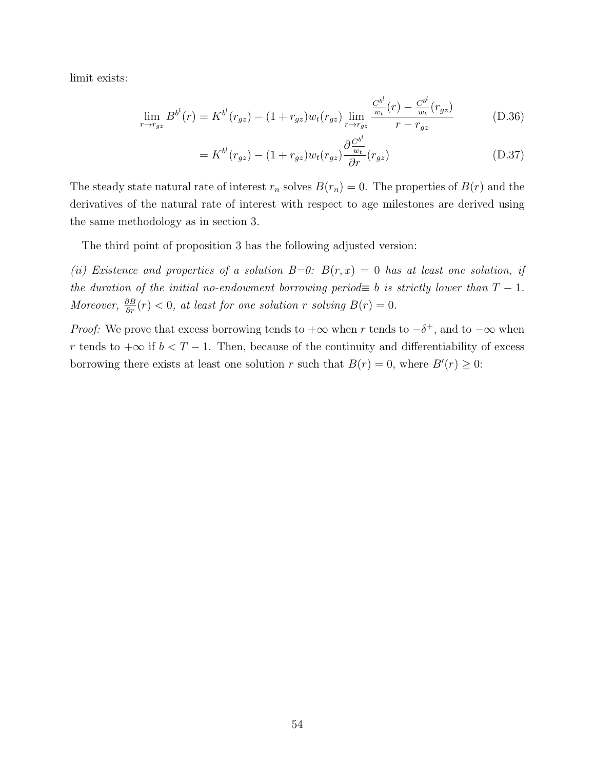limit exists:

$$\lim_{r \to r_{gz}} B^{b^l}(r) = K^{b^l}(r_{gz}) - (1 + r_{gz}) w_t(r_{gz}) \lim_{r \to r_{gz}} \frac{\frac{C^{b^l}}{w_t}(r) - \frac{C^{b^l}}{w_t}(r_{gz})}{r - r_{gz}} \tag{D.36}$$

$$= K^{b^l}(r_{gz}) - (1 + r_{gz}) w_t(r_{gz}) \frac{\partial \frac{C^{b^l}}{w_t}}{\partial r}(r_{gz}) \tag{D.37}$$

The steady state natural rate of interest $r_n$ solves $B(r_n) = 0$. The properties of $B(r)$ and the derivatives of the natural rate of interest with respect to age milestones are derived using the same methodology as in section 3.

The third point of proposition 3 has the following adjusted version:

*(ii) Existence and properties of a solution B=0: $B(r, x) = 0$ has at least one solution, if the duration of the initial no-endowment borrowing period$\equiv b$ is strictly lower than $T - 1$. Moreover, $\frac{\partial B}{\partial r}(r) < 0$, at least for one solution $r$ solving $B(r) = 0$.*

*Proof:* We prove that excess borrowing tends to $+\infty$ when $r$ tends to $-\delta^+$, and to $-\infty$ when $r$ tends to $+\infty$ if $b < T - 1$. Then, because of the continuity and differentiability of excess borrowing there exists at least one solution $r$ such that $B(r) = 0$, where $B'(r) \geq 0$: